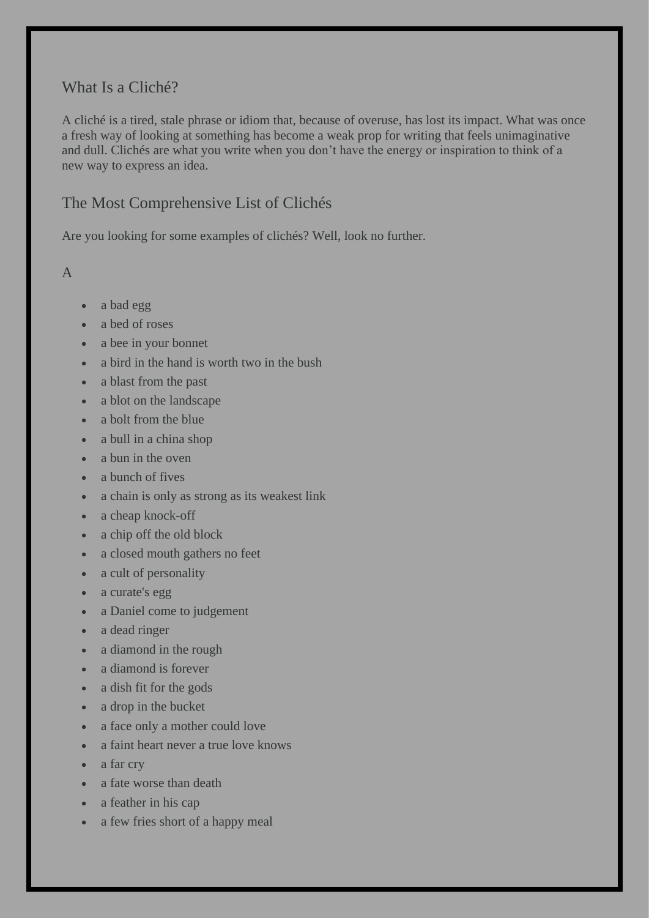## What Is a Cliché?

A cliché is a tired, stale phrase or idiom that, because of overuse, has lost its impact. What was once a fresh way of looking at something has become a weak prop for writing that feels unimaginative and dull. Clichés are what you write when you don’t have the energy or inspiration to think of a new way to express an idea.

## The Most Comprehensive List of Clichés

Are you looking for some examples of clichés? Well, look no further.

### A

- a bad egg
- a bed of roses
- a bee in your bonnet
- a bird in the hand is worth two in the bush
- a blast from the past
- a blot on the landscape
- a bolt from the blue
- a bull in a china shop
- a bun in the oven
- a bunch of fives
- a chain is only as strong as its weakest link
- a cheap knock-off
- a chip off the old block
- a closed mouth gathers no feet
- a cult of personality
- a curate's egg
- a Daniel come to judgement
- a dead ringer
- a diamond in the rough
- a diamond is forever
- a dish fit for the gods
- a drop in the bucket
- a face only a mother could love
- a faint heart never a true love knows
- a far cry
- a fate worse than death
- a feather in his cap
- a few fries short of a happy meal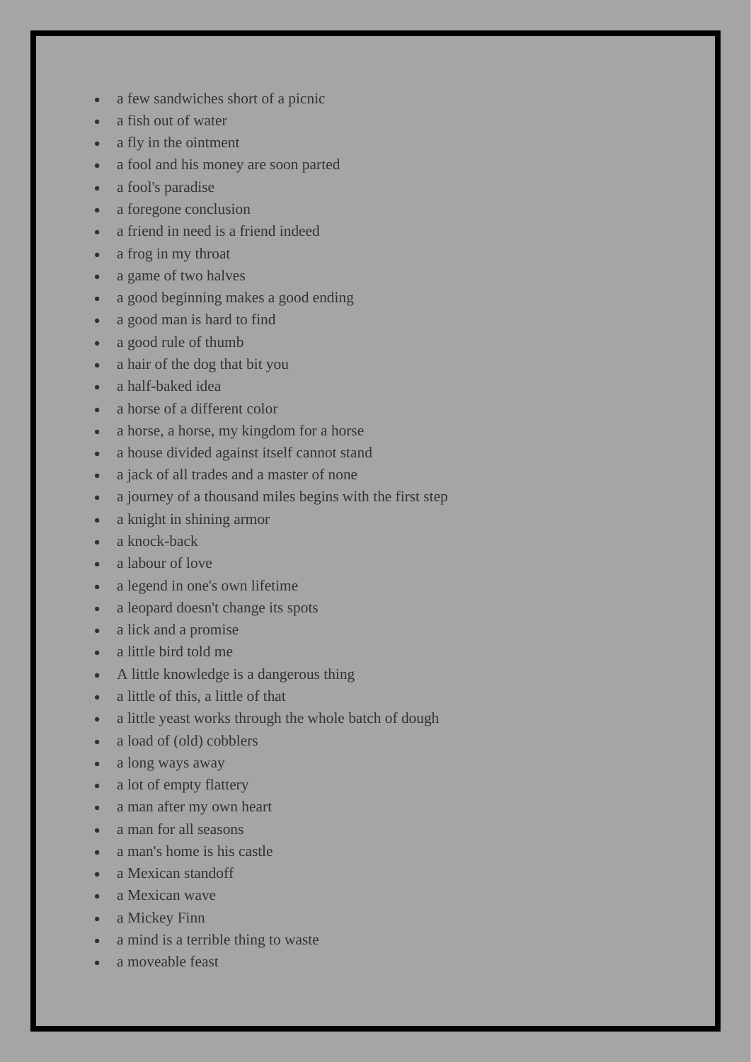- a few sandwiches short of a picnic
- a fish out of water
- a fly in the ointment
- a fool and his money are soon parted
- a fool's paradise
- a foregone conclusion
- a friend in need is a friend indeed
- a frog in my throat
- a game of two halves
- a good beginning makes a good ending
- a good man is hard to find
- a good rule of thumb
- a hair of the dog that bit you
- a half-baked idea
- a horse of a different color
- a horse, a horse, my kingdom for a horse
- a house divided against itself cannot stand
- a jack of all trades and a master of none
- a journey of a thousand miles begins with the first step
- a knight in shining armor
- a knock-back
- a labour of love
- a legend in one's own lifetime
- a leopard doesn't change its spots
- a lick and a promise
- a little bird told me
- A little knowledge is a dangerous thing
- a little of this, a little of that
- a little yeast works through the whole batch of dough
- a load of (old) cobblers
- a long ways away
- a lot of empty flattery
- a man after my own heart
- a man for all seasons
- a man's home is his castle
- a Mexican standoff
- a Mexican wave
- a Mickey Finn
- a mind is a terrible thing to waste
- a moveable feast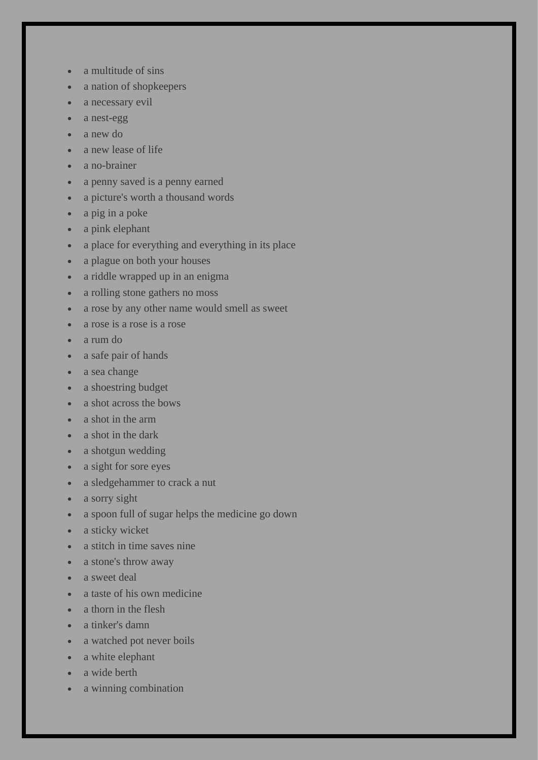- a multitude of sins
- a nation of shopkeepers
- a necessary evil
- a nest-egg
- a new do
- a new lease of life
- a no-brainer
- a penny saved is a penny earned
- a picture's worth a thousand words
- a pig in a poke
- a pink elephant
- a place for everything and everything in its place
- a plague on both your houses
- a riddle wrapped up in an enigma
- a rolling stone gathers no moss
- a rose by any other name would smell as sweet
- a rose is a rose is a rose
- a rum do
- a safe pair of hands
- a sea change
- a shoestring budget
- a shot across the bows
- a shot in the arm
- a shot in the dark
- a shotgun wedding
- a sight for sore eyes
- a sledgehammer to crack a nut
- a sorry sight
- a spoon full of sugar helps the medicine go down
- a sticky wicket
- a stitch in time saves nine
- a stone's throw away
- a sweet deal
- a taste of his own medicine
- a thorn in the flesh
- a tinker's damn
- a watched pot never boils
- a white elephant
- a wide berth
- a winning combination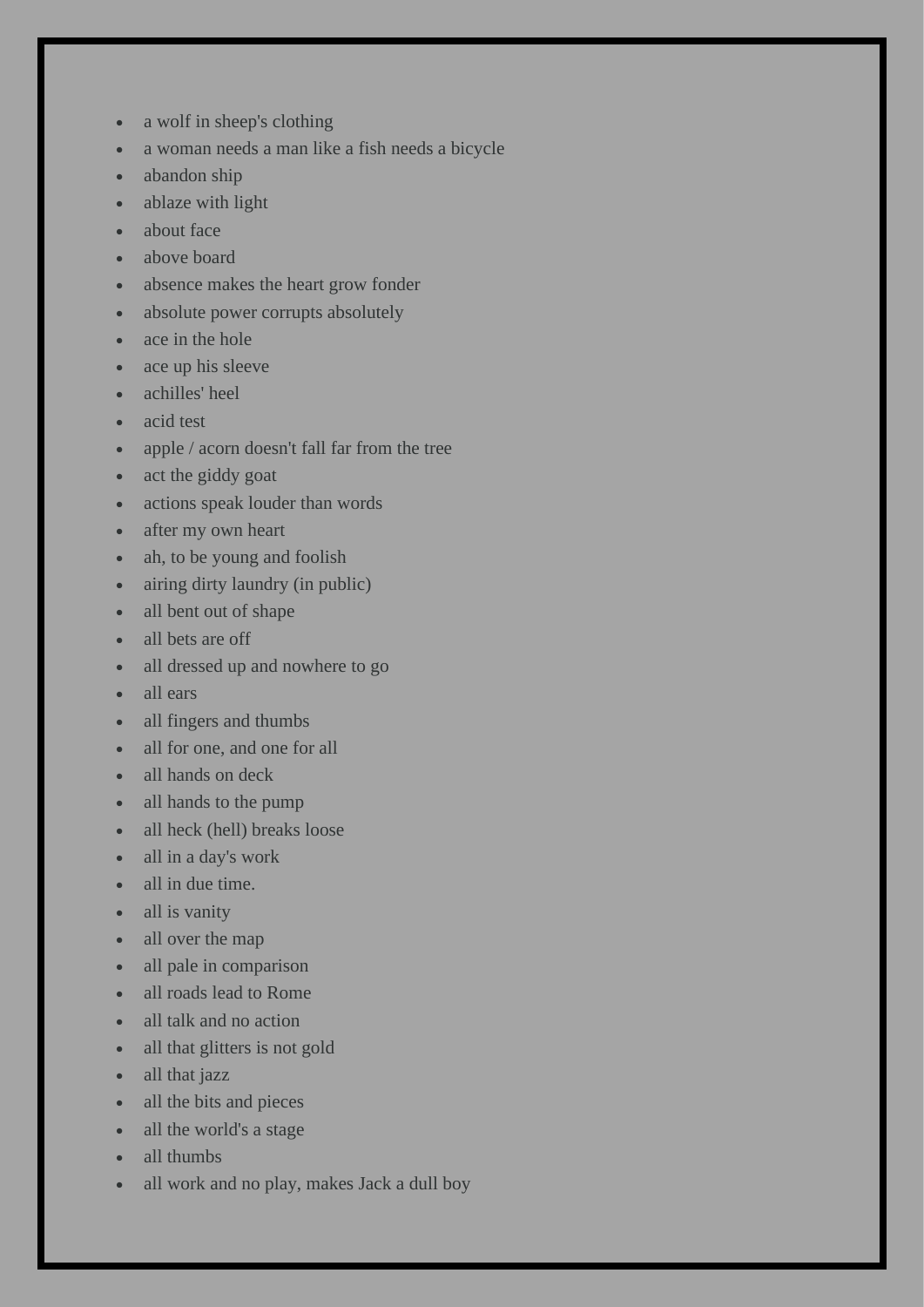- a wolf in sheep's clothing
- a woman needs a man like a fish needs a bicycle
- abandon ship
- ablaze with light
- about face
- above board
- absence makes the heart grow fonder
- absolute power corrupts absolutely
- ace in the hole
- ace up his sleeve
- achilles' heel
- acid test
- apple / acorn doesn't fall far from the tree
- act the giddy goat
- actions speak louder than words
- after my own heart
- ah, to be young and foolish
- airing dirty laundry (in public)
- all bent out of shape
- all bets are off
- all dressed up and nowhere to go
- all ears
- all fingers and thumbs
- all for one, and one for all
- all hands on deck
- all hands to the pump
- all heck (hell) breaks loose
- all in a day's work
- all in due time.
- all is vanity
- all over the map
- all pale in comparison
- all roads lead to Rome
- all talk and no action
- all that glitters is not gold
- all that jazz
- all the bits and pieces
- all the world's a stage
- all thumbs
- all work and no play, makes Jack a dull boy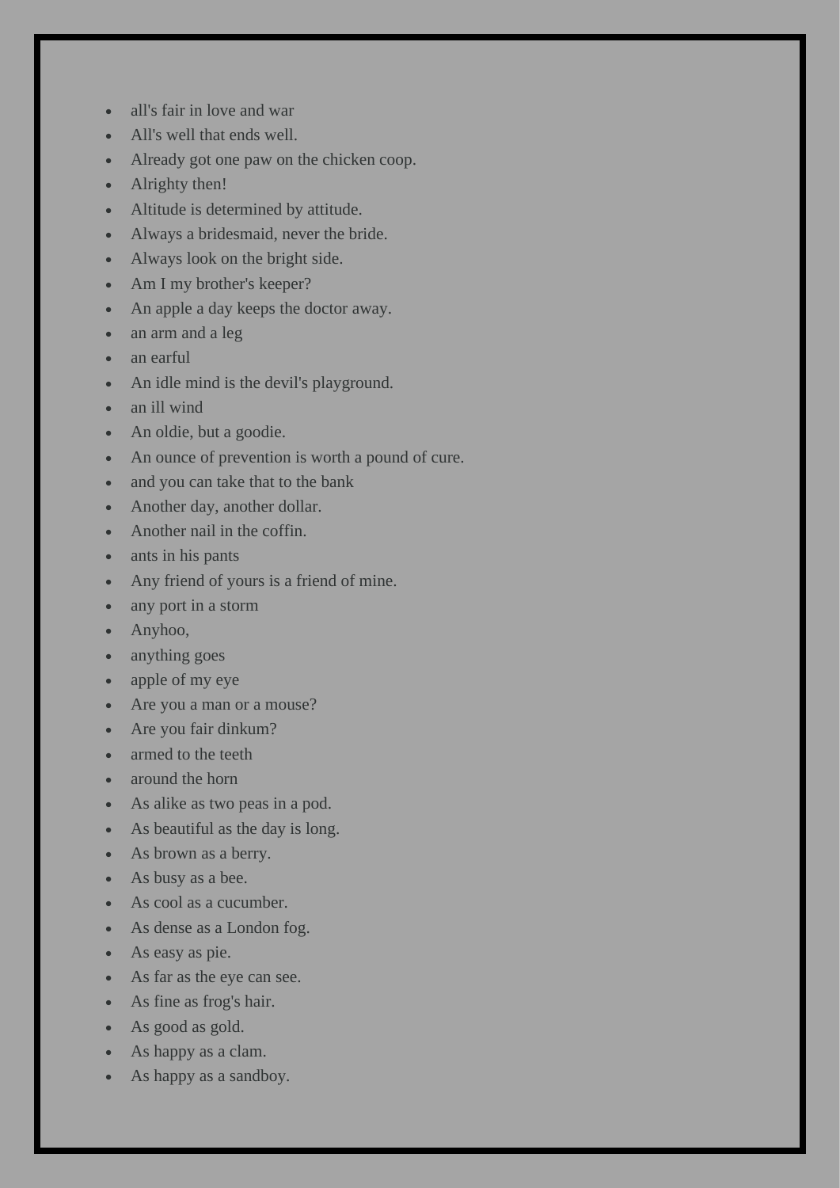- all's fair in love and war
- All's well that ends well.
- Already got one paw on the chicken coop.
- Alrighty then!
- Altitude is determined by attitude.
- Always a bridesmaid, never the bride.
- Always look on the bright side.
- Am I my brother's keeper?
- An apple a day keeps the doctor away.
- an arm and a leg
- an earful
- An idle mind is the devil's playground.
- an ill wind
- An oldie, but a goodie.
- An ounce of prevention is worth a pound of cure.
- and you can take that to the bank
- Another day, another dollar.
- Another nail in the coffin.
- ants in his pants
- Any friend of yours is a friend of mine.
- any port in a storm
- Anyhoo,
- anything goes
- apple of my eye
- Are you a man or a mouse?
- Are you fair dinkum?
- armed to the teeth
- around the horn
- As alike as two peas in a pod.
- As beautiful as the day is long.
- As brown as a berry.
- As busy as a bee.
- As cool as a cucumber.
- As dense as a London fog.
- As easy as pie.
- As far as the eye can see.
- As fine as frog's hair.
- As good as gold.
- As happy as a clam.
- As happy as a sandboy.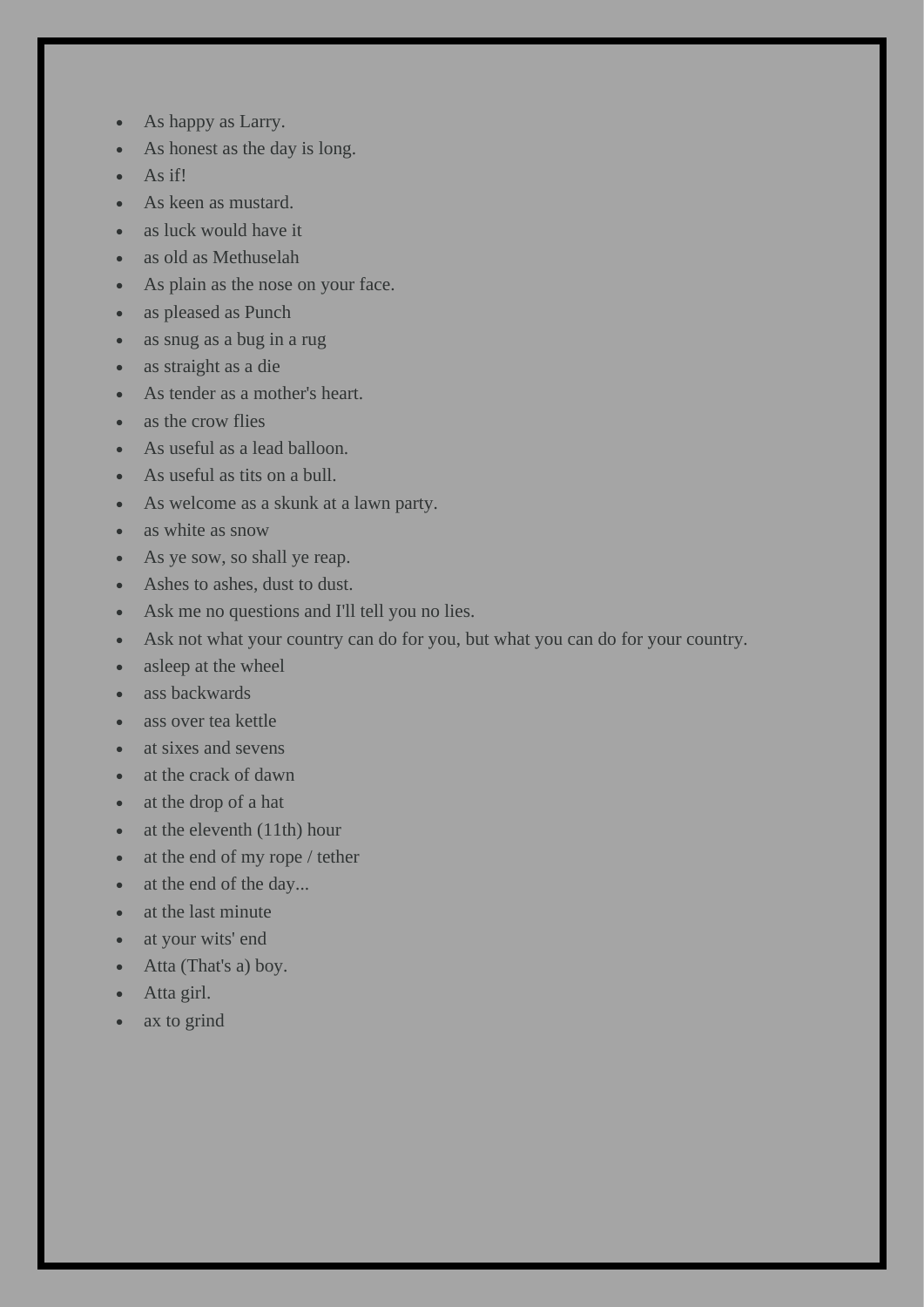- As happy as Larry.
- As honest as the day is long.
- As if!
- As keen as mustard.
- as luck would have it
- as old as Methuselah
- As plain as the nose on your face.
- as pleased as Punch
- as snug as a bug in a rug
- as straight as a die
- As tender as a mother's heart.
- as the crow flies
- As useful as a lead balloon.
- As useful as tits on a bull.
- As welcome as a skunk at a lawn party.
- as white as snow
- As ye sow, so shall ye reap.
- Ashes to ashes, dust to dust.
- Ask me no questions and I'll tell you no lies.
- Ask not what your country can do for you, but what you can do for your country.
- asleep at the wheel
- ass backwards
- ass over tea kettle
- at sixes and sevens
- at the crack of dawn
- at the drop of a hat
- at the eleventh (11th) hour
- at the end of my rope / tether
- at the end of the day...
- at the last minute
- at your wits' end
- Atta (That's a) boy.
- Atta girl.
- ax to grind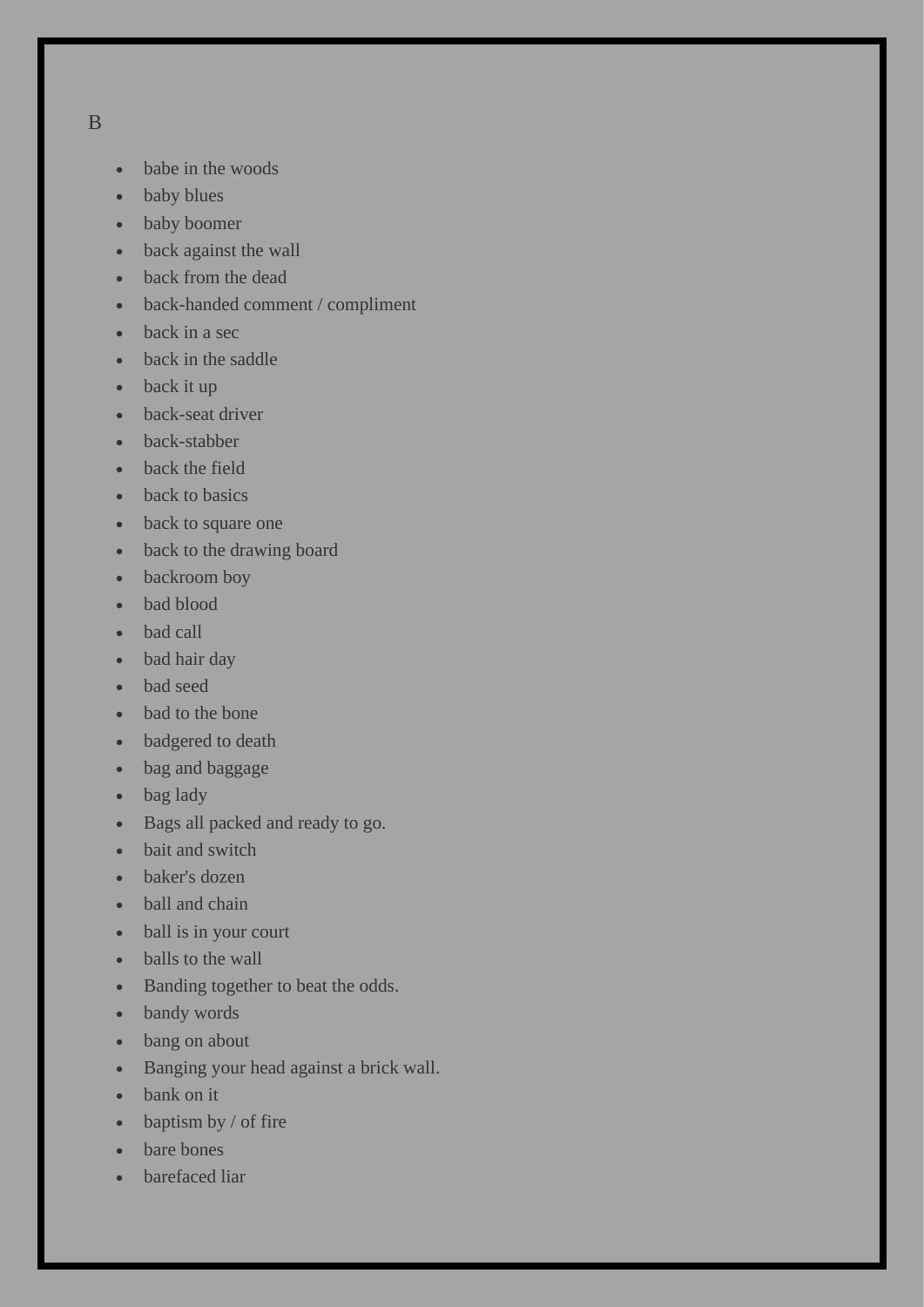B

- babe in the woods
- baby blues
- baby boomer
- back against the wall
- back from the dead
- back-handed comment / compliment
- back in a sec
- back in the saddle
- back it up
- back-seat driver
- back-stabber
- back the field
- back to basics
- back to square one
- back to the drawing board
- backroom boy
- bad blood
- bad call
- bad hair day
- bad seed
- bad to the bone
- badgered to death
- bag and baggage
- bag lady
- Bags all packed and ready to go.
- bait and switch
- baker's dozen
- ball and chain
- ball is in your court
- balls to the wall
- Banding together to beat the odds.
- bandy words
- bang on about
- Banging your head against a brick wall.
- bank on it
- baptism by / of fire
- bare bones
- barefaced liar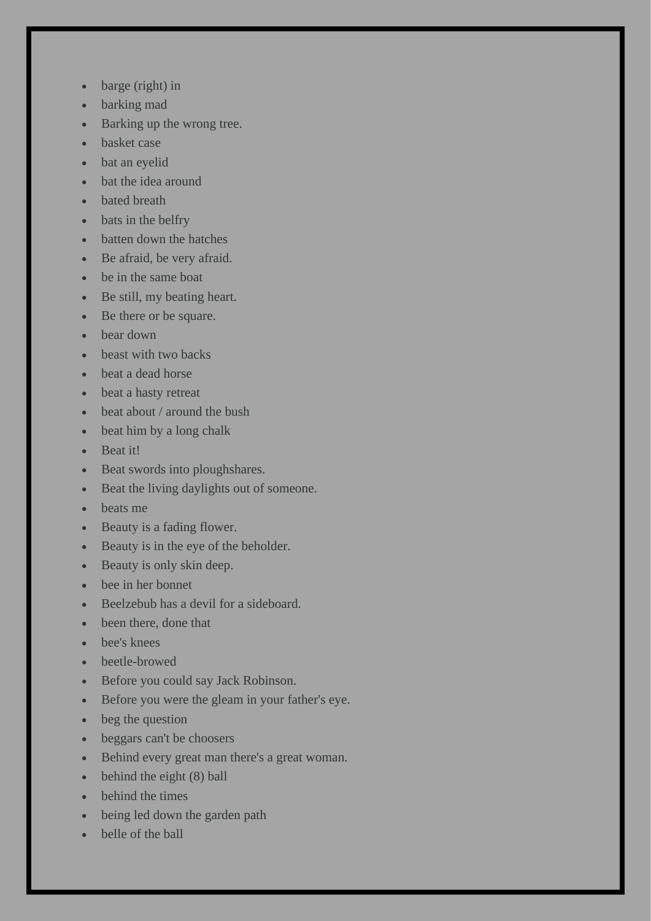- barge (right) in
- barking mad
- Barking up the wrong tree.
- basket case
- bat an eyelid
- bat the idea around
- bated breath
- bats in the belfry
- batten down the hatches
- Be afraid, be very afraid.
- be in the same boat
- Be still, my beating heart.
- Be there or be square.
- bear down
- beast with two backs
- beat a dead horse
- beat a hasty retreat
- beat about / around the bush
- beat him by a long chalk
- Beat it!
- Beat swords into ploughshares.
- Beat the living daylights out of someone.
- beats me
- Beauty is a fading flower.
- Beauty is in the eye of the beholder.
- Beauty is only skin deep.
- bee in her bonnet
- Beelzebub has a devil for a sideboard.
- been there, done that
- bee's knees
- beetle-browed
- Before you could say Jack Robinson.
- Before you were the gleam in your father's eye.
- beg the question
- beggars can't be choosers
- Behind every great man there's a great woman.
- behind the eight (8) ball
- behind the times
- being led down the garden path
- belle of the ball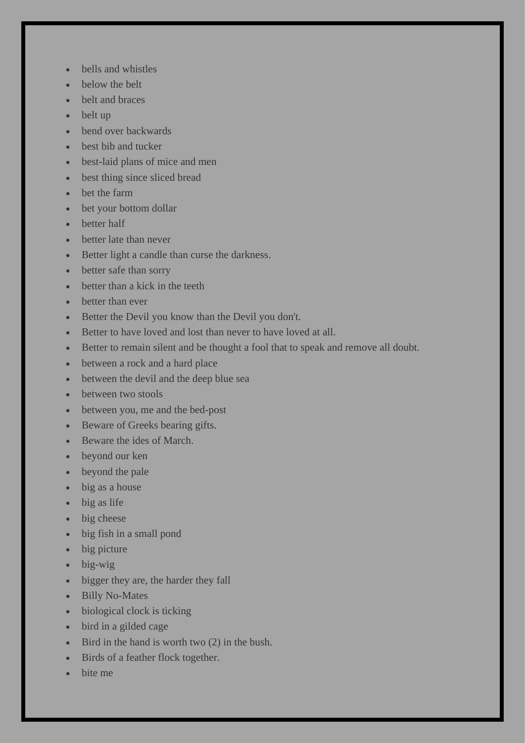- bells and whistles
- below the belt
- belt and braces
- belt up
- bend over backwards
- best bib and tucker
- best-laid plans of mice and men
- best thing since sliced bread
- bet the farm
- bet your bottom dollar
- better half
- better late than never
- Better light a candle than curse the darkness.
- better safe than sorry
- better than a kick in the teeth
- better than ever
- Better the Devil you know than the Devil you don't.
- Better to have loved and lost than never to have loved at all.
- Better to remain silent and be thought a fool that to speak and remove all doubt.
- between a rock and a hard place
- between the devil and the deep blue sea
- between two stools
- between you, me and the bed-post
- Beware of Greeks bearing gifts.
- Beware the ides of March.
- beyond our ken
- beyond the pale
- big as a house
- big as life
- big cheese
- big fish in a small pond
- big picture
- big-wig
- bigger they are, the harder they fall
- Billy No-Mates
- biological clock is ticking
- bird in a gilded cage
- Bird in the hand is worth two (2) in the bush.
- Birds of a feather flock together.
- bite me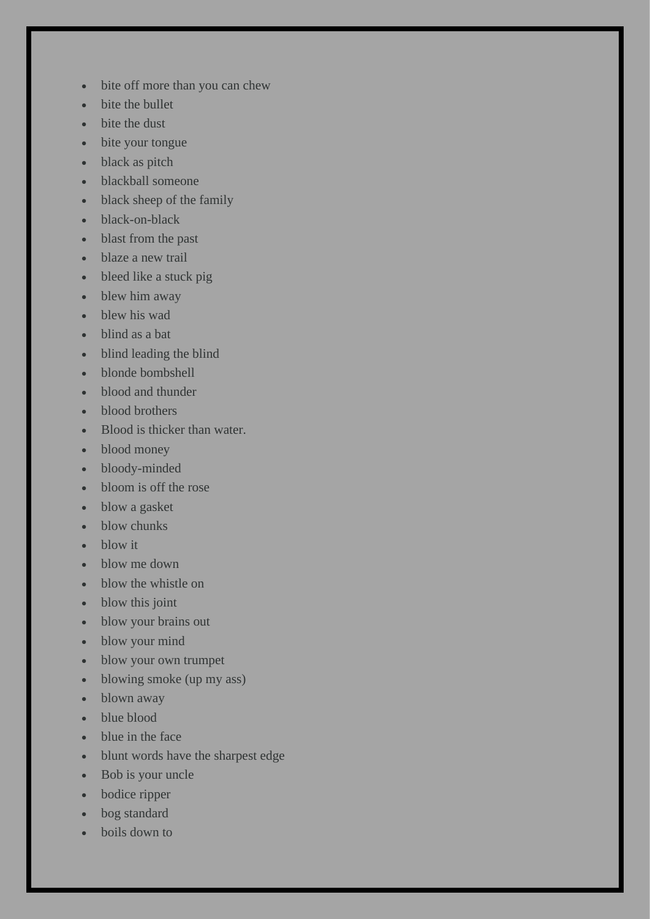- bite off more than you can chew
- bite the bullet
- bite the dust
- bite your tongue
- black as pitch
- blackball someone
- black sheep of the family
- black-on-black
- blast from the past
- blaze a new trail
- bleed like a stuck pig
- blew him away
- blew his wad
- blind as a bat
- blind leading the blind
- blonde bombshell
- blood and thunder
- blood brothers
- Blood is thicker than water.
- blood money
- bloody-minded
- bloom is off the rose
- blow a gasket
- blow chunks
- blow it
- blow me down
- blow the whistle on
- blow this joint
- blow your brains out
- blow your mind
- blow your own trumpet
- blowing smoke (up my ass)
- blown away
- blue blood
- blue in the face
- blunt words have the sharpest edge
- Bob is your uncle
- bodice ripper
- bog standard
- boils down to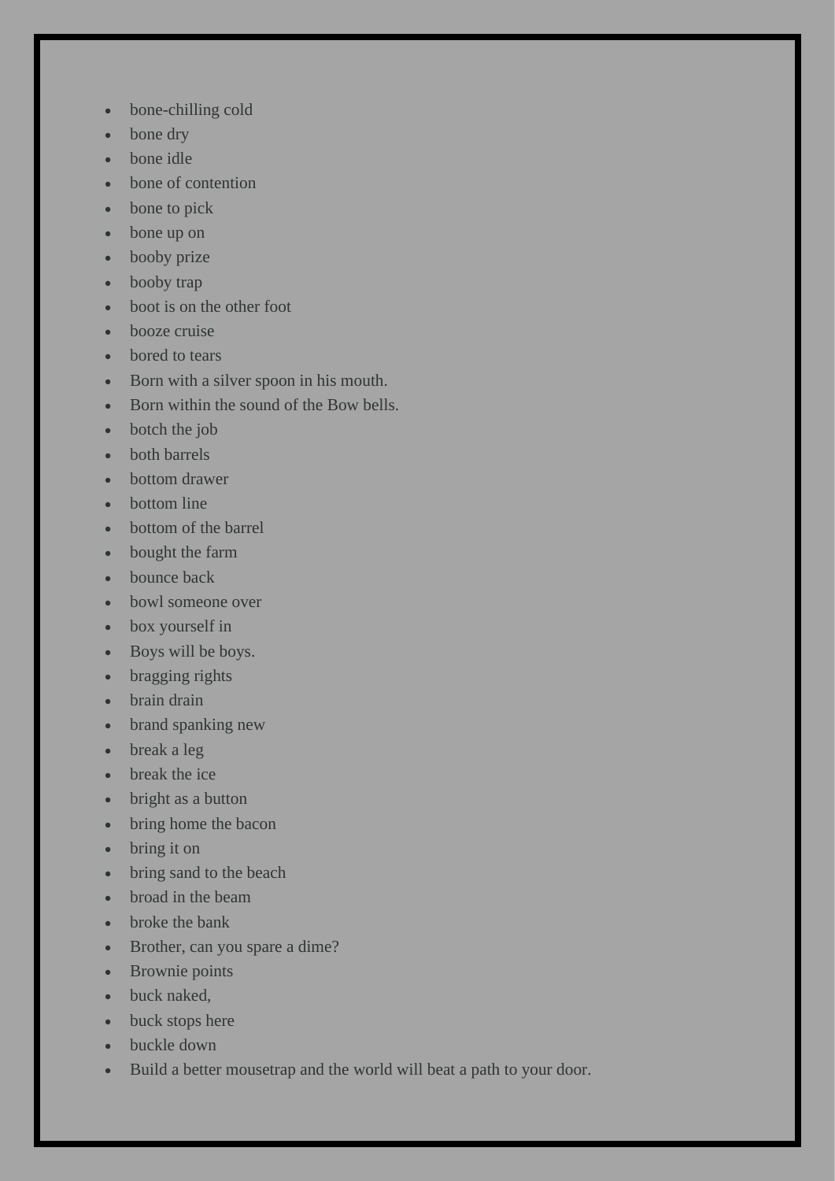- bone-chilling cold
- bone dry
- bone idle
- bone of contention
- bone to pick
- bone up on
- booby prize
- booby trap
- boot is on the other foot
- booze cruise
- bored to tears
- Born with a silver spoon in his mouth.
- Born within the sound of the Bow bells.
- botch the job
- both barrels
- bottom drawer
- bottom line
- bottom of the barrel
- bought the farm
- bounce back
- bowl someone over
- box yourself in
- Boys will be boys.
- bragging rights
- brain drain
- brand spanking new
- break a leg
- break the ice
- bright as a button
- bring home the bacon
- bring it on
- bring sand to the beach
- broad in the beam
- broke the bank
- Brother, can you spare a dime?
- Brownie points
- buck naked,
- buck stops here
- buckle down
- Build a better mousetrap and the world will beat a path to your door.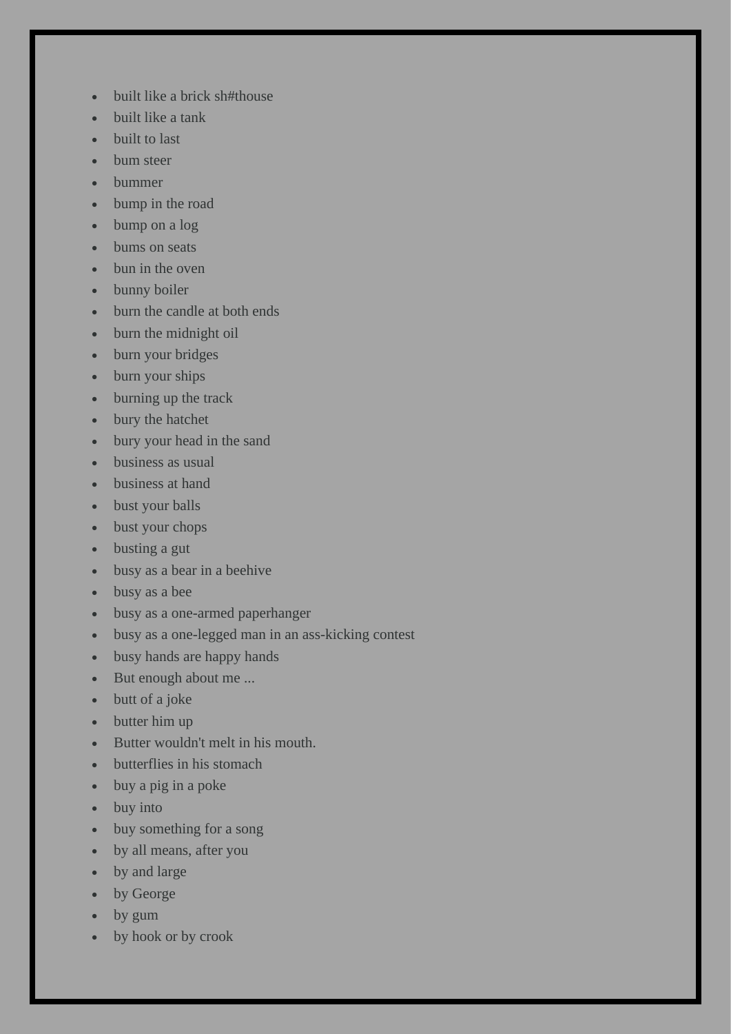- built like a brick sh#thouse
- built like a tank
- built to last
- bum steer
- bummer
- bump in the road
- bump on a log
- bums on seats
- bun in the oven
- bunny boiler
- burn the candle at both ends
- burn the midnight oil
- burn your bridges
- burn your ships
- burning up the track
- bury the hatchet
- bury your head in the sand
- business as usual
- business at hand
- bust your balls
- bust your chops
- busting a gut
- busy as a bear in a beehive
- busy as a bee
- busy as a one-armed paperhanger
- busy as a one-legged man in an ass-kicking contest
- busy hands are happy hands
- But enough about me ...
- butt of a joke
- butter him up
- Butter wouldn't melt in his mouth.
- butterflies in his stomach
- buy a pig in a poke
- buy into
- buy something for a song
- by all means, after you
- by and large
- by George
- by gum
- by hook or by crook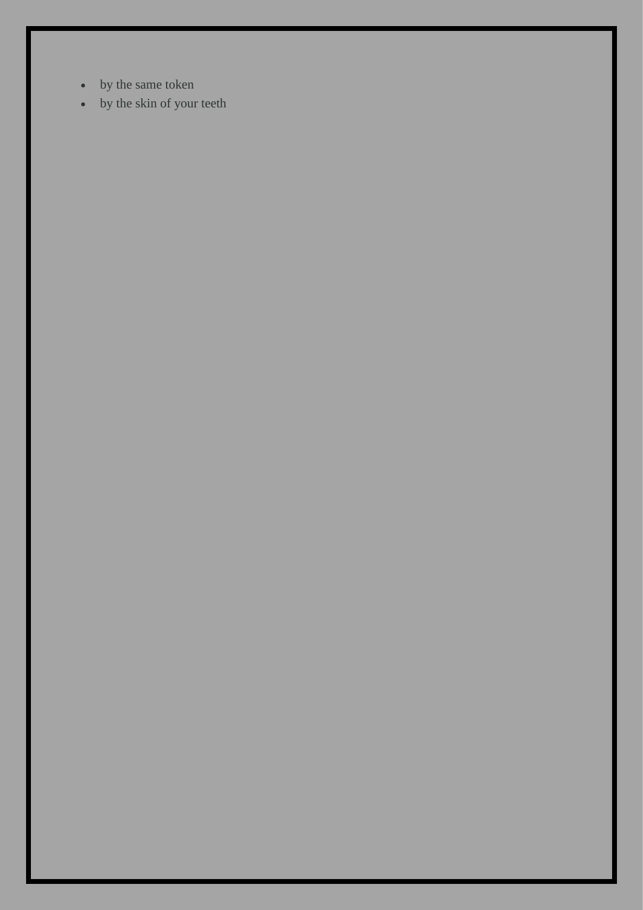- by the same token
- by the skin of your teeth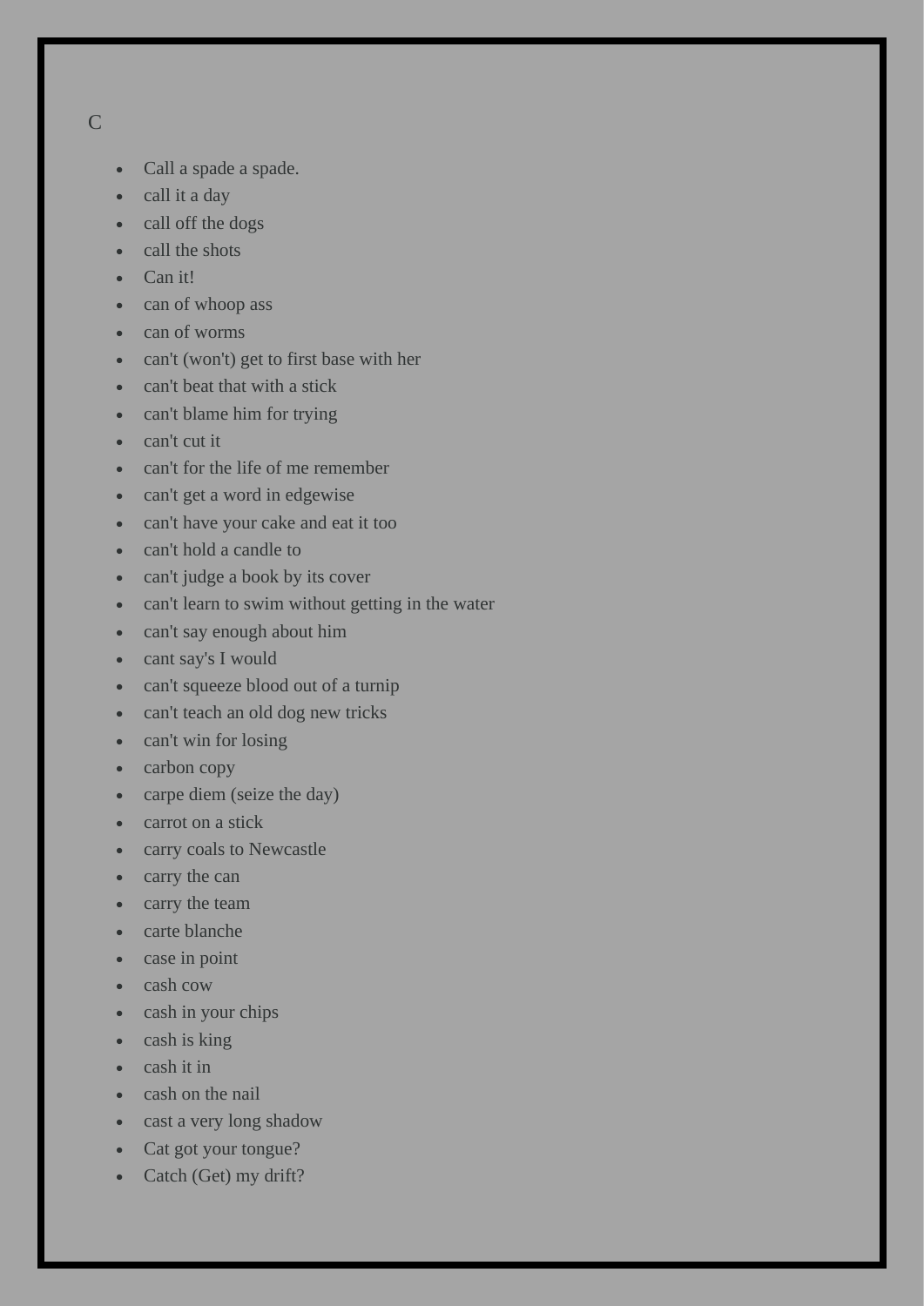C

- Call a spade a spade.
- call it a day
- call off the dogs
- call the shots
- Can it!
- can of whoop ass
- can of worms
- can't (won't) get to first base with her
- can't beat that with a stick
- can't blame him for trying
- can't cut it
- can't for the life of me remember
- can't get a word in edgewise
- can't have your cake and eat it too
- can't hold a candle to
- can't judge a book by its cover
- can't learn to swim without getting in the water
- can't say enough about him
- cant say's I would
- can't squeeze blood out of a turnip
- can't teach an old dog new tricks
- can't win for losing
- carbon copy
- carpe diem (seize the day)
- carrot on a stick
- carry coals to Newcastle
- carry the can
- carry the team
- carte blanche
- case in point
- cash cow
- cash in your chips
- cash is king
- cash it in
- cash on the nail
- cast a very long shadow
- Cat got your tongue?
- Catch (Get) my drift?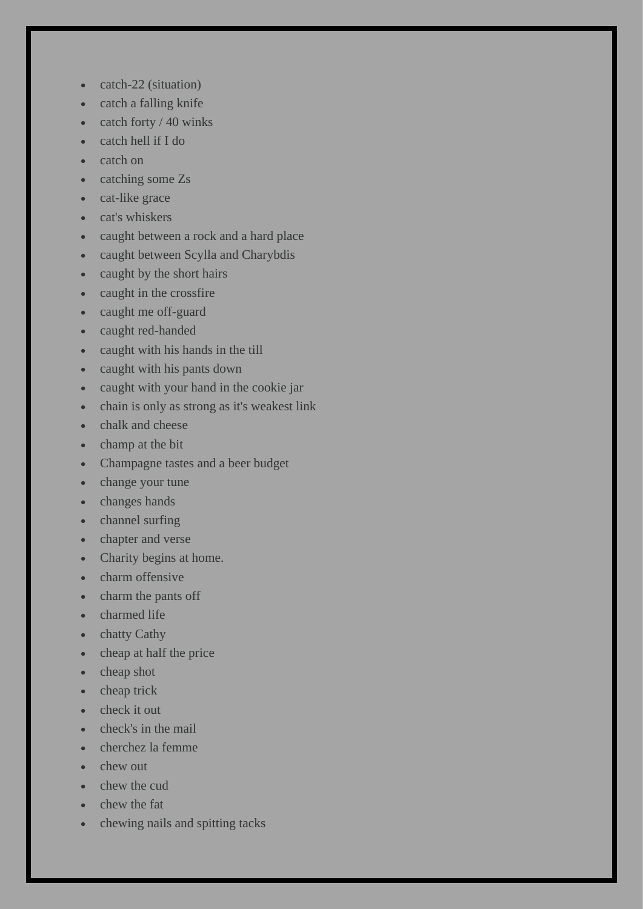- catch-22 (situation)
- catch a falling knife
- catch forty / 40 winks
- catch hell if I do
- catch on
- catching some Zs
- cat-like grace
- cat's whiskers
- caught between a rock and a hard place
- caught between Scylla and Charybdis
- caught by the short hairs
- caught in the crossfire
- caught me off-guard
- caught red-handed
- caught with his hands in the till
- caught with his pants down
- caught with your hand in the cookie jar
- chain is only as strong as it's weakest link
- chalk and cheese
- champ at the bit
- Champagne tastes and a beer budget
- change your tune
- changes hands
- channel surfing
- chapter and verse
- Charity begins at home.
- charm offensive
- charm the pants off
- charmed life
- chatty Cathy
- cheap at half the price
- cheap shot
- cheap trick
- check it out
- check's in the mail
- cherchez la femme
- chew out
- chew the cud
- chew the fat
- chewing nails and spitting tacks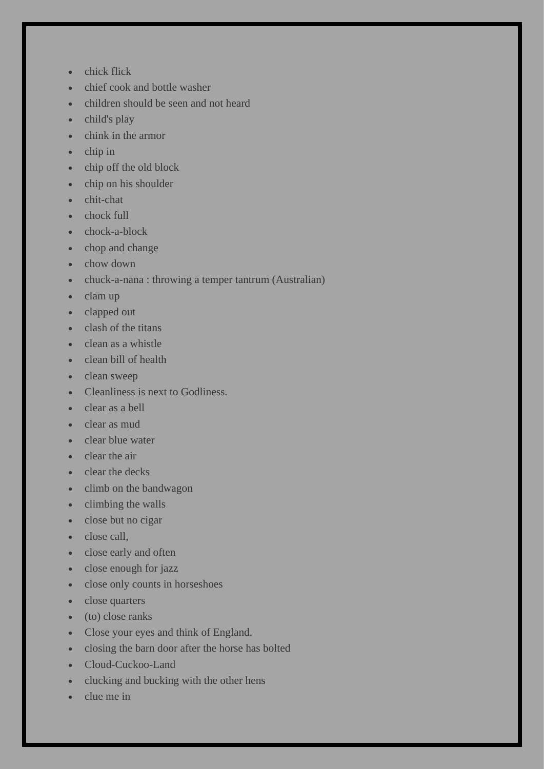- chick flick
- chief cook and bottle washer
- children should be seen and not heard
- child's play
- chink in the armor
- chip in
- chip off the old block
- chip on his shoulder
- chit-chat
- chock full
- chock-a-block
- chop and change
- chow down
- chuck-a-nana : throwing a temper tantrum (Australian)
- clam up
- clapped out
- clash of the titans
- clean as a whistle
- clean bill of health
- clean sweep
- Cleanliness is next to Godliness.
- clear as a bell
- clear as mud
- clear blue water
- clear the air
- clear the decks
- climb on the bandwagon
- climbing the walls
- close but no cigar
- close call,
- close early and often
- close enough for jazz
- close only counts in horseshoes
- close quarters
- (to) close ranks
- Close your eyes and think of England.
- closing the barn door after the horse has bolted
- Cloud-Cuckoo-Land
- clucking and bucking with the other hens
- clue me in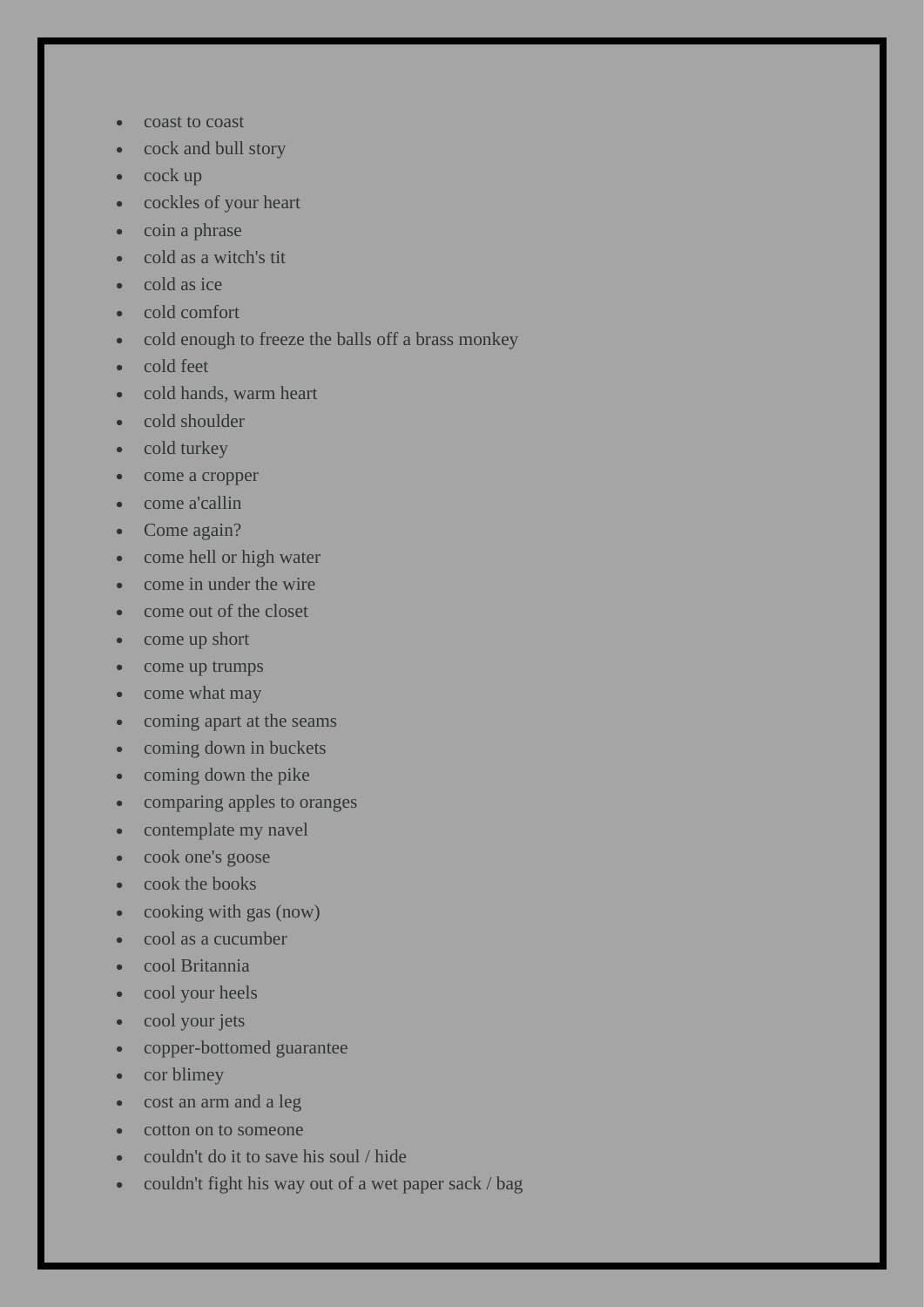- coast to coast
- cock and bull story
- cock up
- cockles of your heart
- coin a phrase
- cold as a witch's tit
- cold as ice
- cold comfort
- cold enough to freeze the balls off a brass monkey
- cold feet
- cold hands, warm heart
- cold shoulder
- cold turkey
- come a cropper
- come a'callin
- Come again?
- come hell or high water
- come in under the wire
- come out of the closet
- come up short
- come up trumps
- come what may
- coming apart at the seams
- coming down in buckets
- coming down the pike
- comparing apples to oranges
- contemplate my navel
- cook one's goose
- cook the books
- cooking with gas (now)
- cool as a cucumber
- cool Britannia
- cool your heels
- cool your jets
- copper-bottomed guarantee
- cor blimey
- cost an arm and a leg
- cotton on to someone
- couldn't do it to save his soul / hide
- couldn't fight his way out of a wet paper sack / bag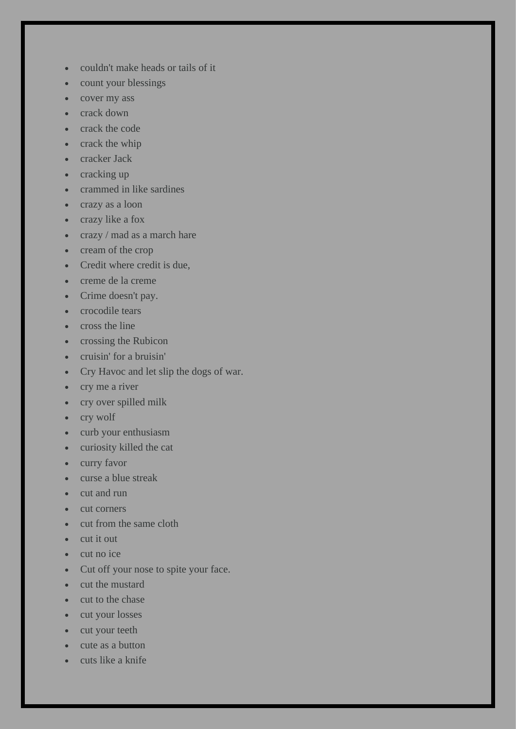- couldn't make heads or tails of it
- count your blessings
- cover my ass
- crack down
- crack the code
- crack the whip
- cracker Jack
- cracking up
- crammed in like sardines
- crazy as a loon
- crazy like a fox
- crazy / mad as a march hare
- cream of the crop
- Credit where credit is due,
- creme de la creme
- Crime doesn't pay.
- crocodile tears
- cross the line
- crossing the Rubicon
- cruisin' for a bruisin'
- Cry Havoc and let slip the dogs of war.
- cry me a river
- cry over spilled milk
- cry wolf
- curb your enthusiasm
- curiosity killed the cat
- curry favor
- curse a blue streak
- cut and run
- cut corners
- cut from the same cloth
- cut it out
- cut no ice
- Cut off your nose to spite your face.
- cut the mustard
- cut to the chase
- cut your losses
- cut your teeth
- cute as a button
- cuts like a knife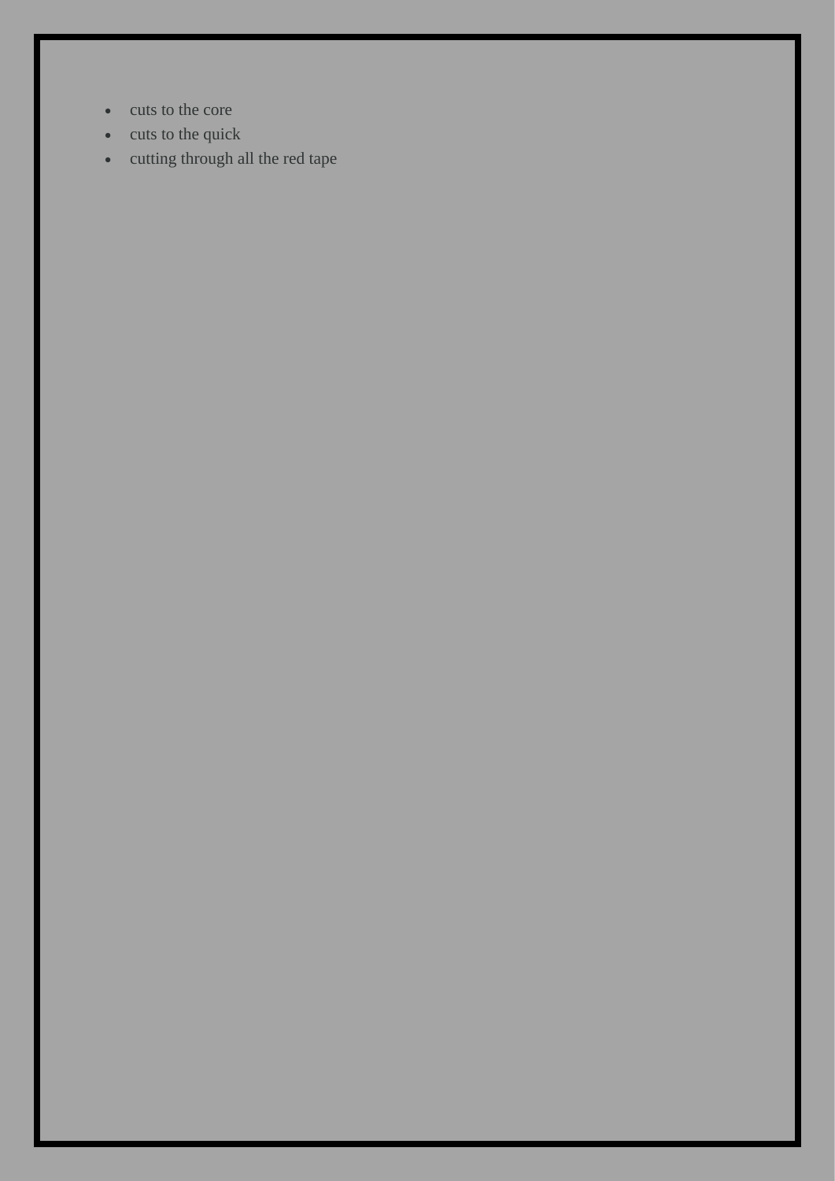- cuts to the core
- cuts to the quick
- cutting through all the red tape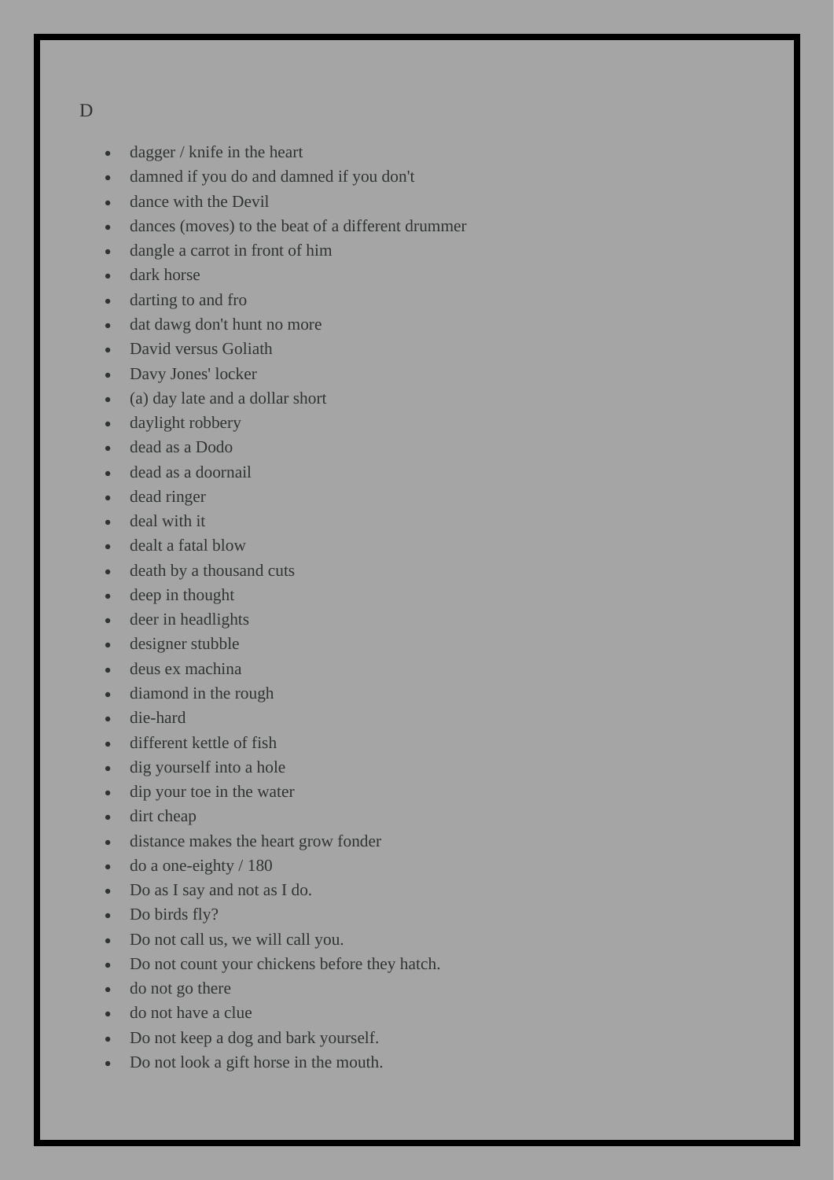## D

- dagger / knife in the heart
- damned if you do and damned if you don't
- dance with the Devil
- dances (moves) to the beat of a different drummer
- dangle a carrot in front of him
- dark horse
- darting to and fro
- dat dawg don't hunt no more
- David versus Goliath
- Davy Jones' locker
- (a) day late and a dollar short
- daylight robbery
- dead as a Dodo
- dead as a doornail
- dead ringer
- deal with it
- dealt a fatal blow
- death by a thousand cuts
- deep in thought
- deer in headlights
- designer stubble
- deus ex machina
- diamond in the rough
- die-hard
- different kettle of fish
- dig yourself into a hole
- dip your toe in the water
- dirt cheap
- distance makes the heart grow fonder
- do a one-eighty / 180
- Do as I say and not as I do.
- Do birds fly?
- Do not call us, we will call you.
- Do not count your chickens before they hatch.
- do not go there
- do not have a clue
- Do not keep a dog and bark yourself.
- Do not look a gift horse in the mouth.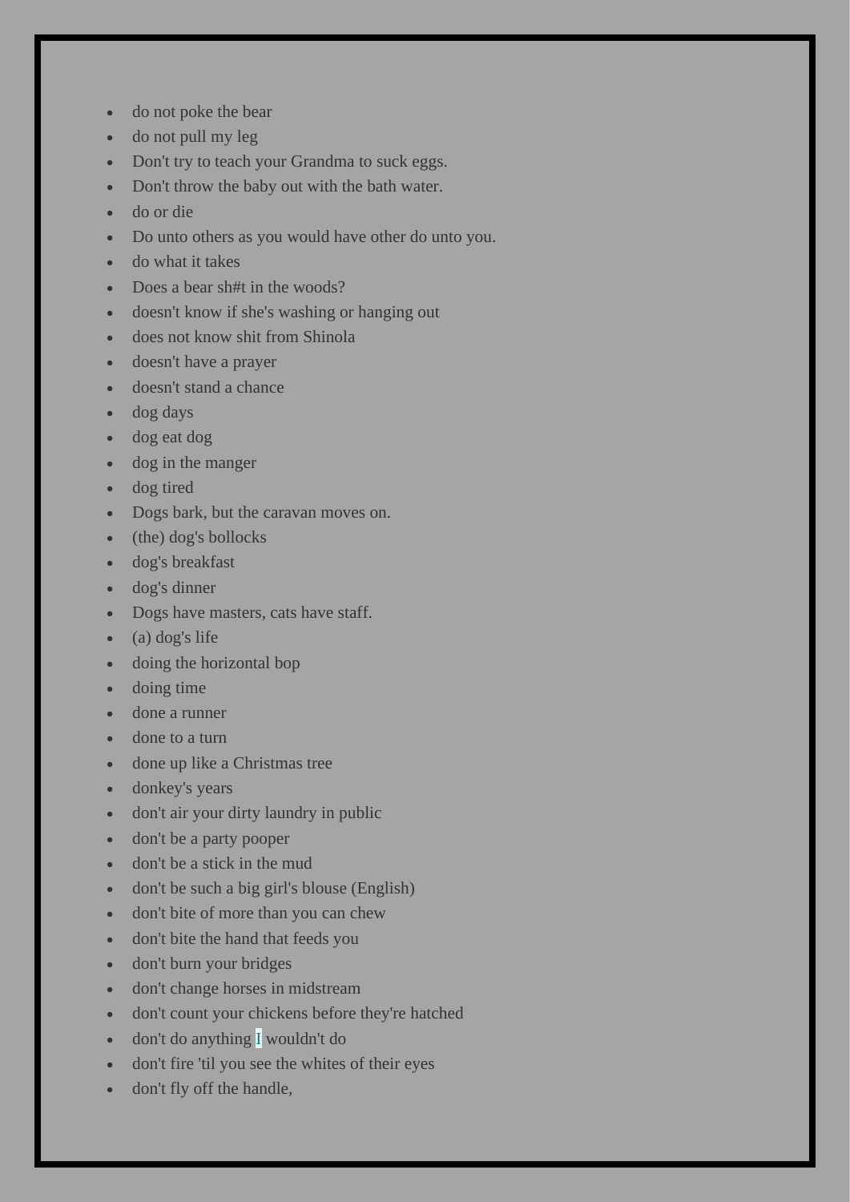- do not poke the bear
- do not pull my leg
- Don't try to teach your Grandma to suck eggs.
- Don't throw the baby out with the bath water.
- do or die
- Do unto others as you would have other do unto you.
- do what it takes
- Does a bear sh#t in the woods?
- doesn't know if she's washing or hanging out
- does not know shit from Shinola
- doesn't have a prayer
- doesn't stand a chance
- dog days
- dog eat dog
- dog in the manger
- dog tired
- Dogs bark, but the caravan moves on.
- (the) dog's bollocks
- dog's breakfast
- dog's dinner
- Dogs have masters, cats have staff.
- (a) dog's life
- doing the horizontal bop
- doing time
- done a runner
- done to a turn
- done up like a Christmas tree
- donkey's years
- don't air your dirty laundry in public
- don't be a party pooper
- don't be a stick in the mud
- don't be such a big girl's blouse (English)
- don't bite of more than you can chew
- don't bite the hand that feeds you
- don't burn your bridges
- don't change horses in midstream
- don't count your chickens before they're hatched
- don't do anything I wouldn't do
- don't fire 'til you see the whites of their eyes
- don't fly off the handle,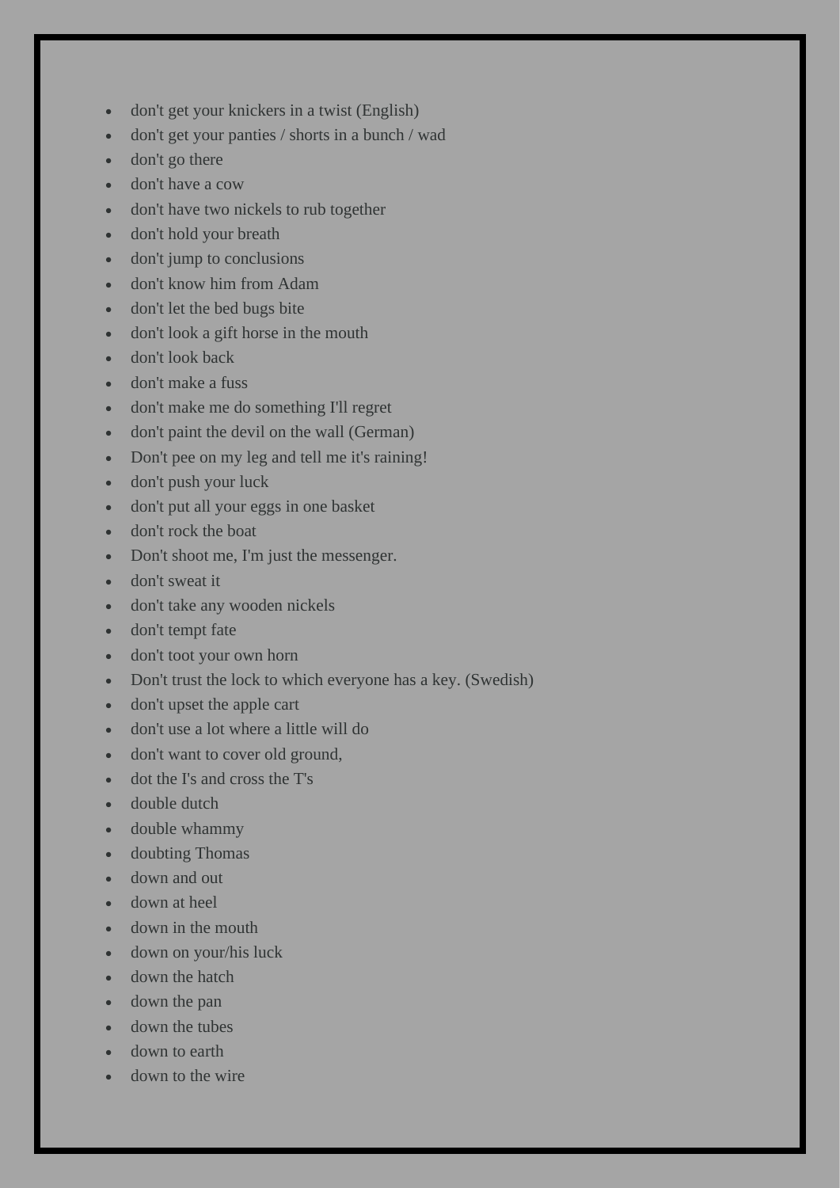- don't get your knickers in a twist (English)
- don't get your panties / shorts in a bunch / wad
- don't go there
- don't have a cow
- don't have two nickels to rub together
- don't hold your breath
- don't jump to conclusions
- don't know him from Adam
- don't let the bed bugs bite
- don't look a gift horse in the mouth
- don't look back
- don't make a fuss
- don't make me do something I'll regret
- don't paint the devil on the wall (German)
- Don't pee on my leg and tell me it's raining!
- don't push your luck
- don't put all your eggs in one basket
- don't rock the boat
- Don't shoot me, I'm just the messenger.
- don't sweat it
- don't take any wooden nickels
- don't tempt fate
- don't toot your own horn
- Don't trust the lock to which everyone has a key. (Swedish)
- don't upset the apple cart
- don't use a lot where a little will do
- don't want to cover old ground,
- dot the I's and cross the T's
- double dutch
- double whammy
- doubting Thomas
- down and out
- down at heel
- down in the mouth
- down on your/his luck
- down the hatch
- down the pan
- down the tubes
- down to earth
- down to the wire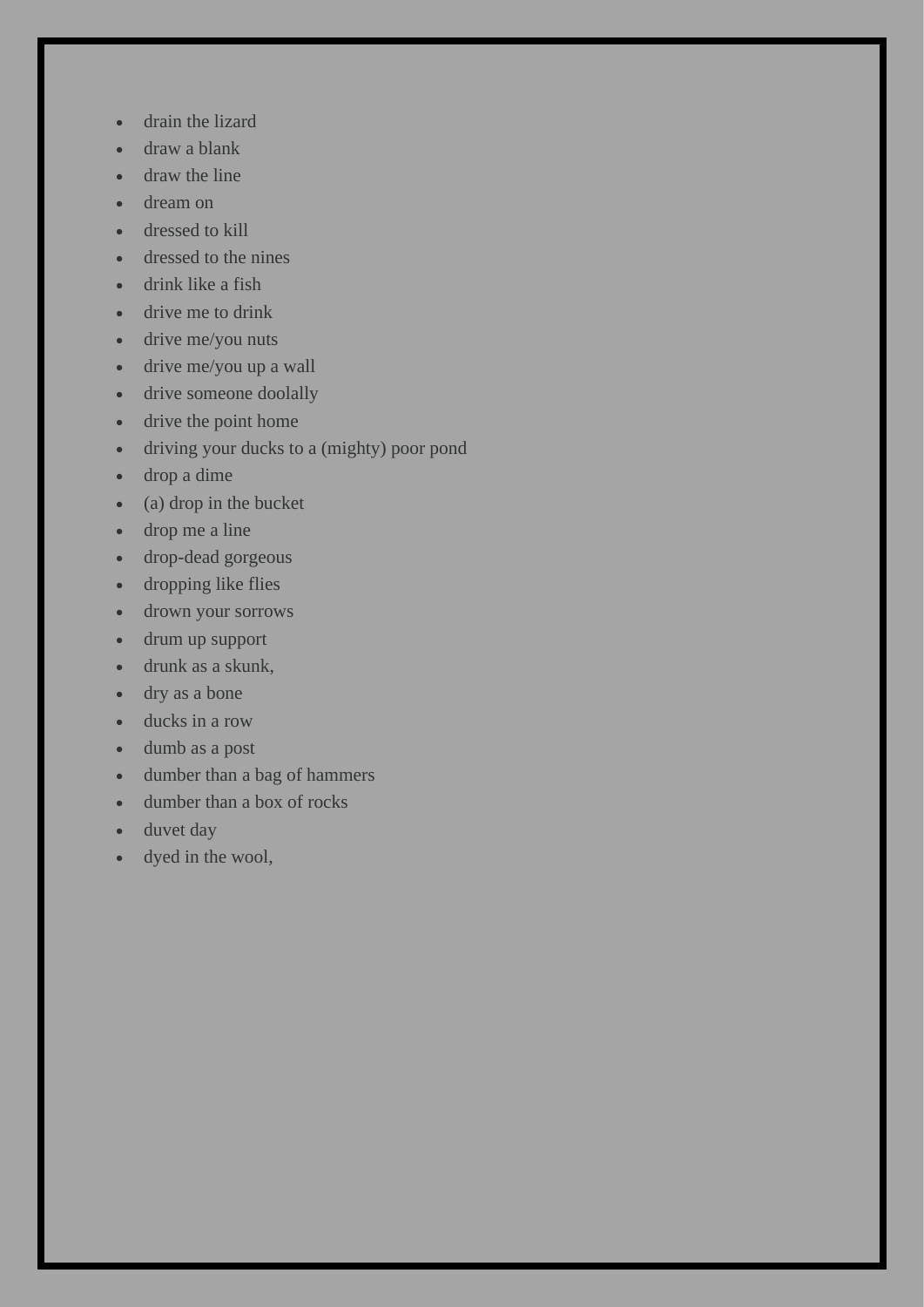- drain the lizard
- draw a blank
- draw the line
- dream on
- dressed to kill
- dressed to the nines
- drink like a fish
- drive me to drink
- drive me/you nuts
- drive me/you up a wall
- drive someone doolally
- drive the point home
- driving your ducks to a (mighty) poor pond
- drop a dime
- (a) drop in the bucket
- drop me a line
- drop-dead gorgeous
- dropping like flies
- drown your sorrows
- drum up support
- drunk as a skunk,
- dry as a bone
- ducks in a row
- dumb as a post
- dumber than a bag of hammers
- dumber than a box of rocks
- duvet day
- dyed in the wool,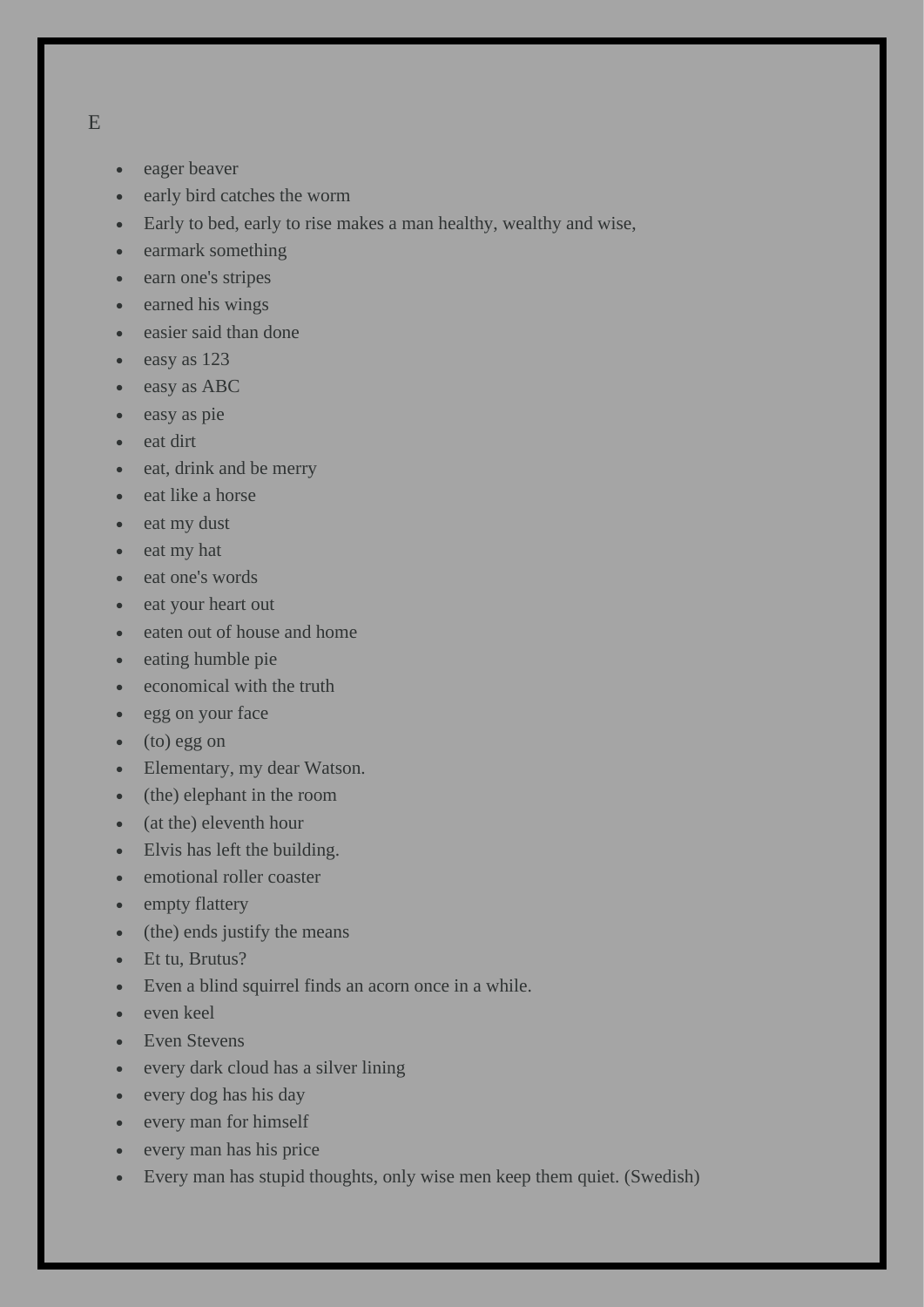E

- eager beaver
- early bird catches the worm
- Early to bed, early to rise makes a man healthy, wealthy and wise,
- earmark something
- earn one's stripes
- earned his wings
- easier said than done
- easy as 123
- easy as ABC
- easy as pie
- eat dirt
- eat, drink and be merry
- eat like a horse
- eat my dust
- eat my hat
- eat one's words
- eat your heart out
- eaten out of house and home
- eating humble pie
- economical with the truth
- egg on your face
- (to) egg on
- Elementary, my dear Watson.
- (the) elephant in the room
- (at the) eleventh hour
- Elvis has left the building.
- emotional roller coaster
- empty flattery
- (the) ends justify the means
- Et tu, Brutus?
- Even a blind squirrel finds an acorn once in a while.
- even keel
- Even Stevens
- every dark cloud has a silver lining
- every dog has his day
- every man for himself
- every man has his price
- Every man has stupid thoughts, only wise men keep them quiet. (Swedish)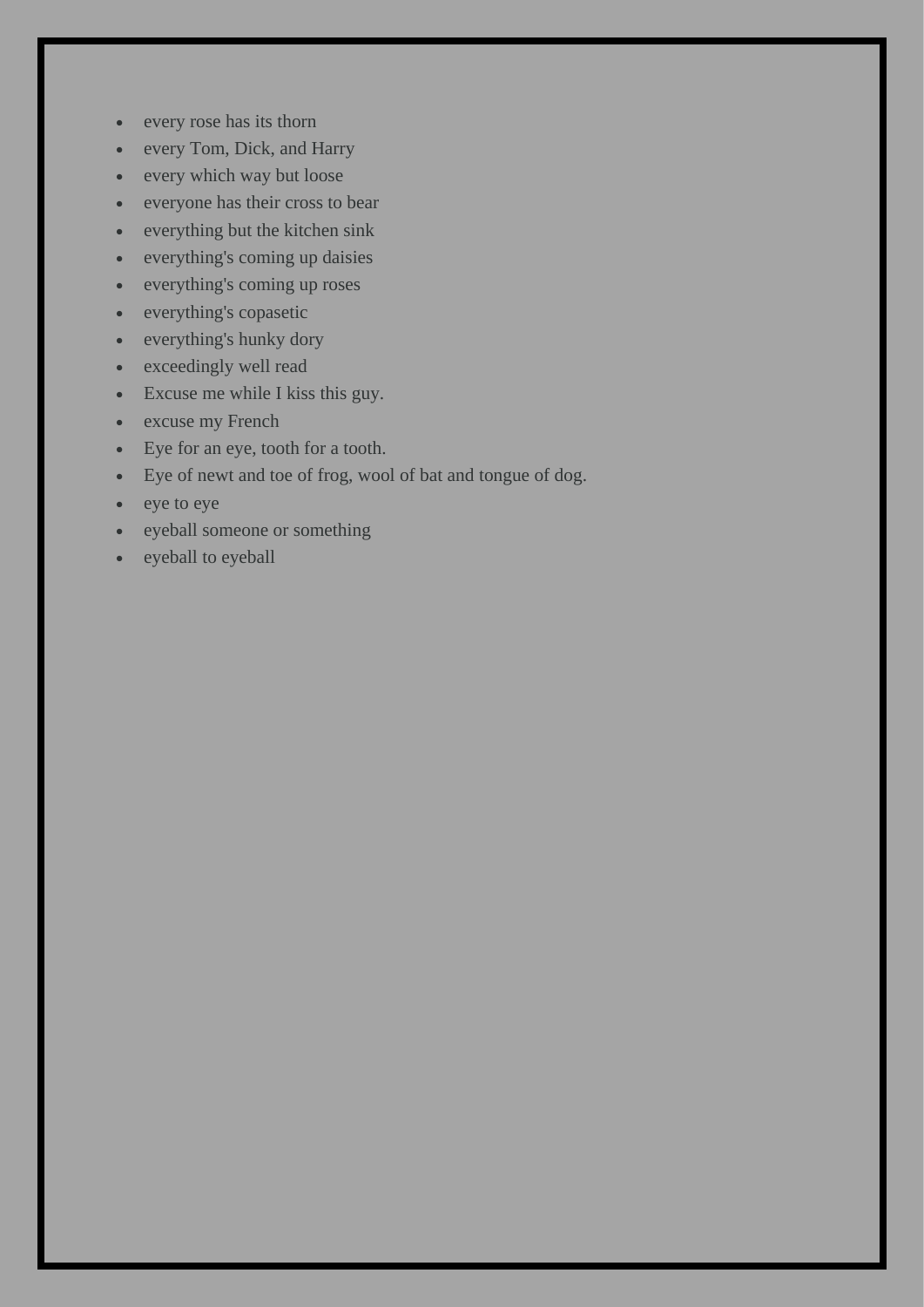- every rose has its thorn
- every Tom, Dick, and Harry
- every which way but loose
- everyone has their cross to bear
- everything but the kitchen sink
- everything's coming up daisies
- everything's coming up roses
- everything's copasetic
- everything's hunky dory
- exceedingly well read
- Excuse me while I kiss this guy.
- excuse my French
- Eye for an eye, tooth for a tooth.
- Eye of newt and toe of frog, wool of bat and tongue of dog.
- eye to eye
- eyeball someone or something
- eyeball to eyeball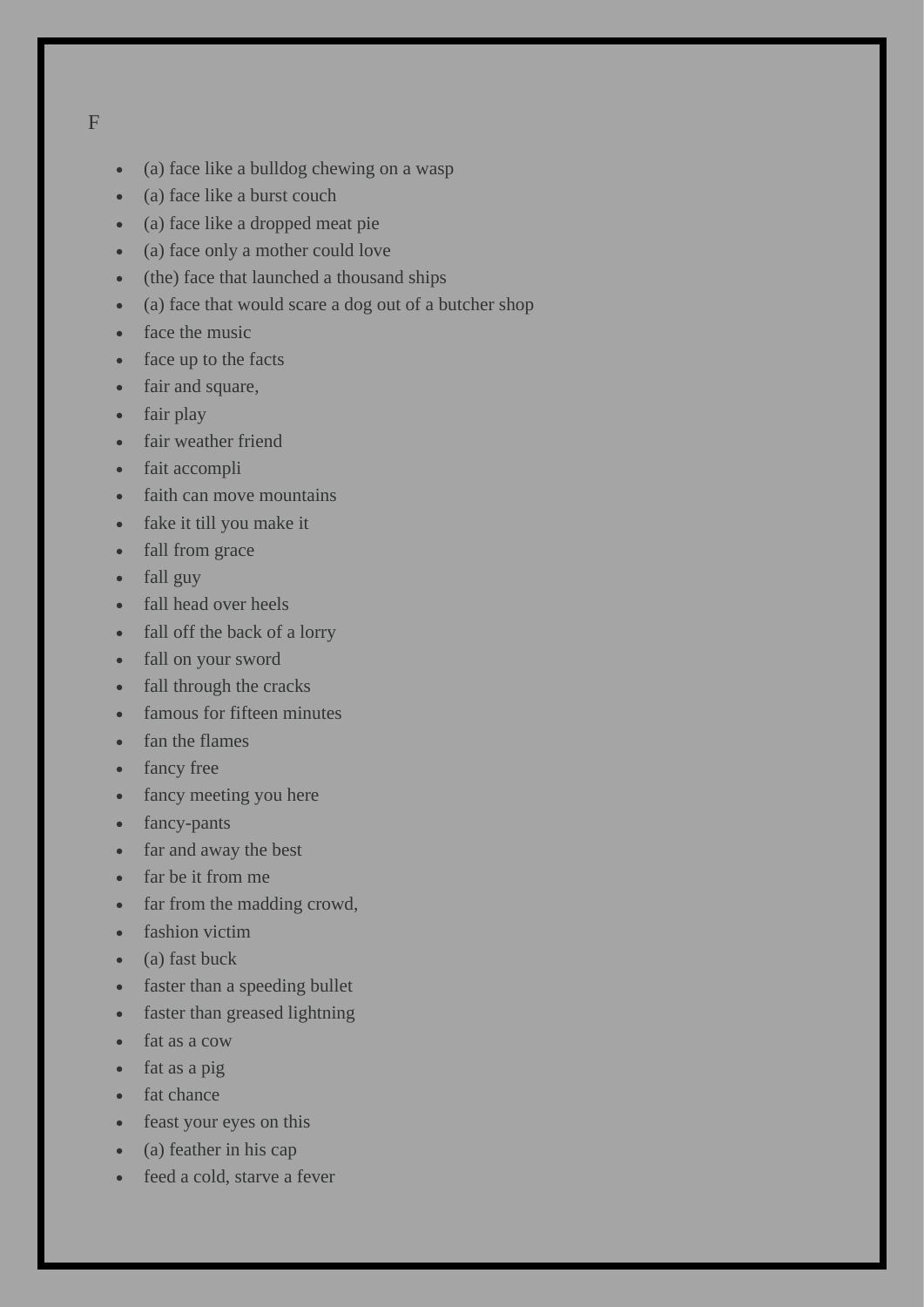F

- (a) face like a bulldog chewing on a wasp
- (a) face like a burst couch
- (a) face like a dropped meat pie
- (a) face only a mother could love
- (the) face that launched a thousand ships
- (a) face that would scare a dog out of a butcher shop
- face the music
- face up to the facts
- fair and square,
- fair play
- fair weather friend
- fait accompli
- faith can move mountains
- fake it till you make it
- fall from grace
- fall guy
- fall head over heels
- fall off the back of a lorry
- fall on your sword
- fall through the cracks
- famous for fifteen minutes
- fan the flames
- fancy free
- fancy meeting you here
- fancy-pants
- far and away the best
- far be it from me
- far from the madding crowd,
- fashion victim
- (a) fast buck
- faster than a speeding bullet
- faster than greased lightning
- fat as a cow
- fat as a pig
- fat chance
- feast your eyes on this
- (a) feather in his cap
- feed a cold, starve a fever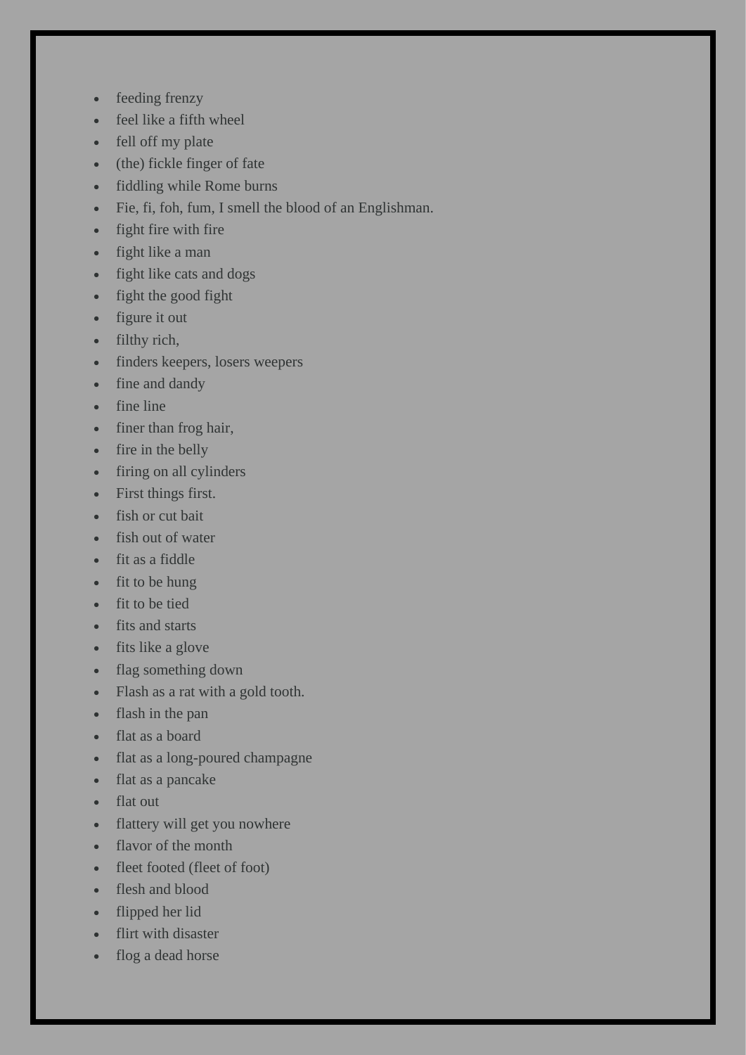- feeding frenzy
- feel like a fifth wheel
- fell off my plate
- (the) fickle finger of fate
- fiddling while Rome burns
- Fie, fi, foh, fum, I smell the blood of an Englishman.
- fight fire with fire
- fight like a man
- fight like cats and dogs
- fight the good fight
- figure it out
- filthy rich,
- finders keepers, losers weepers
- fine and dandy
- fine line
- finer than frog hair,
- fire in the belly
- firing on all cylinders
- First things first.
- fish or cut bait
- fish out of water
- fit as a fiddle
- fit to be hung
- fit to be tied
- fits and starts
- fits like a glove
- flag something down
- Flash as a rat with a gold tooth.
- flash in the pan
- flat as a board
- flat as a long-poured champagne
- flat as a pancake
- flat out
- flattery will get you nowhere
- flavor of the month
- fleet footed (fleet of foot)
- flesh and blood
- flipped her lid
- flirt with disaster
- flog a dead horse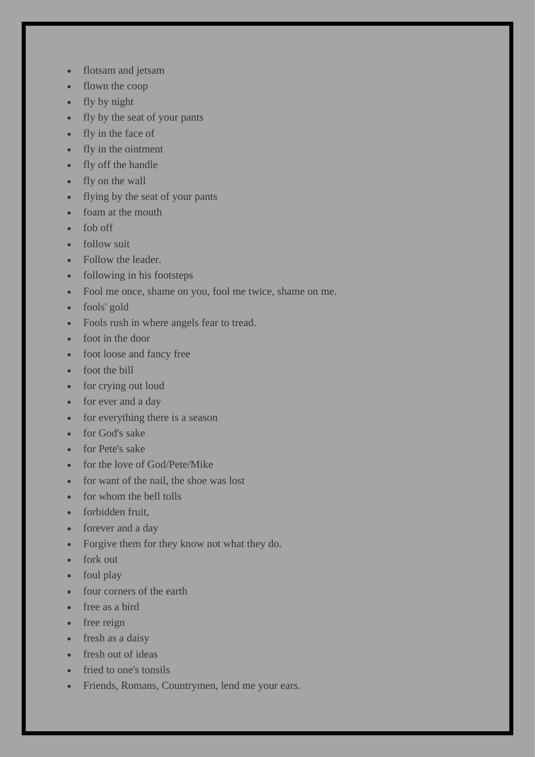- flotsam and jetsam
- flown the coop
- fly by night
- fly by the seat of your pants
- fly in the face of
- fly in the ointment
- fly off the handle
- fly on the wall
- flying by the seat of your pants
- foam at the mouth
- fob off
- follow suit
- Follow the leader.
- following in his footsteps
- Fool me once, shame on you, fool me twice, shame on me.
- fools' gold
- Fools rush in where angels fear to tread.
- foot in the door
- foot loose and fancy free
- foot the bill
- for crying out loud
- for ever and a day
- for everything there is a season
- for God's sake
- for Pete's sake
- for the love of God/Pete/Mike
- for want of the nail, the shoe was lost
- for whom the bell tolls
- forbidden fruit,
- forever and a day
- Forgive them for they know not what they do.
- fork out
- foul play
- four corners of the earth
- free as a bird
- free reign
- fresh as a daisy
- fresh out of ideas
- fried to one's tonsils
- Friends, Romans, Countrymen, lend me your ears.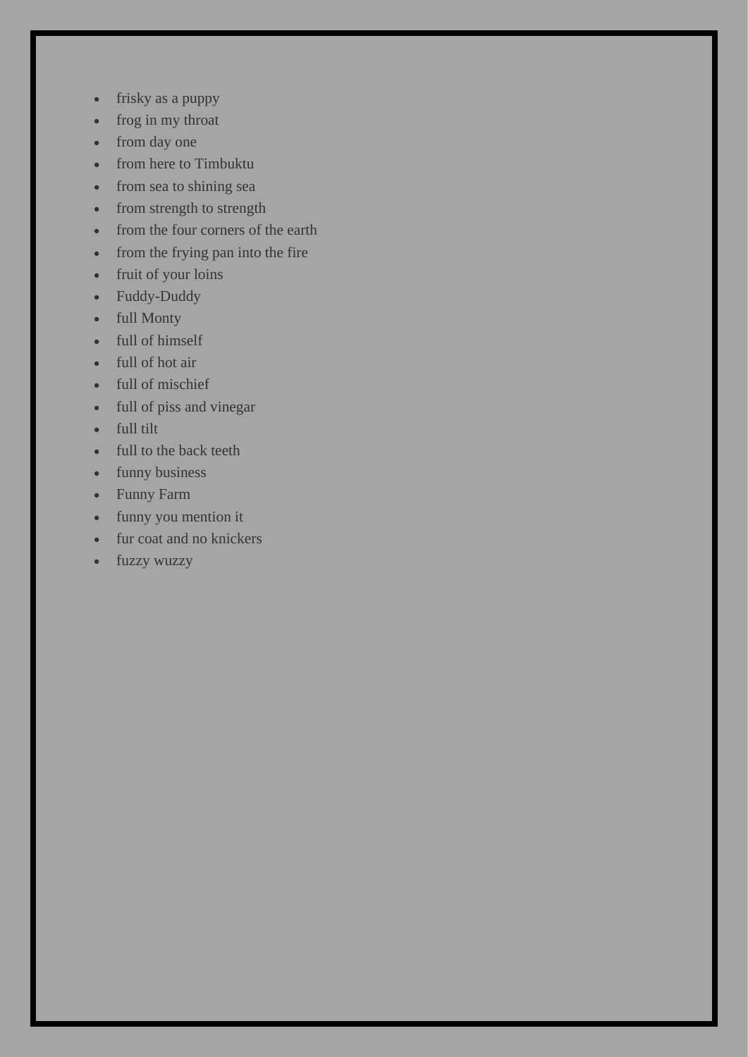- frisky as a puppy
- frog in my throat
- from day one
- from here to Timbuktu
- from sea to shining sea
- from strength to strength
- from the four corners of the earth
- from the frying pan into the fire
- fruit of your loins
- Fuddy-Duddy
- full Monty
- full of himself
- full of hot air
- full of mischief
- full of piss and vinegar
- full tilt
- full to the back teeth
- funny business
- Funny Farm
- funny you mention it
- fur coat and no knickers
- fuzzy wuzzy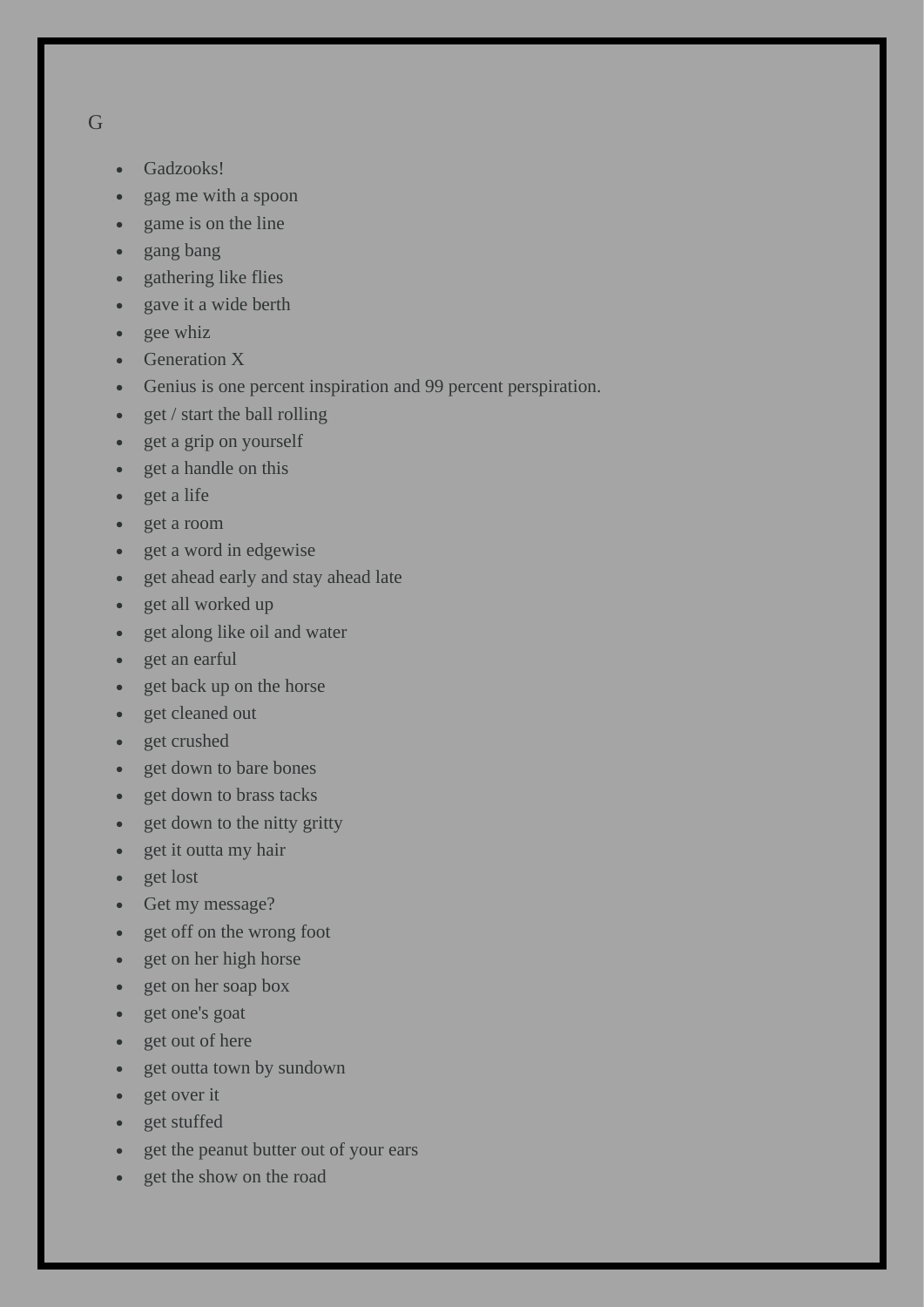G

- Gadzooks!
- gag me with a spoon
- game is on the line
- gang bang
- gathering like flies
- gave it a wide berth
- gee whiz
- Generation X
- Genius is one percent inspiration and 99 percent perspiration.
- get / start the ball rolling
- get a grip on yourself
- get a handle on this
- get a life
- get a room
- get a word in edgewise
- get ahead early and stay ahead late
- get all worked up
- get along like oil and water
- get an earful
- get back up on the horse
- get cleaned out
- get crushed
- get down to bare bones
- get down to brass tacks
- get down to the nitty gritty
- get it outta my hair
- get lost
- Get my message?
- get off on the wrong foot
- get on her high horse
- get on her soap box
- get one's goat
- get out of here
- get outta town by sundown
- get over it
- get stuffed
- get the peanut butter out of your ears
- get the show on the road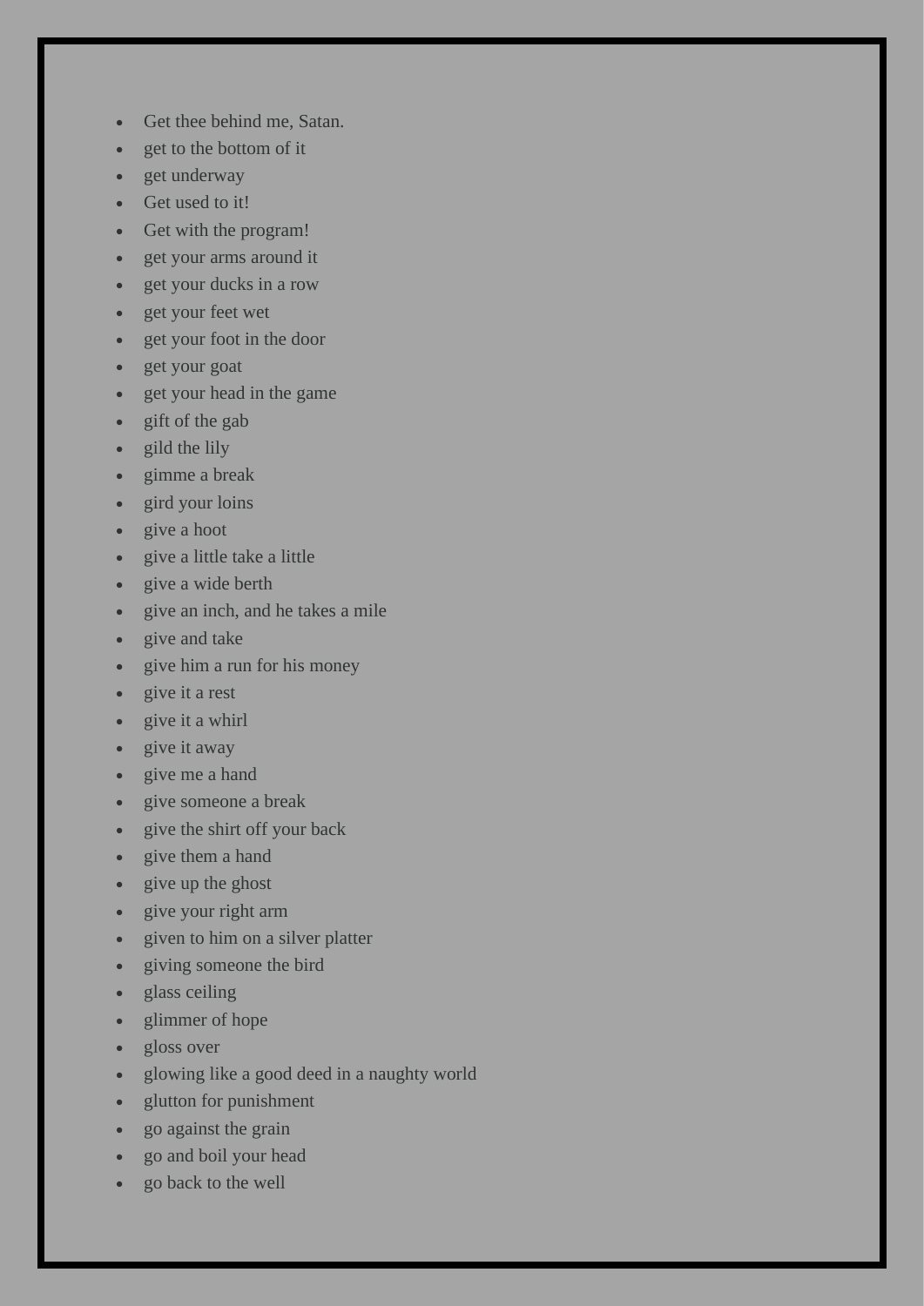- Get thee behind me, Satan.
- get to the bottom of it
- get underway
- Get used to it!
- Get with the program!
- get your arms around it
- get your ducks in a row
- get your feet wet
- get your foot in the door
- get your goat
- get your head in the game
- gift of the gab
- gild the lily
- gimme a break
- gird your loins
- give a hoot
- give a little take a little
- give a wide berth
- give an inch, and he takes a mile
- give and take
- give him a run for his money
- give it a rest
- give it a whirl
- give it away
- give me a hand
- give someone a break
- give the shirt off your back
- give them a hand
- give up the ghost
- give your right arm
- given to him on a silver platter
- giving someone the bird
- glass ceiling
- glimmer of hope
- gloss over
- glowing like a good deed in a naughty world
- glutton for punishment
- go against the grain
- go and boil your head
- go back to the well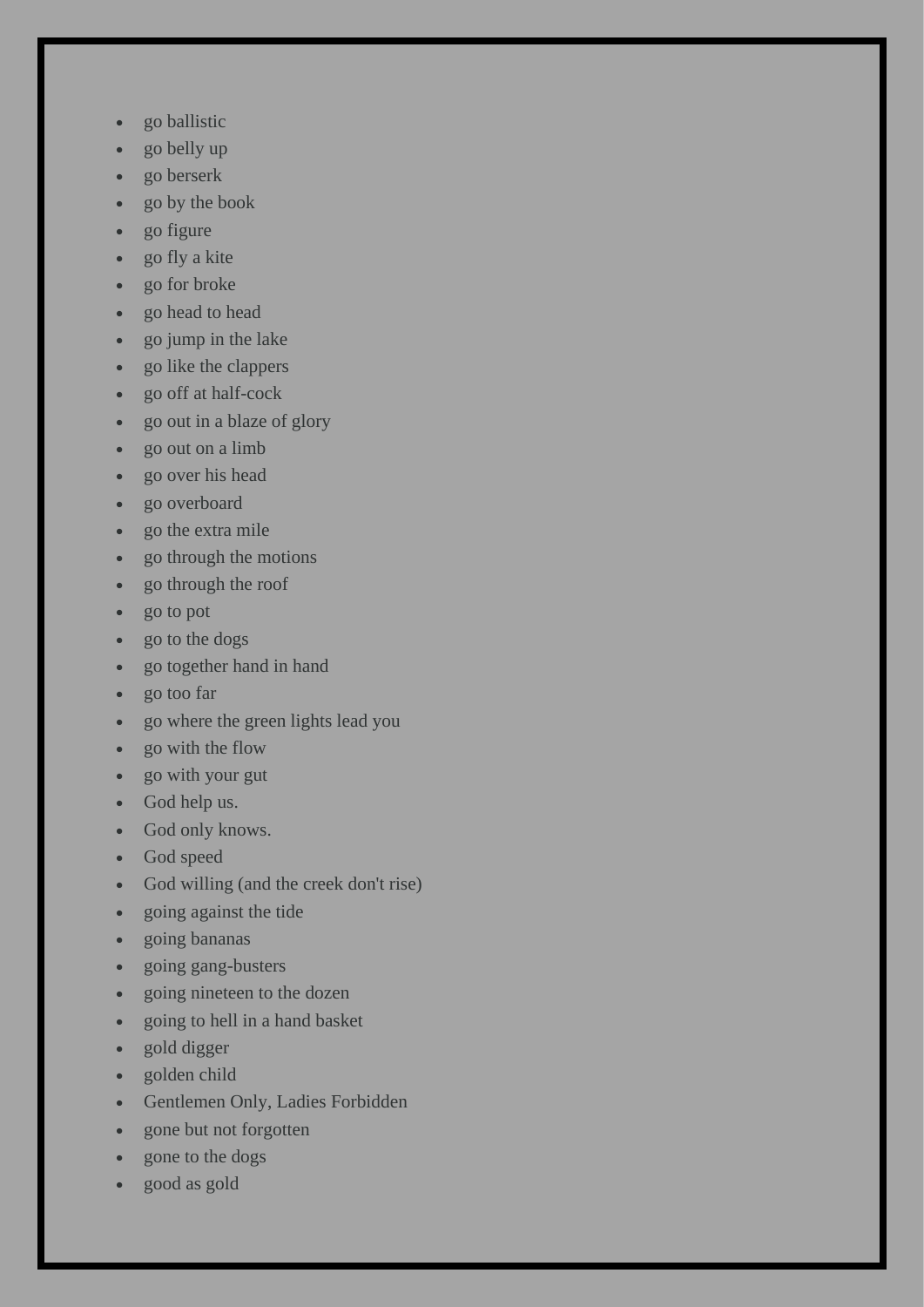- go ballistic
- go belly up
- go berserk
- go by the book
- go figure
- go fly a kite
- go for broke
- go head to head
- go jump in the lake
- go like the clappers
- go off at half-cock
- go out in a blaze of glory
- go out on a limb
- go over his head
- go overboard
- go the extra mile
- go through the motions
- go through the roof
- go to pot
- go to the dogs
- go together hand in hand
- go too far
- go where the green lights lead you
- go with the flow
- go with your gut
- God help us.
- God only knows.
- God speed
- God willing (and the creek don't rise)
- going against the tide
- going bananas
- going gang-busters
- going nineteen to the dozen
- going to hell in a hand basket
- gold digger
- golden child
- Gentlemen Only, Ladies Forbidden
- gone but not forgotten
- gone to the dogs
- good as gold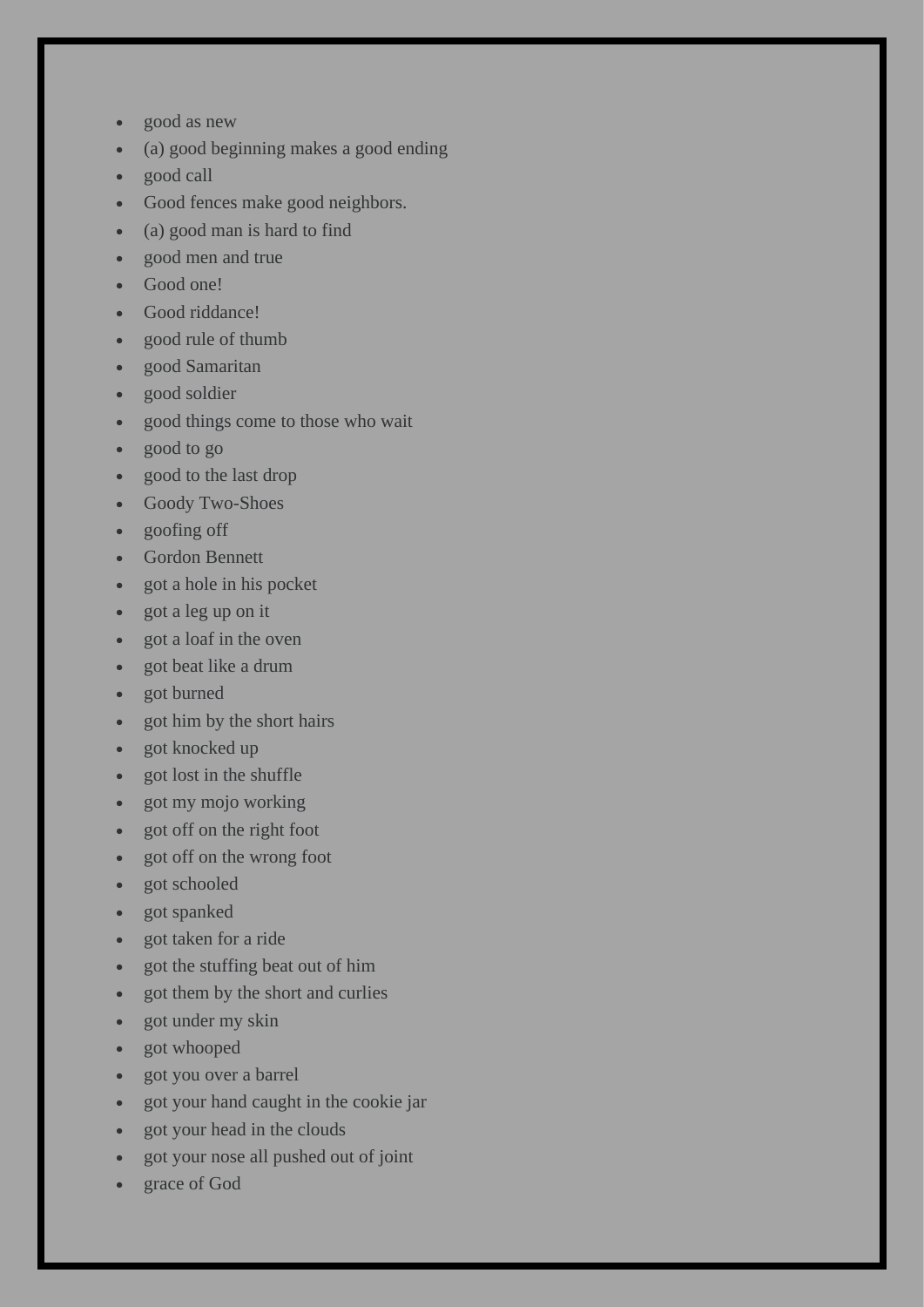- good as new
- (a) good beginning makes a good ending
- good call
- Good fences make good neighbors.
- (a) good man is hard to find
- good men and true
- Good one!
- Good riddance!
- good rule of thumb
- good Samaritan
- good soldier
- good things come to those who wait
- good to go
- good to the last drop
- Goody Two-Shoes
- goofing off
- Gordon Bennett
- got a hole in his pocket
- got a leg up on it
- got a loaf in the oven
- got beat like a drum
- got burned
- got him by the short hairs
- got knocked up
- got lost in the shuffle
- got my mojo working
- got off on the right foot
- got off on the wrong foot
- got schooled
- got spanked
- got taken for a ride
- got the stuffing beat out of him
- got them by the short and curlies
- got under my skin
- got whooped
- got you over a barrel
- got your hand caught in the cookie jar
- got your head in the clouds
- got your nose all pushed out of joint
- grace of God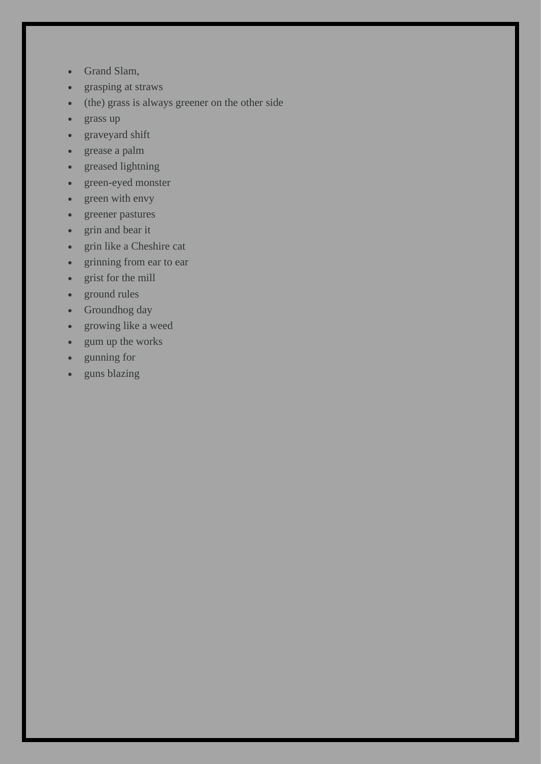- Grand Slam,
- grasping at straws
- (the) grass is always greener on the other side
- grass up
- graveyard shift
- grease a palm
- greased lightning
- green-eyed monster
- green with envy
- greener pastures
- grin and bear it
- grin like a Cheshire cat
- grinning from ear to ear
- grist for the mill
- ground rules
- Groundhog day
- growing like a weed
- gum up the works
- gunning for
- guns blazing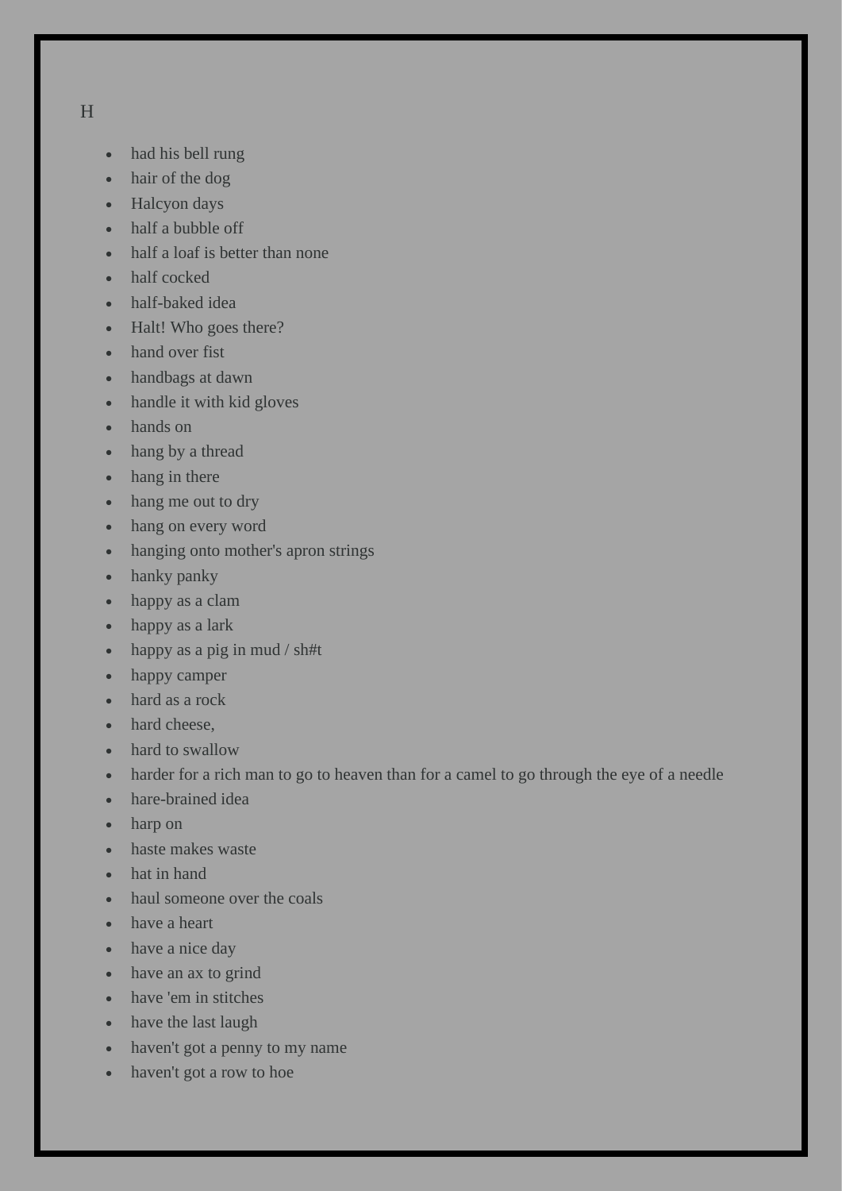H

- had his bell rung
- hair of the dog
- Halcyon days
- half a bubble off
- half a loaf is better than none
- half cocked
- half-baked idea
- Halt! Who goes there?
- hand over fist
- handbags at dawn
- handle it with kid gloves
- hands on
- hang by a thread
- hang in there
- hang me out to dry
- hang on every word
- hanging onto mother's apron strings
- hanky panky
- happy as a clam
- happy as a lark
- happy as a pig in mud / sh#t
- happy camper
- hard as a rock
- hard cheese,
- hard to swallow
- harder for a rich man to go to heaven than for a camel to go through the eye of a needle
- hare-brained idea
- harp on
- haste makes waste
- hat in hand
- haul someone over the coals
- have a heart
- have a nice day
- have an ax to grind
- have 'em in stitches
- have the last laugh
- haven't got a penny to my name
- haven't got a row to hoe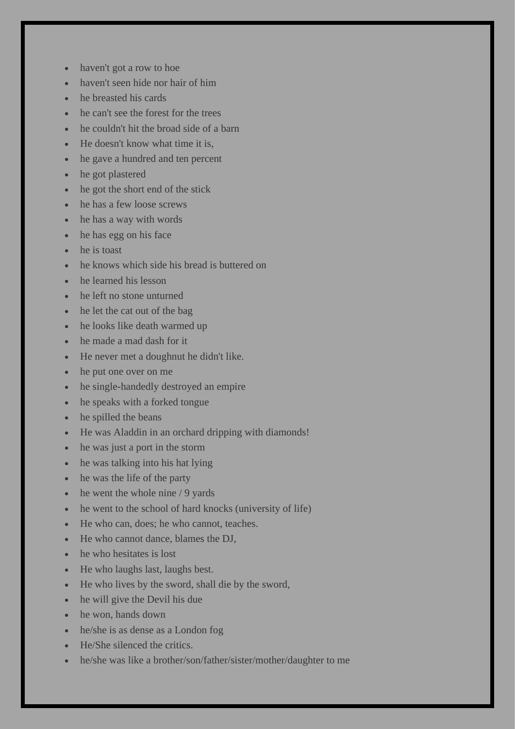- haven't got a row to hoe
- haven't seen hide nor hair of him
- he breasted his cards
- he can't see the forest for the trees
- he couldn't hit the broad side of a barn
- He doesn't know what time it is,
- he gave a hundred and ten percent
- he got plastered
- he got the short end of the stick
- he has a few loose screws
- he has a way with words
- he has egg on his face
- he is toast
- he knows which side his bread is buttered on
- he learned his lesson
- he left no stone unturned
- he let the cat out of the bag
- he looks like death warmed up
- he made a mad dash for it
- He never met a doughnut he didn't like.
- he put one over on me
- he single-handedly destroyed an empire
- he speaks with a forked tongue
- he spilled the beans
- He was Aladdin in an orchard dripping with diamonds!
- he was just a port in the storm
- he was talking into his hat lying
- he was the life of the party
- he went the whole nine / 9 yards
- he went to the school of hard knocks (university of life)
- He who can, does; he who cannot, teaches.
- He who cannot dance, blames the DJ,
- he who hesitates is lost
- He who laughs last, laughs best.
- He who lives by the sword, shall die by the sword,
- he will give the Devil his due
- he won, hands down
- he/she is as dense as a London fog
- He/She silenced the critics.
- he/she was like a brother/son/father/sister/mother/daughter to me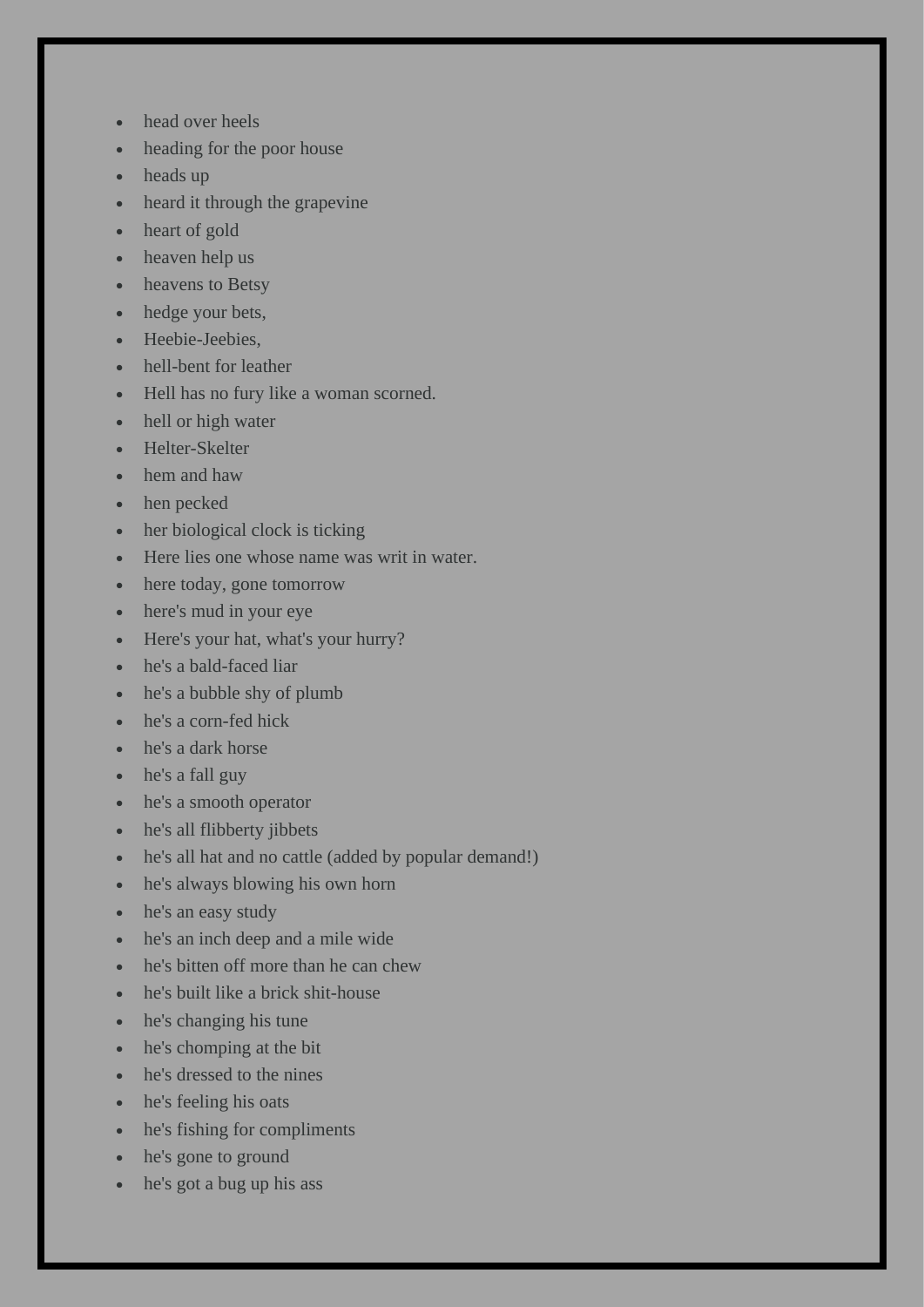- head over heels
- heading for the poor house
- heads up
- heard it through the grapevine
- heart of gold
- heaven help us
- heavens to Betsy
- hedge your bets,
- Heebie-Jeebies,
- hell-bent for leather
- Hell has no fury like a woman scorned.
- hell or high water
- Helter-Skelter
- hem and haw
- hen pecked
- her biological clock is ticking
- Here lies one whose name was writ in water.
- here today, gone tomorrow
- here's mud in your eye
- Here's your hat, what's your hurry?
- he's a bald-faced liar
- he's a bubble shy of plumb
- he's a corn-fed hick
- he's a dark horse
- he's a fall guy
- he's a smooth operator
- he's all flibberty jibbets
- he's all hat and no cattle (added by popular demand!)
- he's always blowing his own horn
- he's an easy study
- he's an inch deep and a mile wide
- he's bitten off more than he can chew
- he's built like a brick shit-house
- he's changing his tune
- he's chomping at the bit
- he's dressed to the nines
- he's feeling his oats
- he's fishing for compliments
- he's gone to ground
- he's got a bug up his ass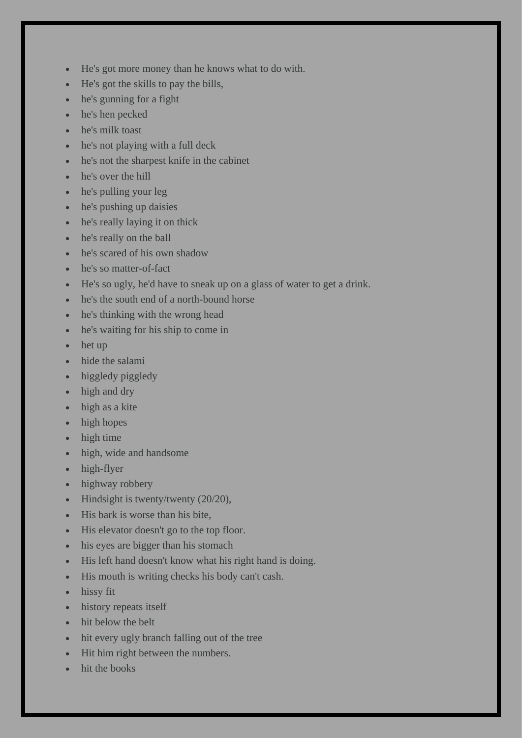- He's got more money than he knows what to do with.
- He's got the skills to pay the bills,
- he's gunning for a fight
- he's hen pecked
- he's milk toast
- he's not playing with a full deck
- he's not the sharpest knife in the cabinet
- he's over the hill
- he's pulling your leg
- he's pushing up daisies
- he's really laying it on thick
- he's really on the ball
- he's scared of his own shadow
- he's so matter-of-fact
- He's so ugly, he'd have to sneak up on a glass of water to get a drink.
- he's the south end of a north-bound horse
- he's thinking with the wrong head
- he's waiting for his ship to come in
- het up
- hide the salami
- higgledy piggledy
- high and dry
- high as a kite
- high hopes
- high time
- high, wide and handsome
- high-flyer
- highway robbery
- Hindsight is twenty/twenty (20/20),
- His bark is worse than his bite,
- His elevator doesn't go to the top floor.
- his eyes are bigger than his stomach
- His left hand doesn't know what his right hand is doing.
- His mouth is writing checks his body can't cash.
- hissy fit
- history repeats itself
- hit below the belt
- hit every ugly branch falling out of the tree
- Hit him right between the numbers.
- hit the books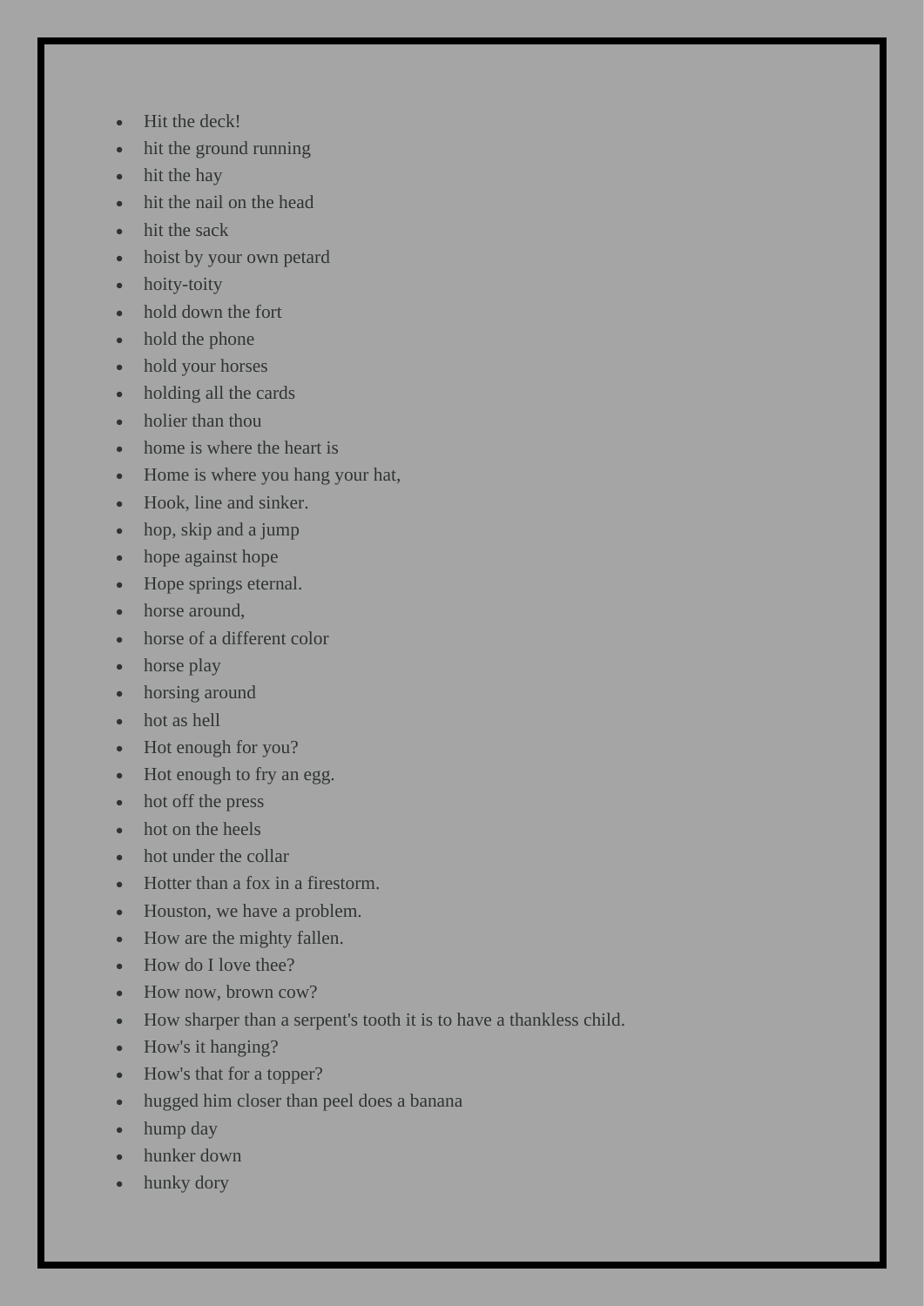- Hit the deck!
- hit the ground running
- hit the hay
- hit the nail on the head
- hit the sack
- hoist by your own petard
- hoity-toity
- hold down the fort
- hold the phone
- hold your horses
- holding all the cards
- holier than thou
- home is where the heart is
- Home is where you hang your hat,
- Hook, line and sinker.
- hop, skip and a jump
- hope against hope
- Hope springs eternal.
- horse around,
- horse of a different color
- horse play
- horsing around
- hot as hell
- Hot enough for you?
- Hot enough to fry an egg.
- hot off the press
- hot on the heels
- hot under the collar
- Hotter than a fox in a firestorm.
- Houston, we have a problem.
- How are the mighty fallen.
- How do I love thee?
- How now, brown cow?
- How sharper than a serpent's tooth it is to have a thankless child.
- How's it hanging?
- How's that for a topper?
- hugged him closer than peel does a banana
- hump day
- hunker down
- hunky dory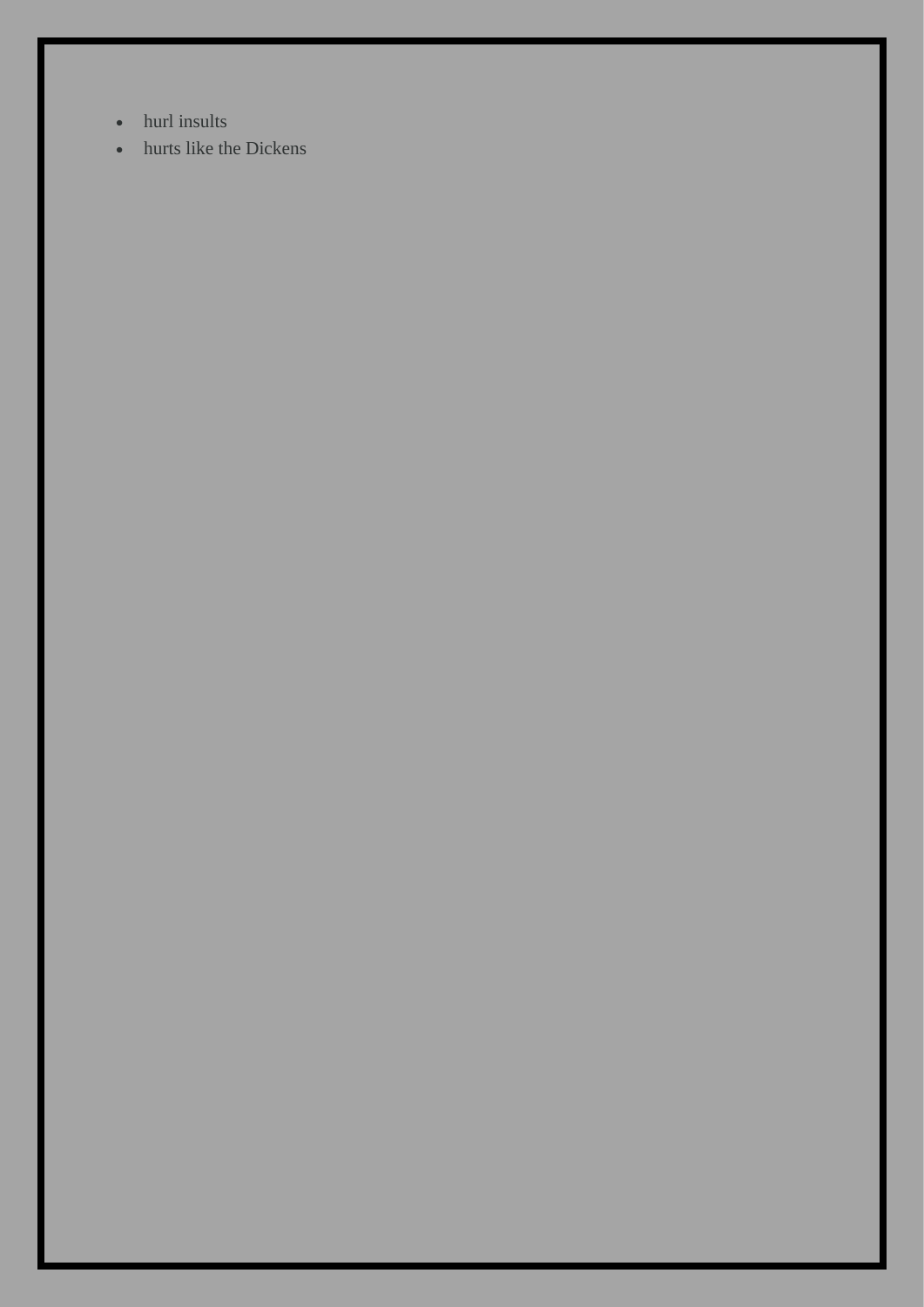- hurl insults
- hurts like the Dickens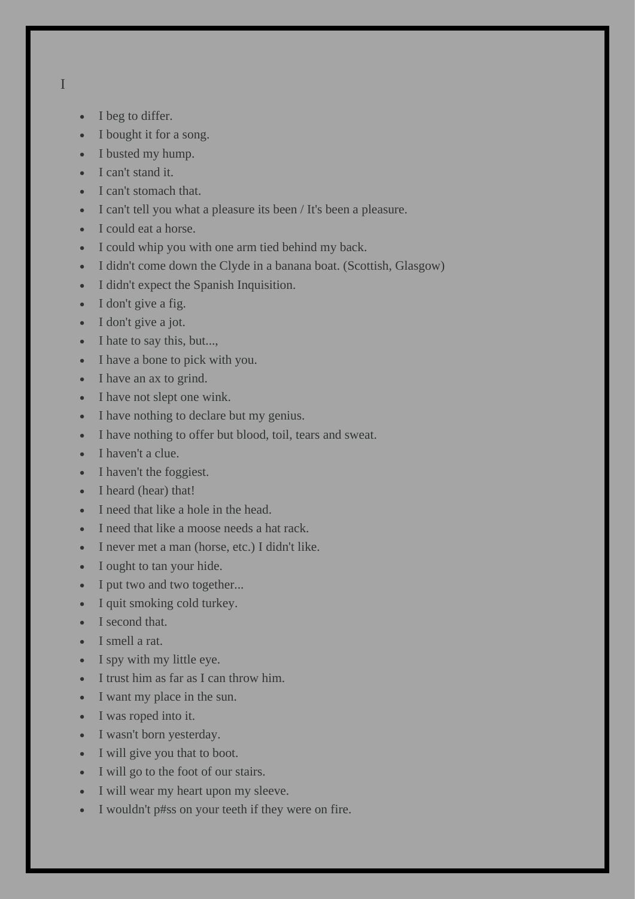I

- I beg to differ.
- I bought it for a song.
- I busted my hump.
- I can't stand it.
- I can't stomach that.
- I can't tell you what a pleasure its been / It's been a pleasure.
- I could eat a horse.
- I could whip you with one arm tied behind my back.
- I didn't come down the Clyde in a banana boat. (Scottish, Glasgow)
- I didn't expect the Spanish Inquisition.
- I don't give a fig.
- I don't give a jot.
- I hate to say this, but...,
- I have a bone to pick with you.
- I have an ax to grind.
- I have not slept one wink.
- I have nothing to declare but my genius.
- I have nothing to offer but blood, toil, tears and sweat.
- I haven't a clue.
- I haven't the foggiest.
- I heard (hear) that!
- I need that like a hole in the head.
- I need that like a moose needs a hat rack.
- I never met a man (horse, etc.) I didn't like.
- I ought to tan your hide.
- I put two and two together...
- I quit smoking cold turkey.
- I second that.
- I smell a rat.
- I spy with my little eye.
- I trust him as far as I can throw him.
- I want my place in the sun.
- I was roped into it.
- I wasn't born yesterday.
- I will give you that to boot.
- I will go to the foot of our stairs.
- I will wear my heart upon my sleeve.
- I wouldn't p#ss on your teeth if they were on fire.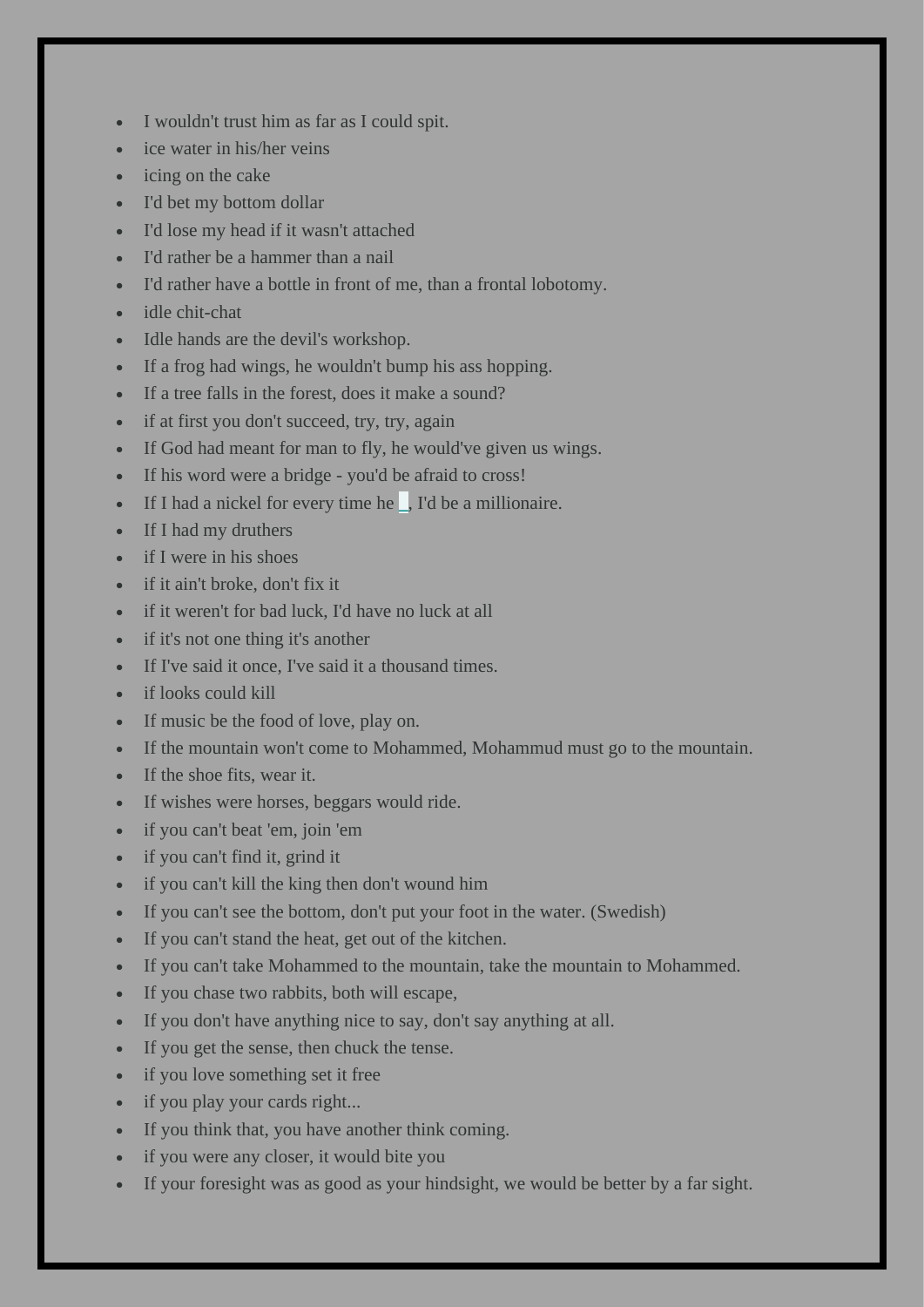- I wouldn't trust him as far as I could spit.
- ice water in his/her veins
- icing on the cake
- I'd bet my bottom dollar
- I'd lose my head if it wasn't attached
- I'd rather be a hammer than a nail
- I'd rather have a bottle in front of me, than a frontal lobotomy.
- idle chit-chat
- Idle hands are the devil's workshop.
- If a frog had wings, he wouldn't bump his ass hopping.
- If a tree falls in the forest, does it make a sound?
- if at first you don't succeed, try, try, again
- If God had meant for man to fly, he would've given us wings.
- If his word were a bridge - you'd be afraid to cross!
- If I had a nickel for every time he _, I'd be a millionaire.
- If I had my druthers
- if I were in his shoes
- if it ain't broke, don't fix it
- if it weren't for bad luck, I'd have no luck at all
- if it's not one thing it's another
- If I've said it once, I've said it a thousand times.
- if looks could kill
- If music be the food of love, play on.
- If the mountain won't come to Mohammed, Mohammud must go to the mountain.
- If the shoe fits, wear it.
- If wishes were horses, beggars would ride.
- if you can't beat 'em, join 'em
- if you can't find it, grind it
- if you can't kill the king then don't wound him
- If you can't see the bottom, don't put your foot in the water. (Swedish)
- If you can't stand the heat, get out of the kitchen.
- If you can't take Mohammed to the mountain, take the mountain to Mohammed.
- If you chase two rabbits, both will escape,
- If you don't have anything nice to say, don't say anything at all.
- If you get the sense, then chuck the tense.
- if you love something set it free
- if you play your cards right...
- If you think that, you have another think coming.
- if you were any closer, it would bite you
- If your foresight was as good as your hindsight, we would be better by a far sight.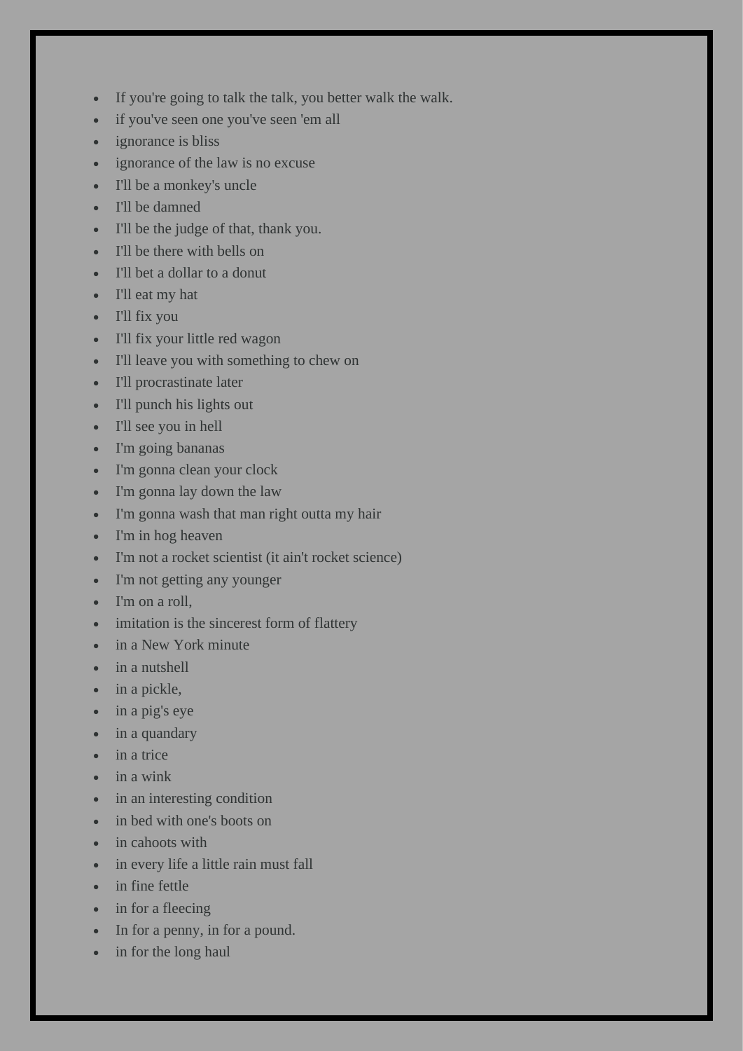- If you're going to talk the talk, you better walk the walk.
- if you've seen one you've seen 'em all
- ignorance is bliss
- ignorance of the law is no excuse
- I'll be a monkey's uncle
- I'll be damned
- I'll be the judge of that, thank you.
- I'll be there with bells on
- I'll bet a dollar to a donut
- I'll eat my hat
- I'll fix you
- I'll fix your little red wagon
- I'll leave you with something to chew on
- I'll procrastinate later
- I'll punch his lights out
- I'll see you in hell
- I'm going bananas
- I'm gonna clean your clock
- I'm gonna lay down the law
- I'm gonna wash that man right outta my hair
- I'm in hog heaven
- I'm not a rocket scientist (it ain't rocket science)
- I'm not getting any younger
- I'm on a roll,
- imitation is the sincerest form of flattery
- in a New York minute
- in a nutshell
- in a pickle,
- in a pig's eye
- in a quandary
- in a trice
- in a wink
- in an interesting condition
- in bed with one's boots on
- in cahoots with
- in every life a little rain must fall
- in fine fettle
- in for a fleecing
- In for a penny, in for a pound.
- in for the long haul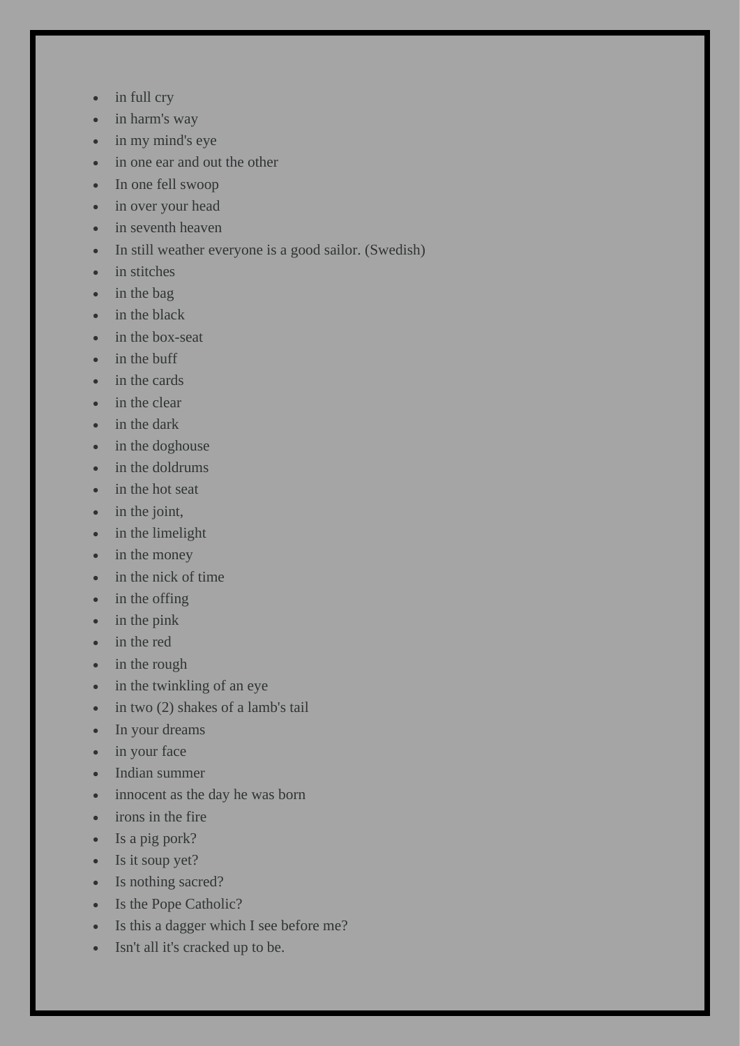- in full cry
- in harm's way
- in my mind's eye
- in one ear and out the other
- In one fell swoop
- in over your head
- in seventh heaven
- In still weather everyone is a good sailor. (Swedish)
- in stitches
- in the bag
- in the black
- in the box-seat
- in the buff
- in the cards
- in the clear
- in the dark
- in the doghouse
- in the doldrums
- in the hot seat
- in the joint,
- in the limelight
- in the money
- in the nick of time
- in the offing
- in the pink
- in the red
- in the rough
- in the twinkling of an eye
- in two (2) shakes of a lamb's tail
- In your dreams
- in your face
- Indian summer
- innocent as the day he was born
- irons in the fire
- Is a pig pork?
- Is it soup yet?
- Is nothing sacred?
- Is the Pope Catholic?
- Is this a dagger which I see before me?
- Isn't all it's cracked up to be.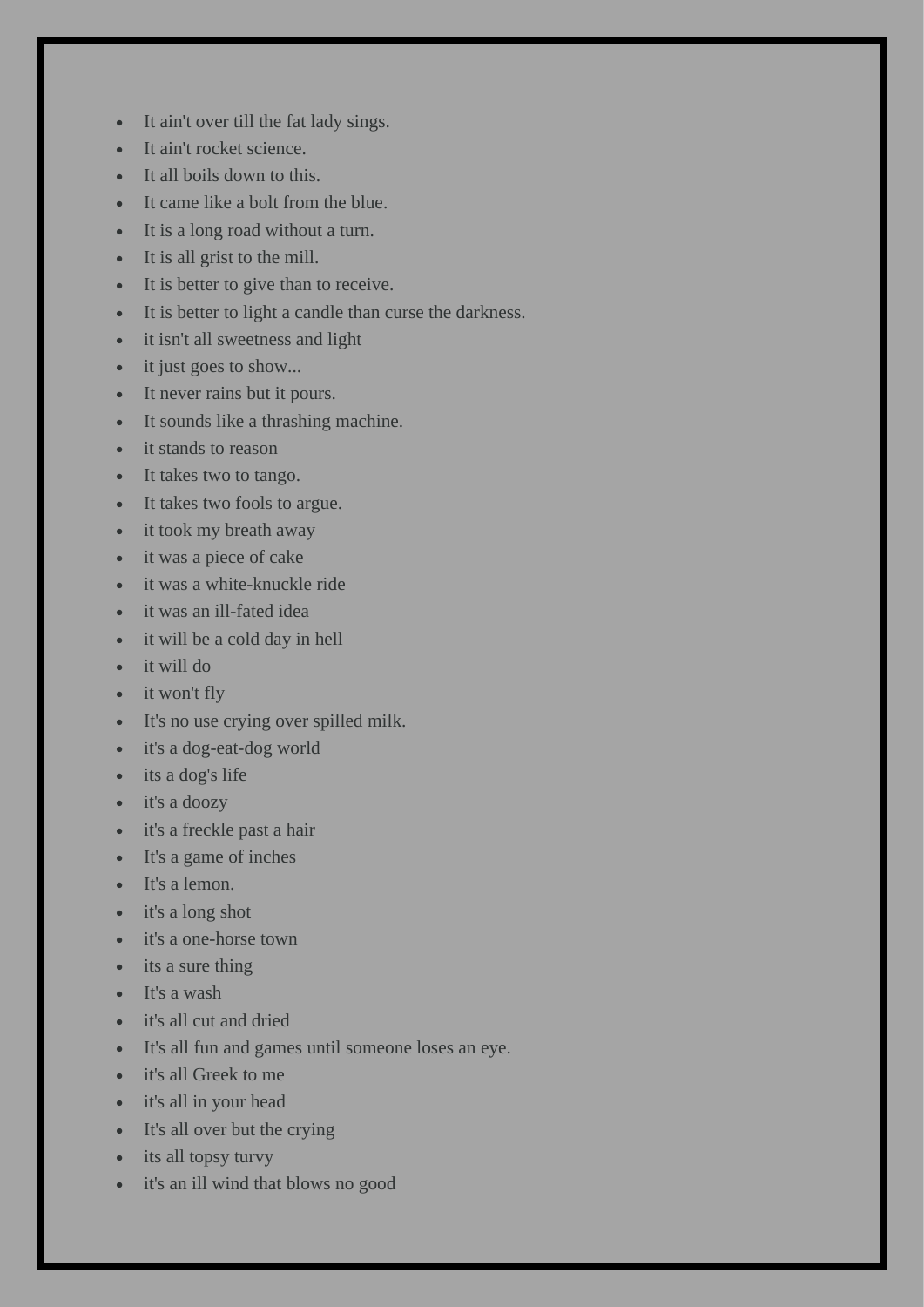- It ain't over till the fat lady sings.
- It ain't rocket science.
- It all boils down to this.
- It came like a bolt from the blue.
- It is a long road without a turn.
- It is all grist to the mill.
- It is better to give than to receive.
- It is better to light a candle than curse the darkness.
- it isn't all sweetness and light
- it just goes to show...
- It never rains but it pours.
- It sounds like a thrashing machine.
- it stands to reason
- It takes two to tango.
- It takes two fools to argue.
- it took my breath away
- it was a piece of cake
- it was a white-knuckle ride
- it was an ill-fated idea
- it will be a cold day in hell
- it will do
- it won't fly
- It's no use crying over spilled milk.
- it's a dog-eat-dog world
- its a dog's life
- it's a doozy
- it's a freckle past a hair
- It's a game of inches
- It's a lemon.
- it's a long shot
- it's a one-horse town
- its a sure thing
- It's a wash
- it's all cut and dried
- It's all fun and games until someone loses an eye.
- it's all Greek to me
- it's all in your head
- It's all over but the crying
- its all topsy turvy
- it's an ill wind that blows no good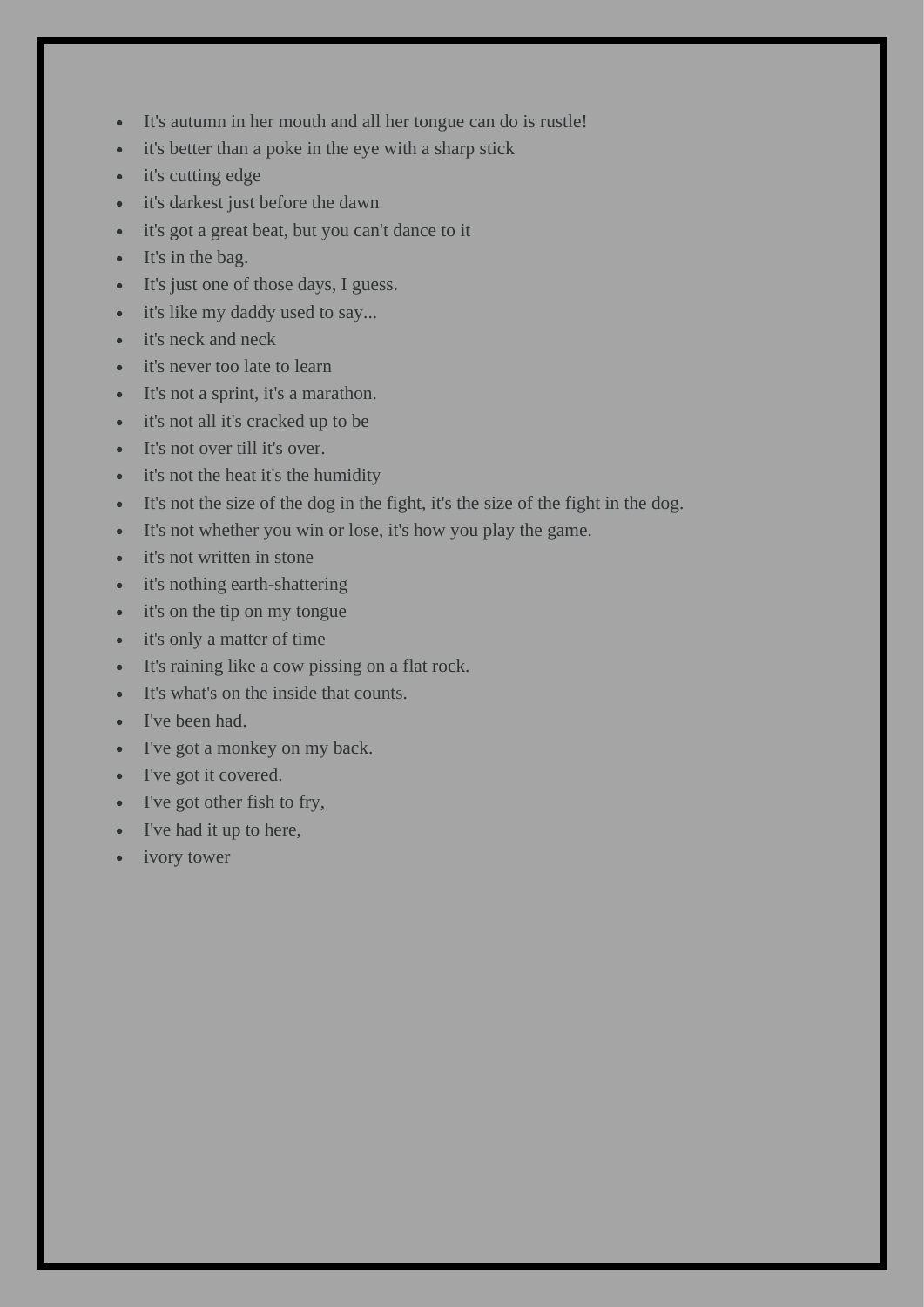- It's autumn in her mouth and all her tongue can do is rustle!
- it's better than a poke in the eye with a sharp stick
- it's cutting edge
- it's darkest just before the dawn
- it's got a great beat, but you can't dance to it
- It's in the bag.
- It's just one of those days, I guess.
- it's like my daddy used to say...
- it's neck and neck
- it's never too late to learn
- It's not a sprint, it's a marathon.
- it's not all it's cracked up to be
- It's not over till it's over.
- it's not the heat it's the humidity
- It's not the size of the dog in the fight, it's the size of the fight in the dog.
- It's not whether you win or lose, it's how you play the game.
- it's not written in stone
- it's nothing earth-shattering
- it's on the tip on my tongue
- it's only a matter of time
- It's raining like a cow pissing on a flat rock.
- It's what's on the inside that counts.
- I've been had.
- I've got a monkey on my back.
- I've got it covered.
- I've got other fish to fry,
- I've had it up to here,
- ivory tower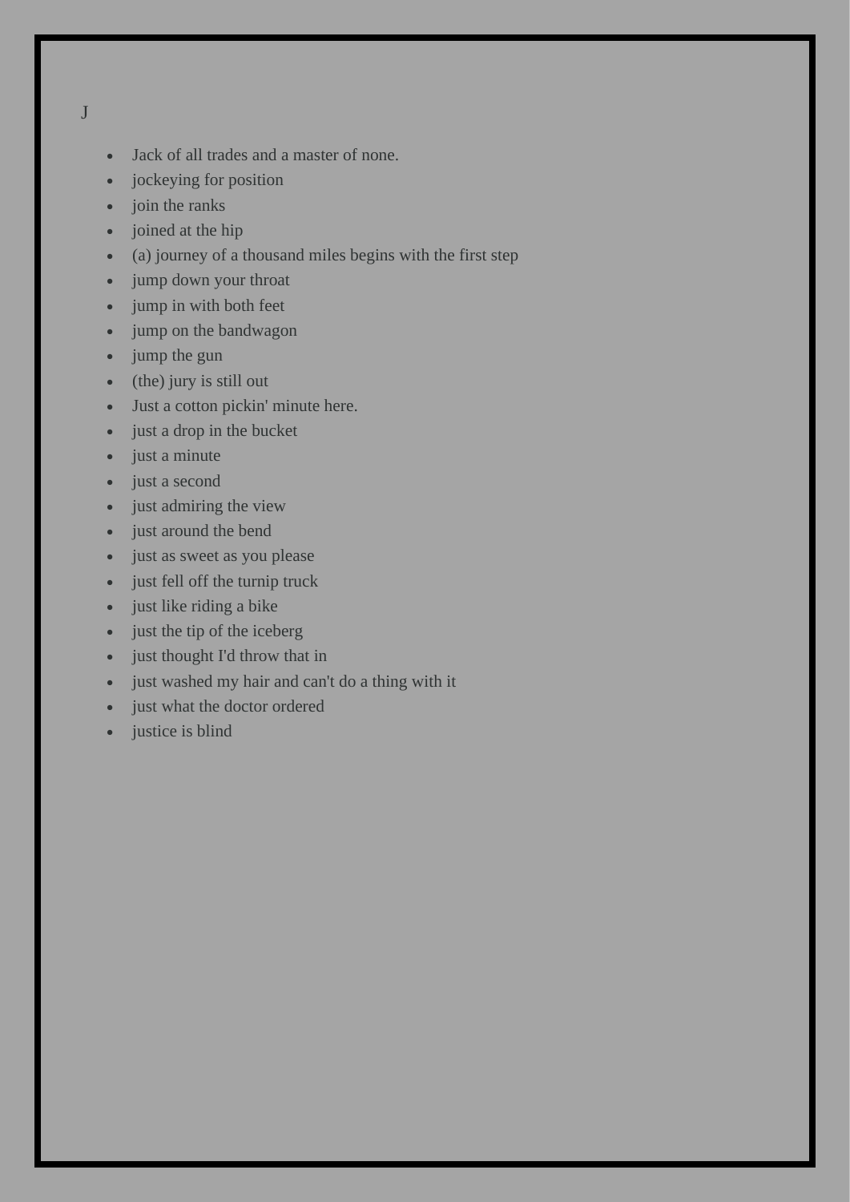J

- Jack of all trades and a master of none.
- jockeying for position
- join the ranks
- joined at the hip
- (a) journey of a thousand miles begins with the first step
- jump down your throat
- jump in with both feet
- jump on the bandwagon
- jump the gun
- (the) jury is still out
- Just a cotton pickin' minute here.
- just a drop in the bucket
- just a minute
- just a second
- just admiring the view
- just around the bend
- just as sweet as you please
- just fell off the turnip truck
- just like riding a bike
- just the tip of the iceberg
- just thought I'd throw that in
- just washed my hair and can't do a thing with it
- just what the doctor ordered
- justice is blind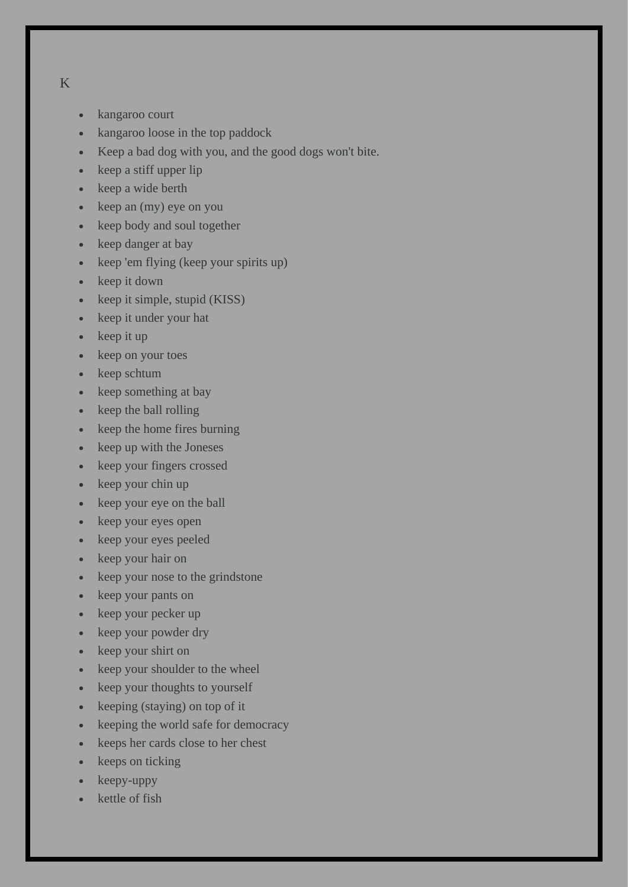K

- kangaroo court
- kangaroo loose in the top paddock
- Keep a bad dog with you, and the good dogs won't bite.
- keep a stiff upper lip
- keep a wide berth
- keep an (my) eye on you
- keep body and soul together
- keep danger at bay
- keep 'em flying (keep your spirits up)
- keep it down
- keep it simple, stupid (KISS)
- keep it under your hat
- keep it up
- keep on your toes
- keep schtum
- keep something at bay
- keep the ball rolling
- keep the home fires burning
- keep up with the Joneses
- keep your fingers crossed
- keep your chin up
- keep your eye on the ball
- keep your eyes open
- keep your eyes peeled
- keep your hair on
- keep your nose to the grindstone
- keep your pants on
- keep your pecker up
- keep your powder dry
- keep your shirt on
- keep your shoulder to the wheel
- keep your thoughts to yourself
- keeping (staying) on top of it
- keeping the world safe for democracy
- keeps her cards close to her chest
- keeps on ticking
- keepy-uppy
- kettle of fish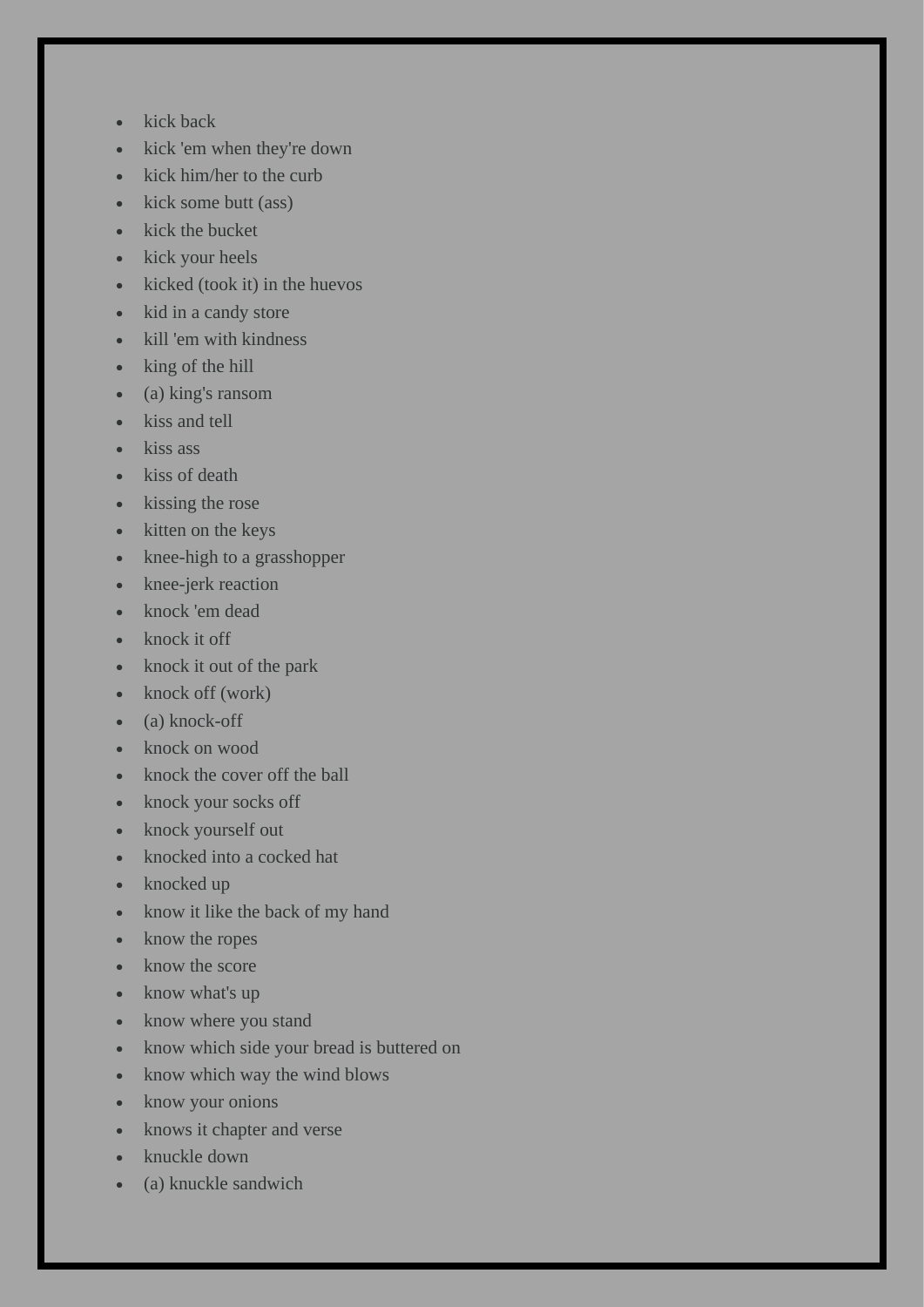- kick back
- kick 'em when they're down
- kick him/her to the curb
- kick some butt (ass)
- kick the bucket
- kick your heels
- kicked (took it) in the huevos
- kid in a candy store
- kill 'em with kindness
- king of the hill
- (a) king's ransom
- kiss and tell
- kiss ass
- kiss of death
- kissing the rose
- kitten on the keys
- knee-high to a grasshopper
- knee-jerk reaction
- knock 'em dead
- knock it off
- knock it out of the park
- knock off (work)
- (a) knock-off
- knock on wood
- knock the cover off the ball
- knock your socks off
- knock yourself out
- knocked into a cocked hat
- knocked up
- know it like the back of my hand
- know the ropes
- know the score
- know what's up
- know where you stand
- know which side your bread is buttered on
- know which way the wind blows
- know your onions
- knows it chapter and verse
- knuckle down
- (a) knuckle sandwich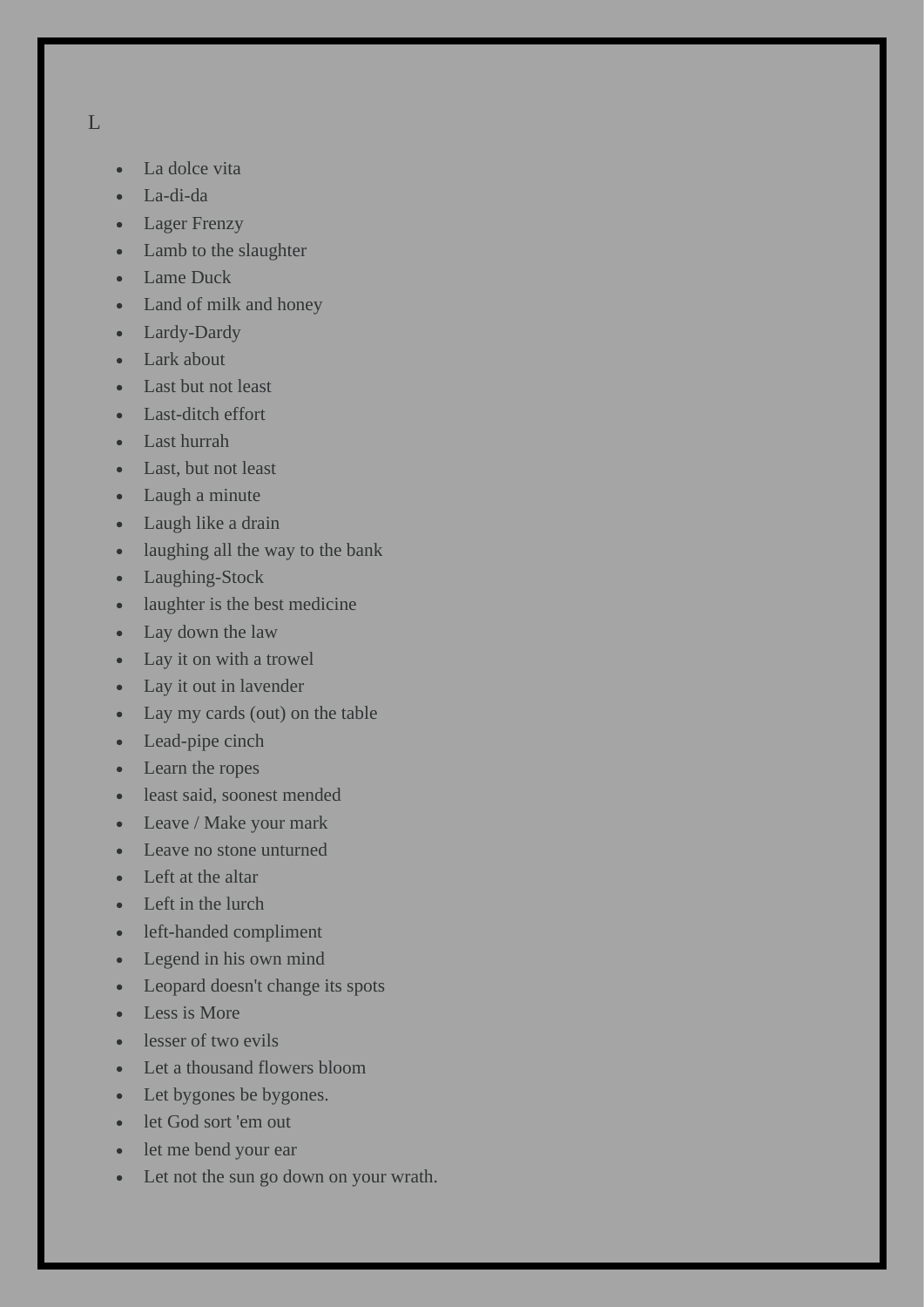L

- La dolce vita
- La-di-da
- Lager Frenzy
- Lamb to the slaughter
- Lame Duck
- Land of milk and honey
- Lardy-Dardy
- Lark about
- Last but not least
- Last-ditch effort
- Last hurrah
- Last, but not least
- Laugh a minute
- Laugh like a drain
- laughing all the way to the bank
- Laughing-Stock
- laughter is the best medicine
- Lay down the law
- Lay it on with a trowel
- Lay it out in lavender
- Lay my cards (out) on the table
- Lead-pipe cinch
- Learn the ropes
- least said, soonest mended
- Leave / Make your mark
- Leave no stone unturned
- Left at the altar
- Left in the lurch
- left-handed compliment
- Legend in his own mind
- Leopard doesn't change its spots
- Less is More
- lesser of two evils
- Let a thousand flowers bloom
- Let bygones be bygones.
- let God sort 'em out
- let me bend your ear
- Let not the sun go down on your wrath.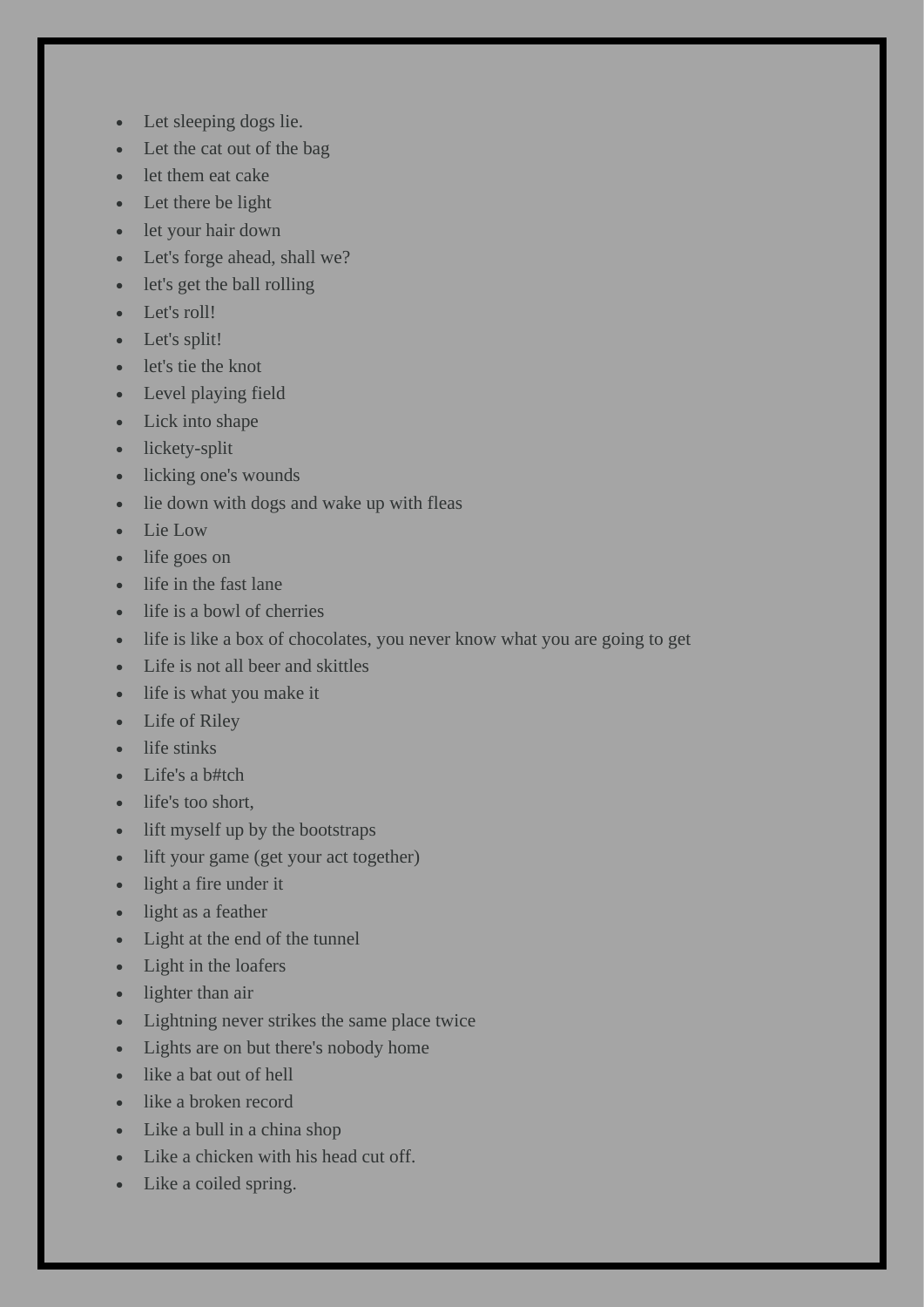- Let sleeping dogs lie.
- Let the cat out of the bag
- let them eat cake
- Let there be light
- let your hair down
- Let's forge ahead, shall we?
- let's get the ball rolling
- Let's roll!
- Let's split!
- let's tie the knot
- Level playing field
- Lick into shape
- lickety-split
- licking one's wounds
- lie down with dogs and wake up with fleas
- Lie Low
- life goes on
- life in the fast lane
- life is a bowl of cherries
- life is like a box of chocolates, you never know what you are going to get
- Life is not all beer and skittles
- life is what you make it
- Life of Riley
- life stinks
- Life's a b#tch
- life's too short,
- lift myself up by the bootstraps
- lift your game (get your act together)
- light a fire under it
- light as a feather
- Light at the end of the tunnel
- Light in the loafers
- lighter than air
- Lightning never strikes the same place twice
- Lights are on but there's nobody home
- like a bat out of hell
- like a broken record
- Like a bull in a china shop
- Like a chicken with his head cut off.
- Like a coiled spring.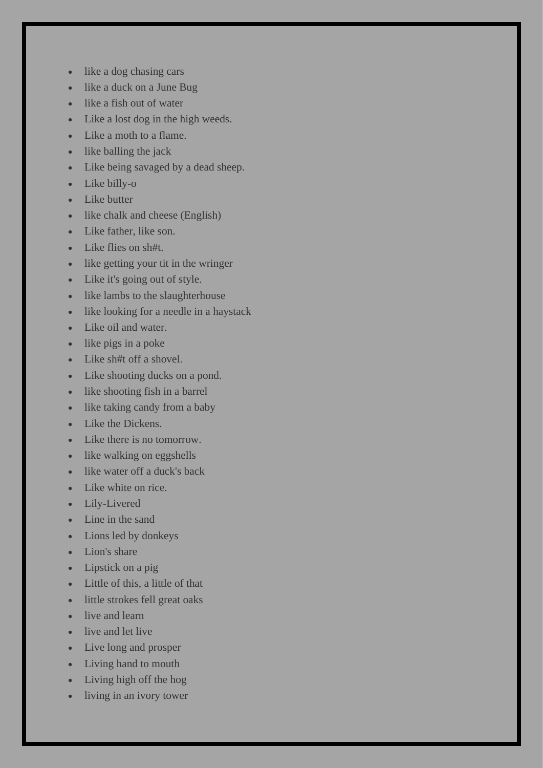- like a dog chasing cars
- like a duck on a June Bug
- like a fish out of water
- Like a lost dog in the high weeds.
- Like a moth to a flame.
- like balling the jack
- Like being savaged by a dead sheep.
- Like billy-o
- Like butter
- like chalk and cheese (English)
- Like father, like son.
- Like flies on sh#t.
- like getting your tit in the wringer
- Like it's going out of style.
- like lambs to the slaughterhouse
- like looking for a needle in a haystack
- Like oil and water.
- like pigs in a poke
- Like sh#t off a shovel.
- Like shooting ducks on a pond.
- like shooting fish in a barrel
- like taking candy from a baby
- Like the Dickens.
- Like there is no tomorrow.
- like walking on eggshells
- like water off a duck's back
- Like white on rice.
- Lily-Livered
- Line in the sand
- Lions led by donkeys
- Lion's share
- Lipstick on a pig
- Little of this, a little of that
- little strokes fell great oaks
- live and learn
- live and let live
- Live long and prosper
- Living hand to mouth
- Living high off the hog
- living in an ivory tower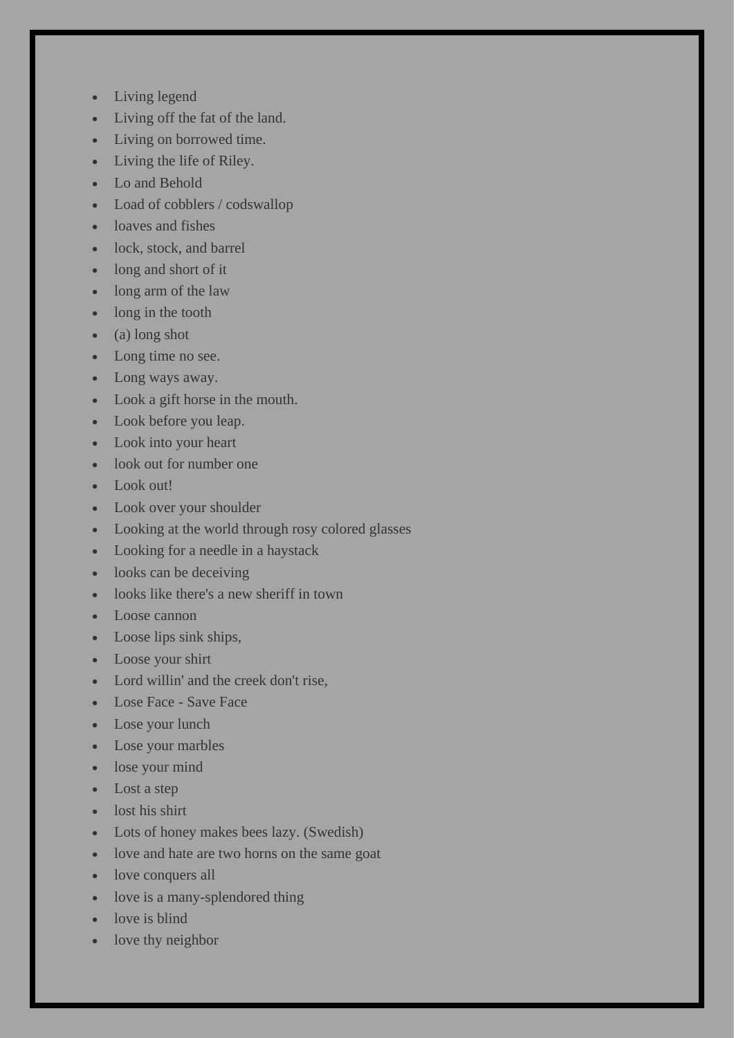- Living legend
- Living off the fat of the land.
- Living on borrowed time.
- Living the life of Riley.
- Lo and Behold
- Load of cobblers / codswallop
- loaves and fishes
- lock, stock, and barrel
- long and short of it
- long arm of the law
- long in the tooth
- (a) long shot
- Long time no see.
- Long ways away.
- Look a gift horse in the mouth.
- Look before you leap.
- Look into your heart
- look out for number one
- Look out!
- Look over your shoulder
- Looking at the world through rosy colored glasses
- Looking for a needle in a haystack
- looks can be deceiving
- looks like there's a new sheriff in town
- Loose cannon
- Loose lips sink ships,
- Loose your shirt
- Lord willin' and the creek don't rise,
- Lose Face - Save Face
- Lose your lunch
- Lose your marbles
- lose your mind
- Lost a step
- lost his shirt
- Lots of honey makes bees lazy. (Swedish)
- love and hate are two horns on the same goat
- love conquers all
- love is a many-splendored thing
- love is blind
- love thy neighbor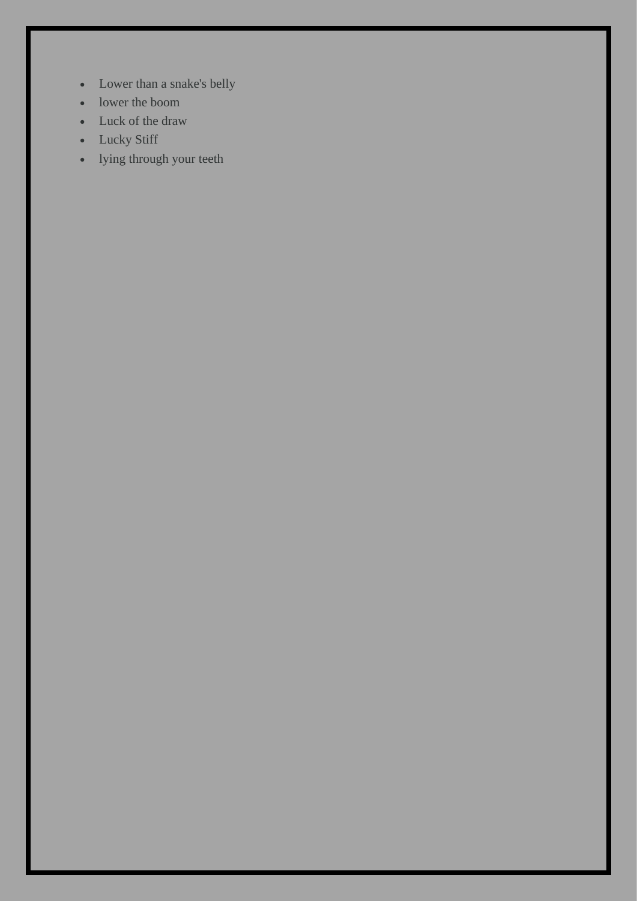- Lower than a snake's belly
- lower the boom
- Luck of the draw
- Lucky Stiff
- lying through your teeth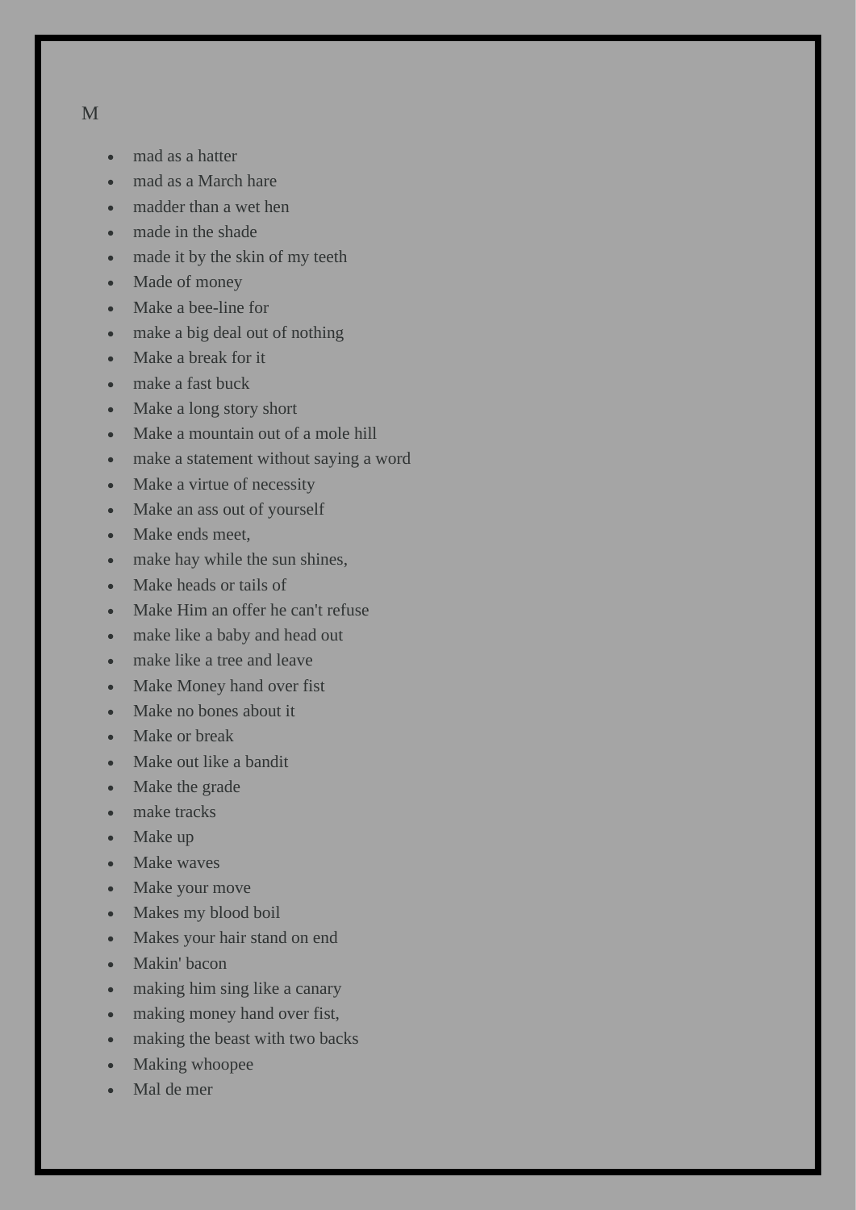M

- mad as a hatter
- mad as a March hare
- madder than a wet hen
- made in the shade
- made it by the skin of my teeth
- Made of money
- Make a bee-line for
- make a big deal out of nothing
- Make a break for it
- make a fast buck
- Make a long story short
- Make a mountain out of a mole hill
- make a statement without saying a word
- Make a virtue of necessity
- Make an ass out of yourself
- Make ends meet,
- make hay while the sun shines,
- Make heads or tails of
- Make Him an offer he can't refuse
- make like a baby and head out
- make like a tree and leave
- Make Money hand over fist
- Make no bones about it
- Make or break
- Make out like a bandit
- Make the grade
- make tracks
- Make up
- Make waves
- Make your move
- Makes my blood boil
- Makes your hair stand on end
- Makin' bacon
- making him sing like a canary
- making money hand over fist,
- making the beast with two backs
- Making whoopee
- Mal de mer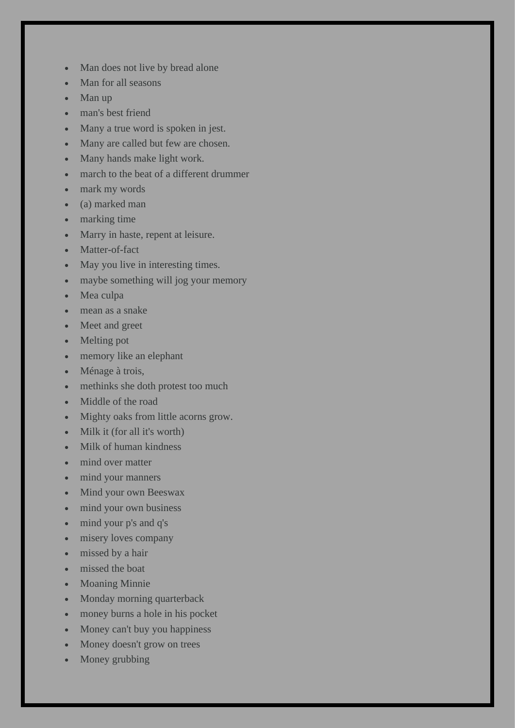- Man does not live by bread alone
- Man for all seasons
- Man up
- man's best friend
- Many a true word is spoken in jest.
- Many are called but few are chosen.
- Many hands make light work.
- march to the beat of a different drummer
- mark my words
- (a) marked man
- marking time
- Marry in haste, repent at leisure.
- Matter-of-fact
- May you live in interesting times.
- maybe something will jog your memory
- Mea culpa
- mean as a snake
- Meet and greet
- Melting pot
- memory like an elephant
- Ménage à trois,
- methinks she doth protest too much
- Middle of the road
- Mighty oaks from little acorns grow.
- Milk it (for all it's worth)
- Milk of human kindness
- mind over matter
- mind your manners
- Mind your own Beeswax
- mind your own business
- mind your p's and q's
- misery loves company
- missed by a hair
- missed the boat
- Moaning Minnie
- Monday morning quarterback
- money burns a hole in his pocket
- Money can't buy you happiness
- Money doesn't grow on trees
- Money grubbing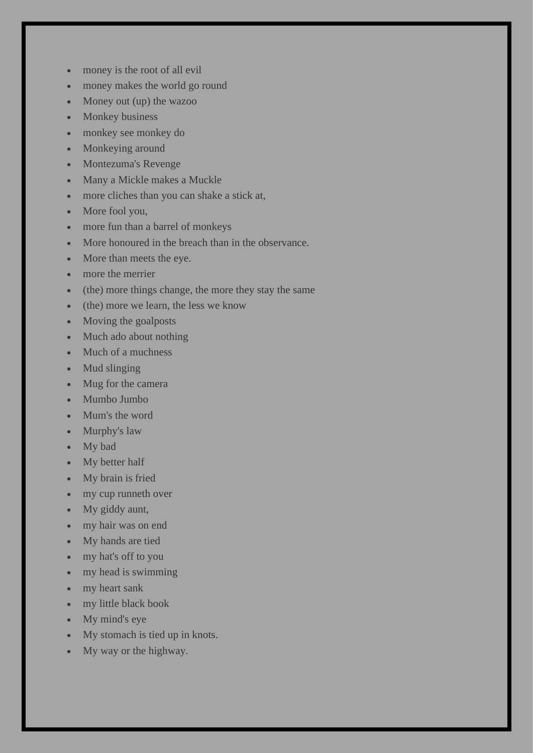- money is the root of all evil
- money makes the world go round
- Money out (up) the wazoo
- Monkey business
- monkey see monkey do
- Monkeying around
- Montezuma's Revenge
- Many a Mickle makes a Muckle
- more cliches than you can shake a stick at,
- More fool you,
- more fun than a barrel of monkeys
- More honoured in the breach than in the observance.
- More than meets the eye.
- more the merrier
- (the) more things change, the more they stay the same
- (the) more we learn, the less we know
- Moving the goalposts
- Much ado about nothing
- Much of a muchness
- Mud slinging
- Mug for the camera
- Mumbo Jumbo
- Mum's the word
- Murphy's law
- My bad
- My better half
- My brain is fried
- my cup runneth over
- My giddy aunt,
- my hair was on end
- My hands are tied
- my hat's off to you
- my head is swimming
- my heart sank
- my little black book
- My mind's eye
- My stomach is tied up in knots.
- My way or the highway.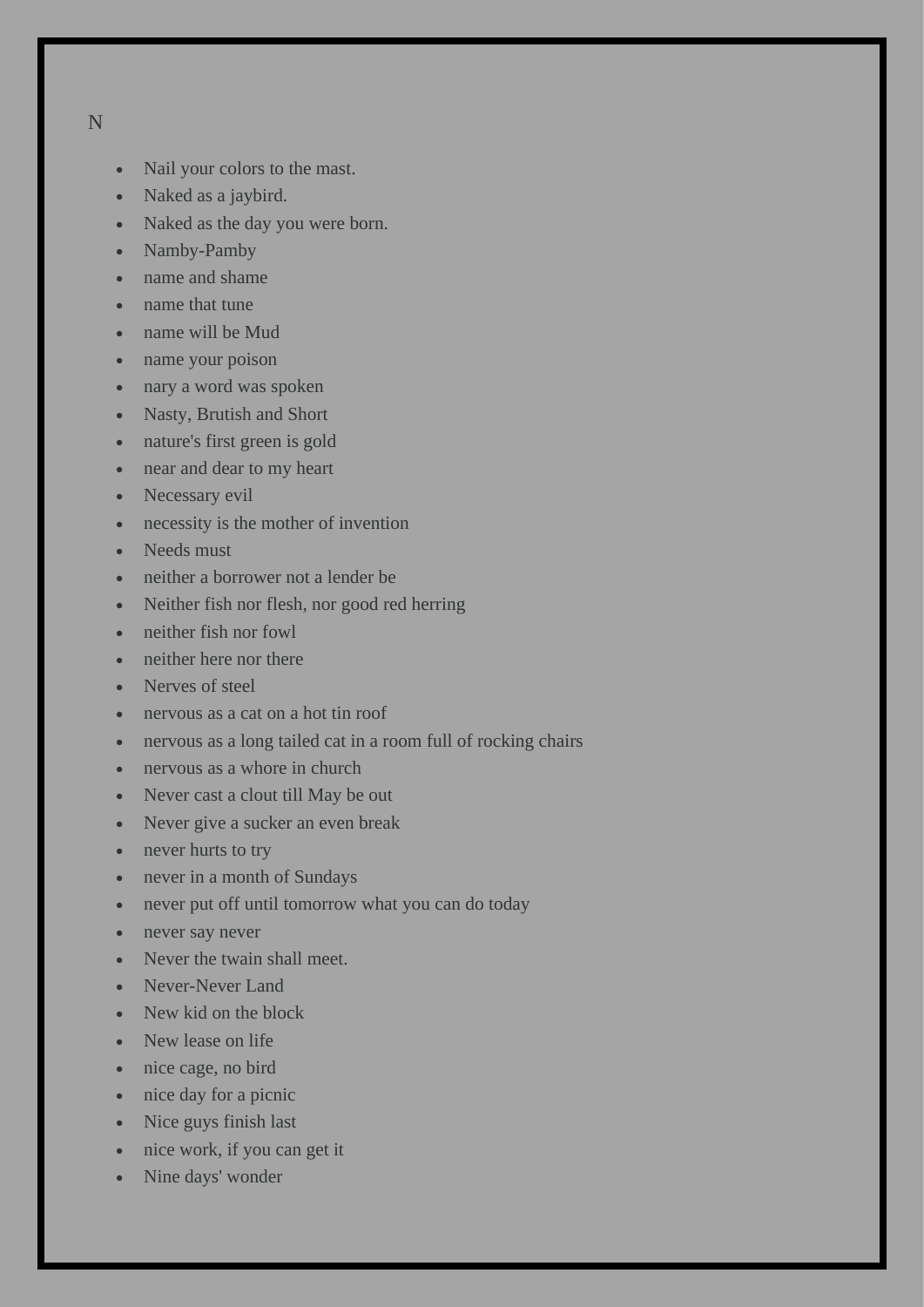N

- Nail your colors to the mast.
- Naked as a jaybird.
- Naked as the day you were born.
- Namby-Pamby
- name and shame
- name that tune
- name will be Mud
- name your poison
- nary a word was spoken
- Nasty, Brutish and Short
- nature's first green is gold
- near and dear to my heart
- Necessary evil
- necessity is the mother of invention
- Needs must
- neither a borrower not a lender be
- Neither fish nor flesh, nor good red herring
- neither fish nor fowl
- neither here nor there
- Nerves of steel
- nervous as a cat on a hot tin roof
- nervous as a long tailed cat in a room full of rocking chairs
- nervous as a whore in church
- Never cast a clout till May be out
- Never give a sucker an even break
- never hurts to try
- never in a month of Sundays
- never put off until tomorrow what you can do today
- never say never
- Never the twain shall meet.
- Never-Never Land
- New kid on the block
- New lease on life
- nice cage, no bird
- nice day for a picnic
- Nice guys finish last
- nice work, if you can get it
- Nine days' wonder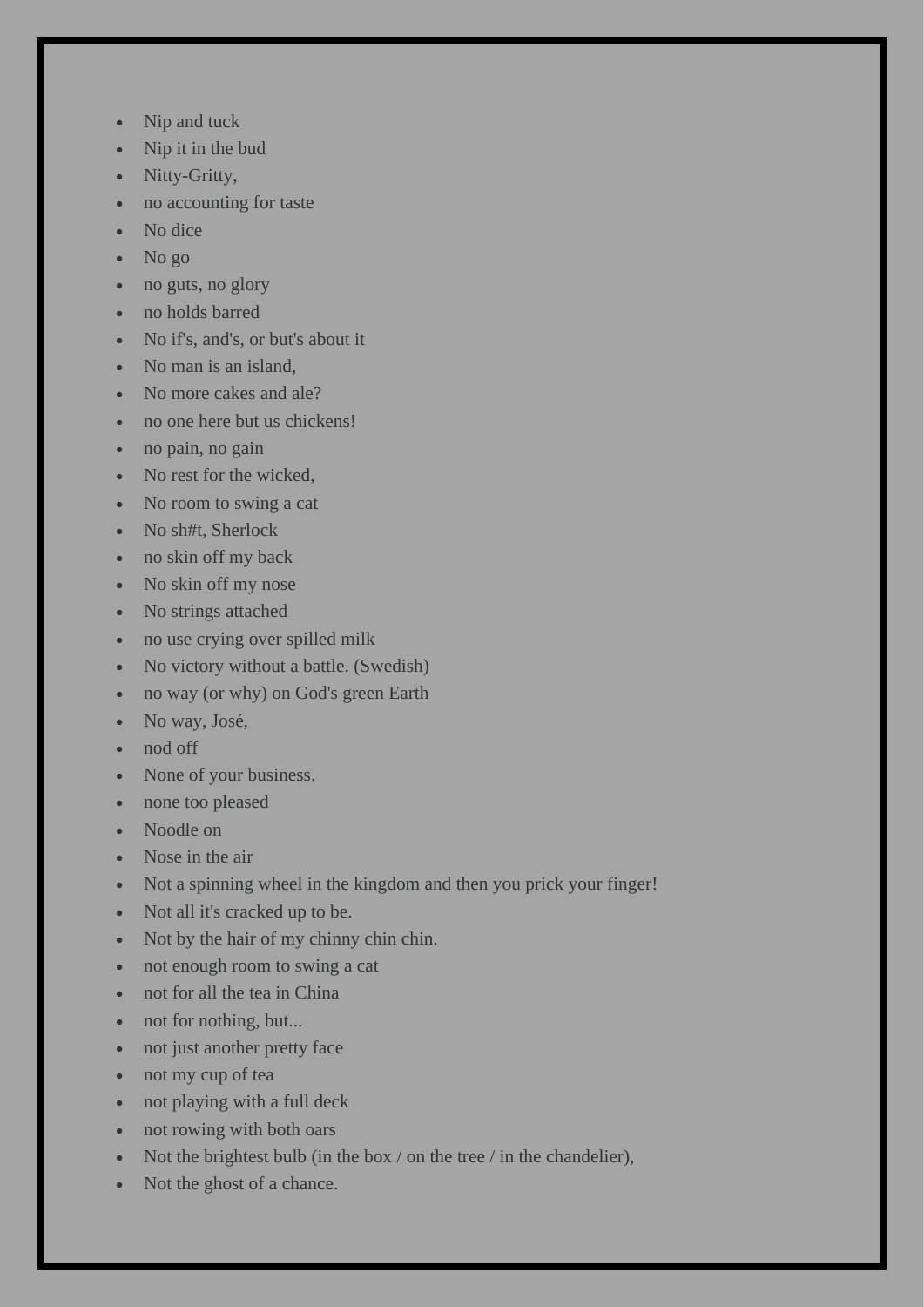- Nip and tuck
- Nip it in the bud
- Nitty-Gritty,
- no accounting for taste
- No dice
- No go
- no guts, no glory
- no holds barred
- No if's, and's, or but's about it
- No man is an island,
- No more cakes and ale?
- no one here but us chickens!
- no pain, no gain
- No rest for the wicked,
- No room to swing a cat
- No sh#t, Sherlock
- no skin off my back
- No skin off my nose
- No strings attached
- no use crying over spilled milk
- No victory without a battle. (Swedish)
- no way (or why) on God's green Earth
- No way, José,
- nod off
- None of your business.
- none too pleased
- Noodle on
- Nose in the air
- Not a spinning wheel in the kingdom and then you prick your finger!
- Not all it's cracked up to be.
- Not by the hair of my chinny chin chin.
- not enough room to swing a cat
- not for all the tea in China
- not for nothing, but...
- not just another pretty face
- not my cup of tea
- not playing with a full deck
- not rowing with both oars
- Not the brightest bulb (in the box / on the tree / in the chandelier),
- Not the ghost of a chance.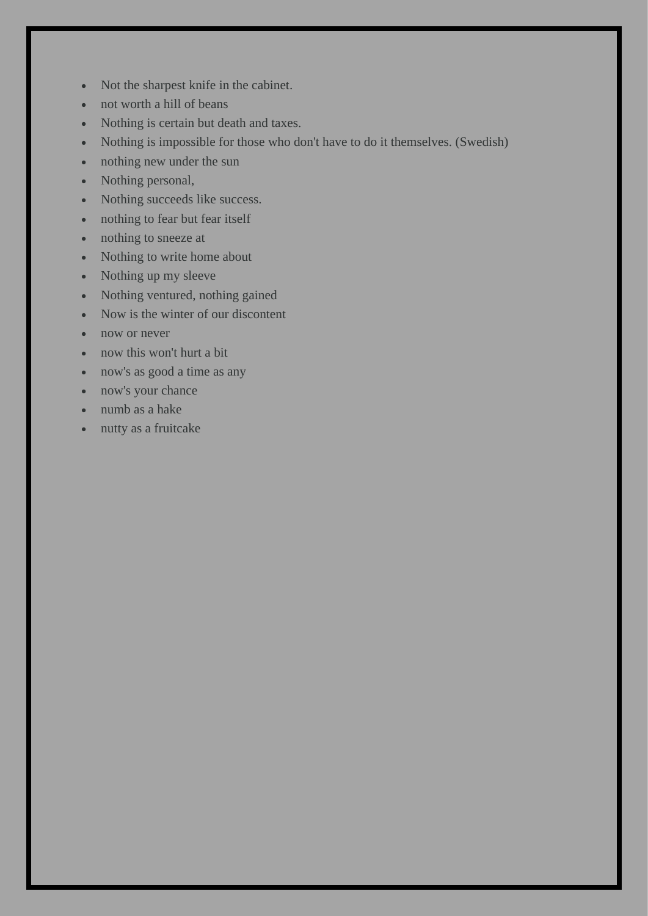- Not the sharpest knife in the cabinet.
- not worth a hill of beans
- Nothing is certain but death and taxes.
- Nothing is impossible for those who don't have to do it themselves. (Swedish)
- nothing new under the sun
- Nothing personal,
- Nothing succeeds like success.
- nothing to fear but fear itself
- nothing to sneeze at
- Nothing to write home about
- Nothing up my sleeve
- Nothing ventured, nothing gained
- Now is the winter of our discontent
- now or never
- now this won't hurt a bit
- now's as good a time as any
- now's your chance
- numb as a hake
- nutty as a fruitcake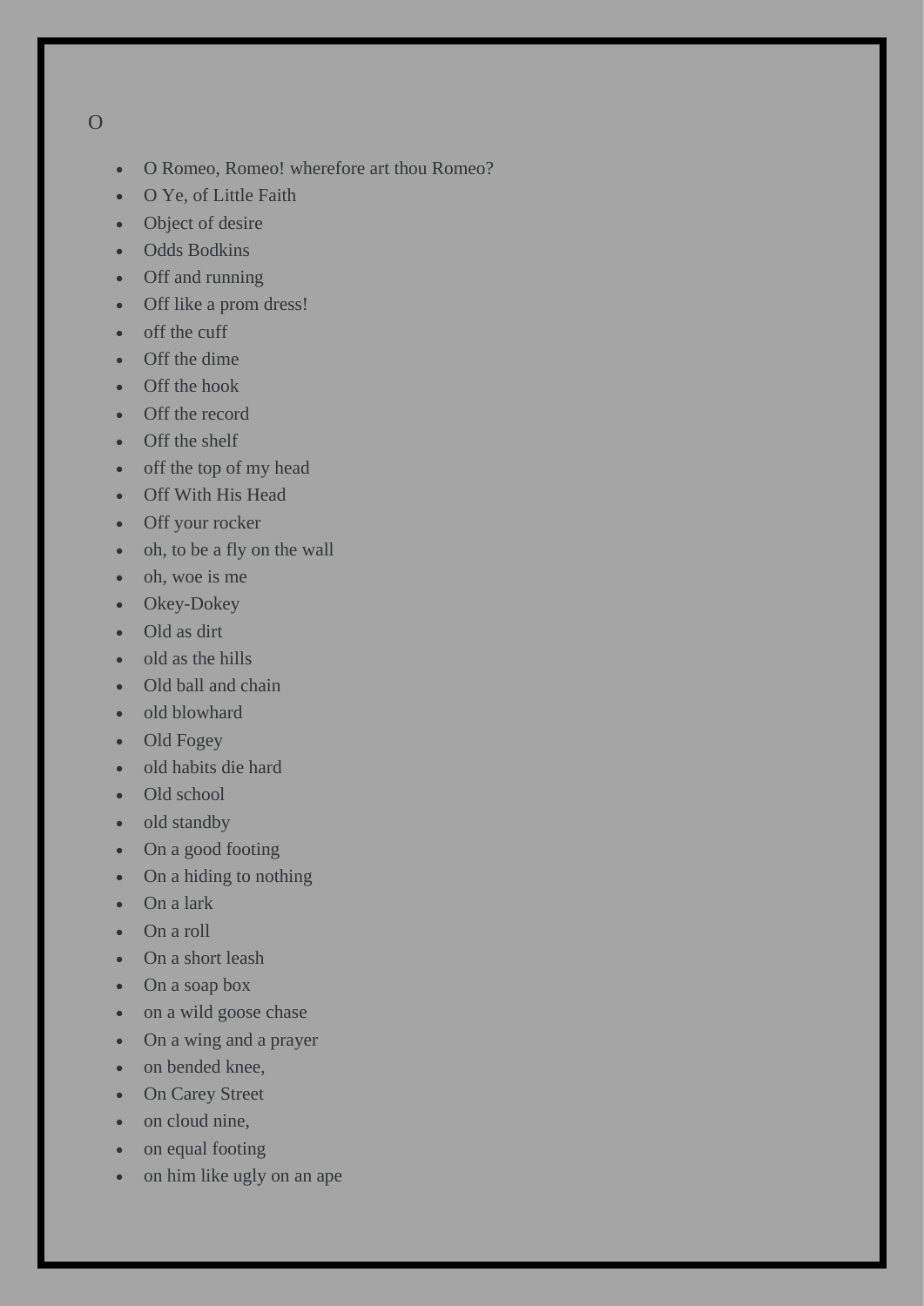O

- O Romeo, Romeo! wherefore art thou Romeo?
- O Ye, of Little Faith
- Object of desire
- Odds Bodkins
- Off and running
- Off like a prom dress!
- off the cuff
- Off the dime
- Off the hook
- Off the record
- Off the shelf
- off the top of my head
- Off With His Head
- Off your rocker
- oh, to be a fly on the wall
- oh, woe is me
- Okey-Dokey
- Old as dirt
- old as the hills
- Old ball and chain
- old blowhard
- Old Fogey
- old habits die hard
- Old school
- old standby
- On a good footing
- On a hiding to nothing
- On a lark
- On a roll
- On a short leash
- On a soap box
- on a wild goose chase
- On a wing and a prayer
- on bended knee,
- On Carey Street
- on cloud nine,
- on equal footing
- on him like ugly on an ape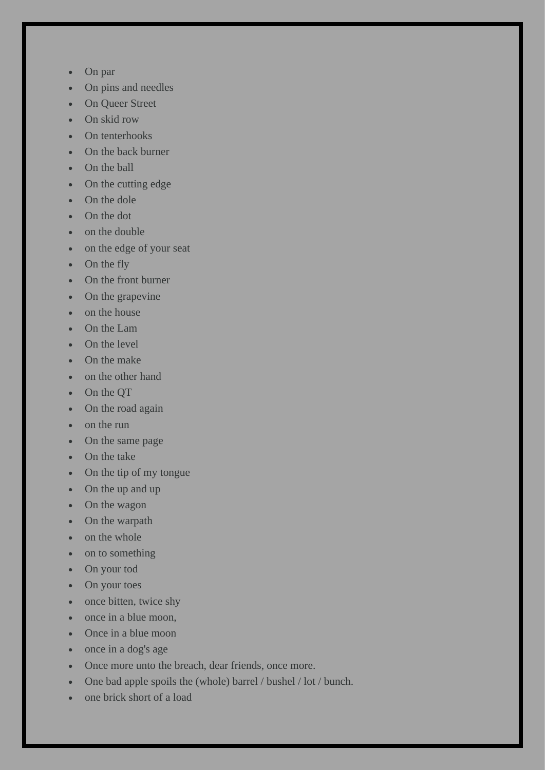- On par
- On pins and needles
- On Queer Street
- On skid row
- On tenterhooks
- On the back burner
- On the ball
- On the cutting edge
- On the dole
- On the dot
- on the double
- on the edge of your seat
- On the fly
- On the front burner
- On the grapevine
- on the house
- On the Lam
- On the level
- On the make
- on the other hand
- On the QT
- On the road again
- on the run
- On the same page
- On the take
- On the tip of my tongue
- On the up and up
- On the wagon
- On the warpath
- on the whole
- on to something
- On your tod
- On your toes
- once bitten, twice shy
- once in a blue moon,
- Once in a blue moon
- once in a dog's age
- Once more unto the breach, dear friends, once more.
- One bad apple spoils the (whole) barrel / bushel / lot / bunch.
- one brick short of a load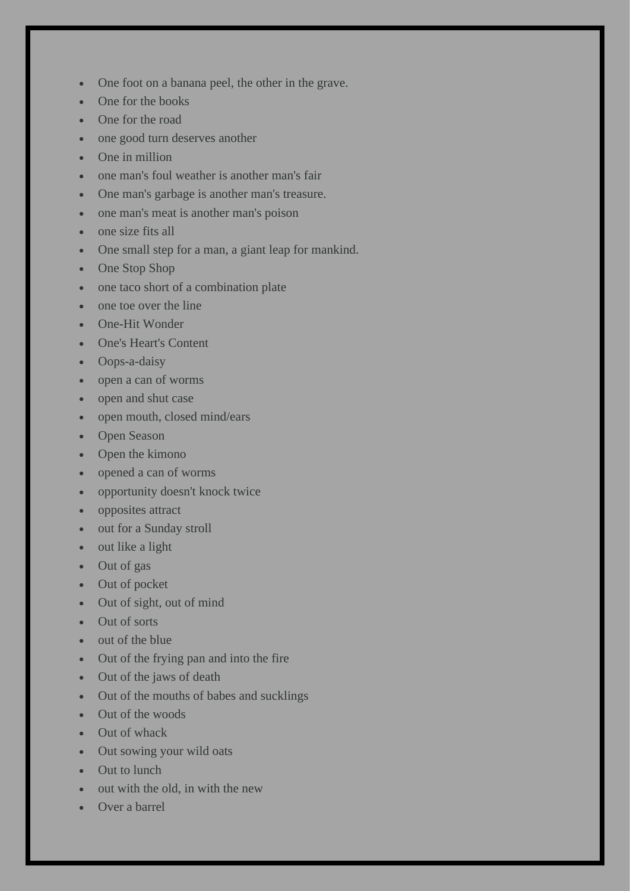- One foot on a banana peel, the other in the grave.
- One for the books
- One for the road
- one good turn deserves another
- One in million
- one man's foul weather is another man's fair
- One man's garbage is another man's treasure.
- one man's meat is another man's poison
- one size fits all
- One small step for a man, a giant leap for mankind.
- One Stop Shop
- one taco short of a combination plate
- one toe over the line
- One-Hit Wonder
- One's Heart's Content
- Oops-a-daisy
- open a can of worms
- open and shut case
- open mouth, closed mind/ears
- Open Season
- Open the kimono
- opened a can of worms
- opportunity doesn't knock twice
- opposites attract
- out for a Sunday stroll
- out like a light
- Out of gas
- Out of pocket
- Out of sight, out of mind
- Out of sorts
- out of the blue
- Out of the frying pan and into the fire
- Out of the jaws of death
- Out of the mouths of babes and sucklings
- Out of the woods
- Out of whack
- Out sowing your wild oats
- Out to lunch
- out with the old, in with the new
- Over a barrel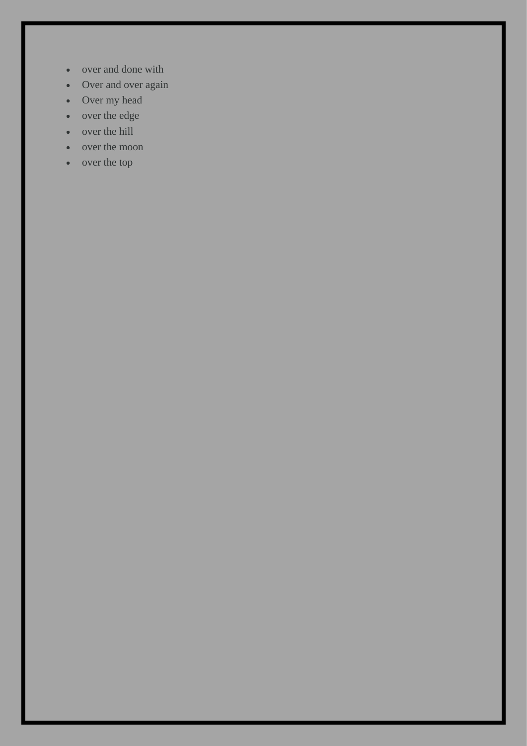- over and done with
- Over and over again
- Over my head
- over the edge
- over the hill
- over the moon
- over the top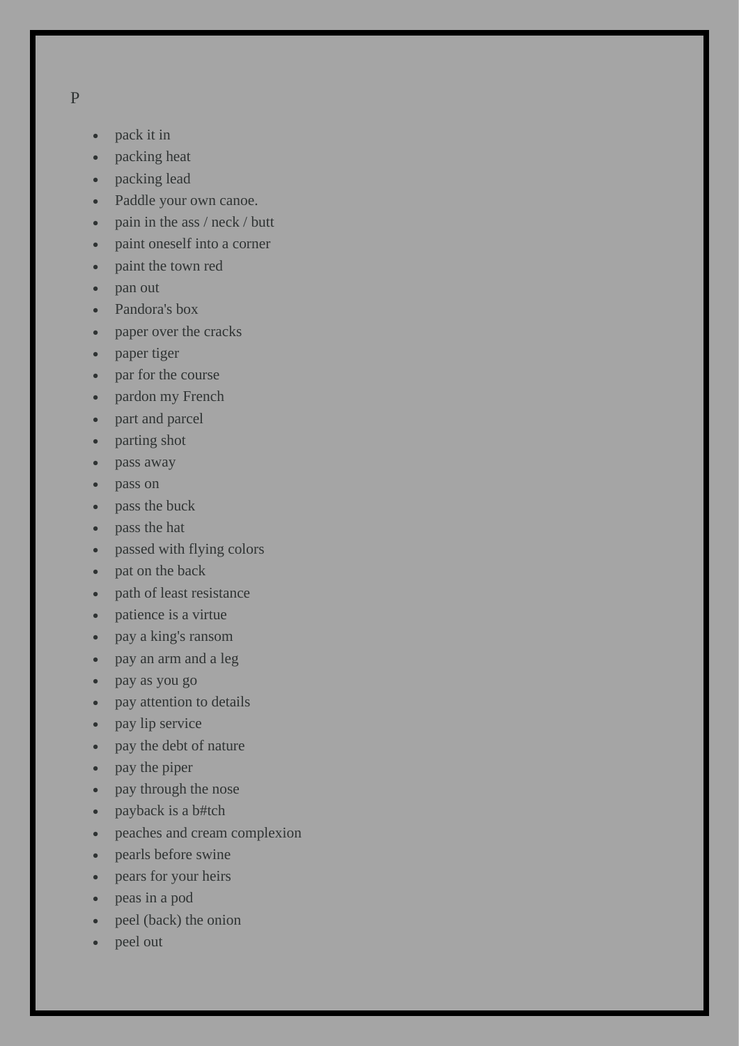P

- pack it in
- packing heat
- packing lead
- Paddle your own canoe.
- pain in the ass / neck / butt
- paint oneself into a corner
- paint the town red
- pan out
- Pandora's box
- paper over the cracks
- paper tiger
- par for the course
- pardon my French
- part and parcel
- parting shot
- pass away
- pass on
- pass the buck
- pass the hat
- passed with flying colors
- pat on the back
- path of least resistance
- patience is a virtue
- pay a king's ransom
- pay an arm and a leg
- pay as you go
- pay attention to details
- pay lip service
- pay the debt of nature
- pay the piper
- pay through the nose
- payback is a b#tch
- peaches and cream complexion
- pearls before swine
- pears for your heirs
- peas in a pod
- peel (back) the onion
- peel out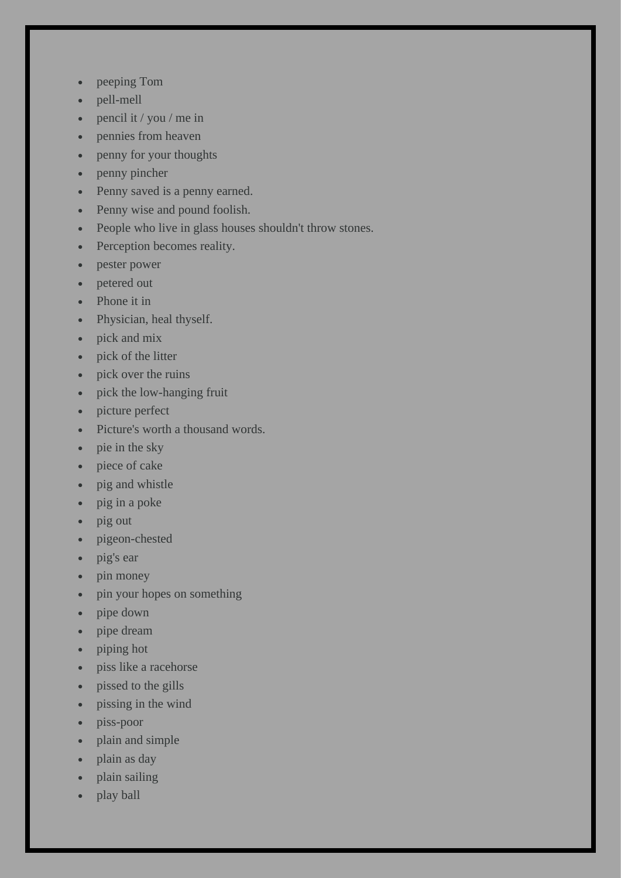- peeping Tom
- pell-mell
- pencil it / you / me in
- pennies from heaven
- penny for your thoughts
- penny pincher
- Penny saved is a penny earned.
- Penny wise and pound foolish.
- People who live in glass houses shouldn't throw stones.
- Perception becomes reality.
- pester power
- petered out
- Phone it in
- Physician, heal thyself.
- pick and mix
- pick of the litter
- pick over the ruins
- pick the low-hanging fruit
- picture perfect
- Picture's worth a thousand words.
- pie in the sky
- piece of cake
- pig and whistle
- pig in a poke
- pig out
- pigeon-chested
- pig's ear
- pin money
- pin your hopes on something
- pipe down
- pipe dream
- piping hot
- piss like a racehorse
- pissed to the gills
- pissing in the wind
- piss-poor
- plain and simple
- plain as day
- plain sailing
- play ball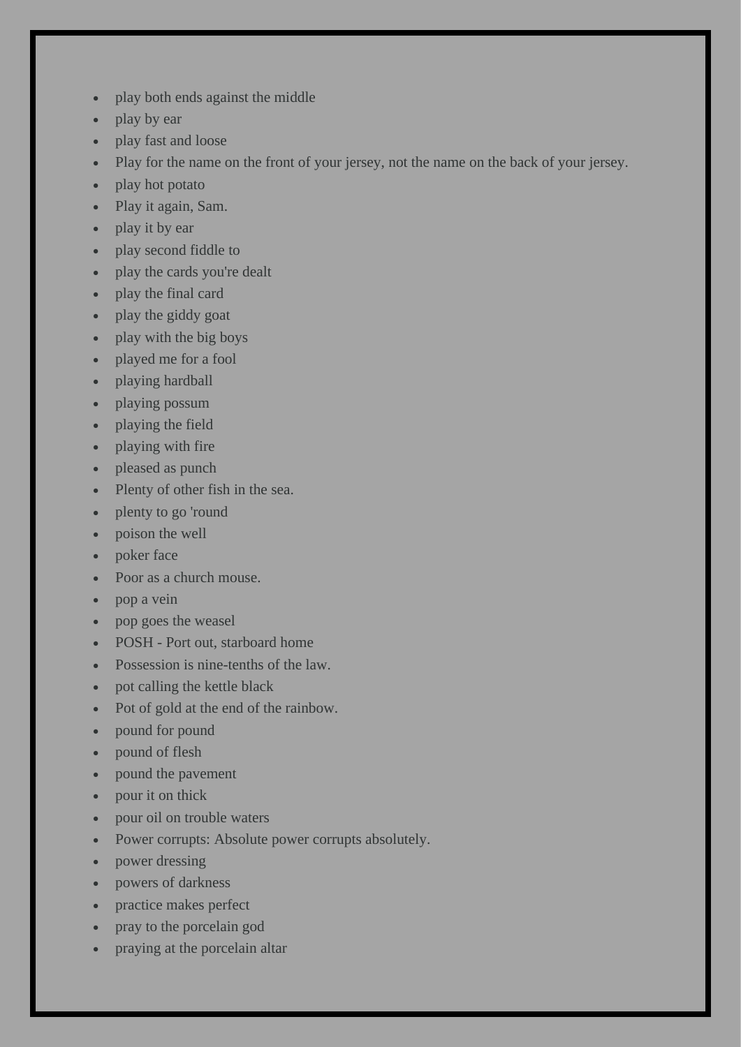- play both ends against the middle
- play by ear
- play fast and loose
- Play for the name on the front of your jersey, not the name on the back of your jersey.
- play hot potato
- Play it again, Sam.
- play it by ear
- play second fiddle to
- play the cards you're dealt
- play the final card
- play the giddy goat
- play with the big boys
- played me for a fool
- playing hardball
- playing possum
- playing the field
- playing with fire
- pleased as punch
- Plenty of other fish in the sea.
- plenty to go 'round
- poison the well
- poker face
- Poor as a church mouse.
- pop a vein
- pop goes the weasel
- POSH - Port out, starboard home
- Possession is nine-tenths of the law.
- pot calling the kettle black
- Pot of gold at the end of the rainbow.
- pound for pound
- pound of flesh
- pound the pavement
- pour it on thick
- pour oil on trouble waters
- Power corrupts: Absolute power corrupts absolutely.
- power dressing
- powers of darkness
- practice makes perfect
- pray to the porcelain god
- praying at the porcelain altar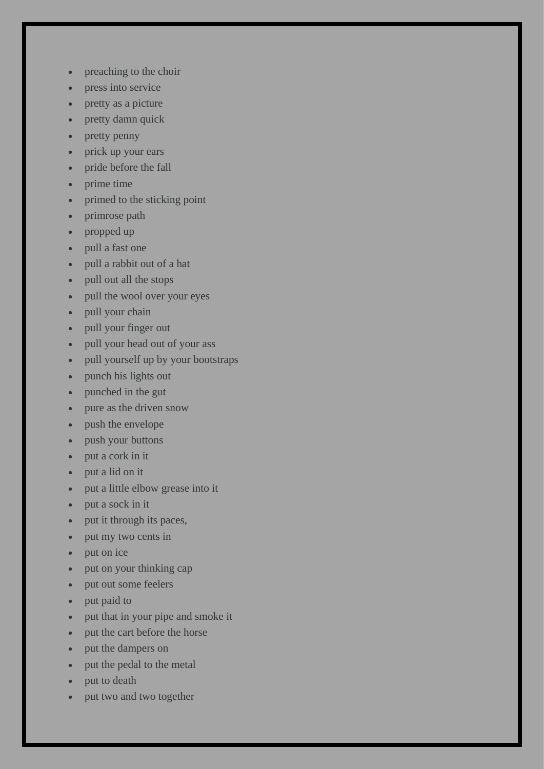- preaching to the choir
- press into service
- pretty as a picture
- pretty damn quick
- pretty penny
- prick up your ears
- pride before the fall
- prime time
- primed to the sticking point
- primrose path
- propped up
- pull a fast one
- pull a rabbit out of a hat
- pull out all the stops
- pull the wool over your eyes
- pull your chain
- pull your finger out
- pull your head out of your ass
- pull yourself up by your bootstraps
- punch his lights out
- punched in the gut
- pure as the driven snow
- push the envelope
- push your buttons
- put a cork in it
- put a lid on it
- put a little elbow grease into it
- put a sock in it
- put it through its paces,
- put my two cents in
- put on ice
- put on your thinking cap
- put out some feelers
- put paid to
- put that in your pipe and smoke it
- put the cart before the horse
- put the dampers on
- put the pedal to the metal
- put to death
- put two and two together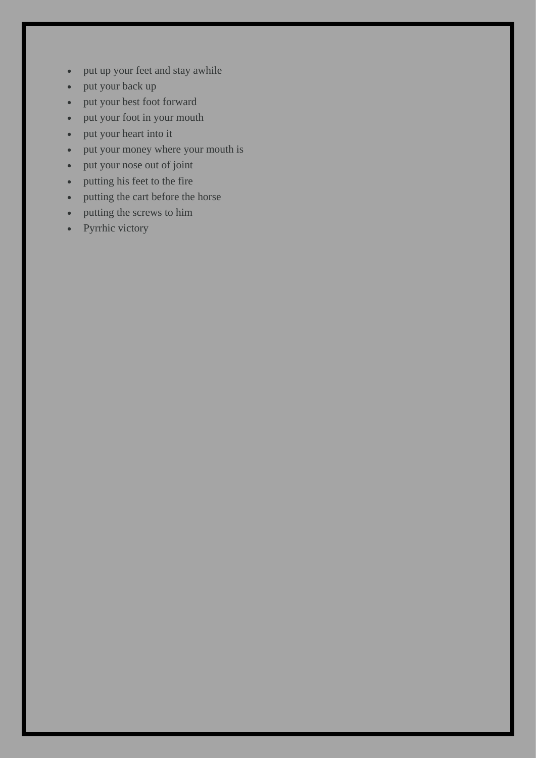- put up your feet and stay awhile
- put your back up
- put your best foot forward
- put your foot in your mouth
- put your heart into it
- put your money where your mouth is
- put your nose out of joint
- putting his feet to the fire
- putting the cart before the horse
- putting the screws to him
- Pyrrhic victory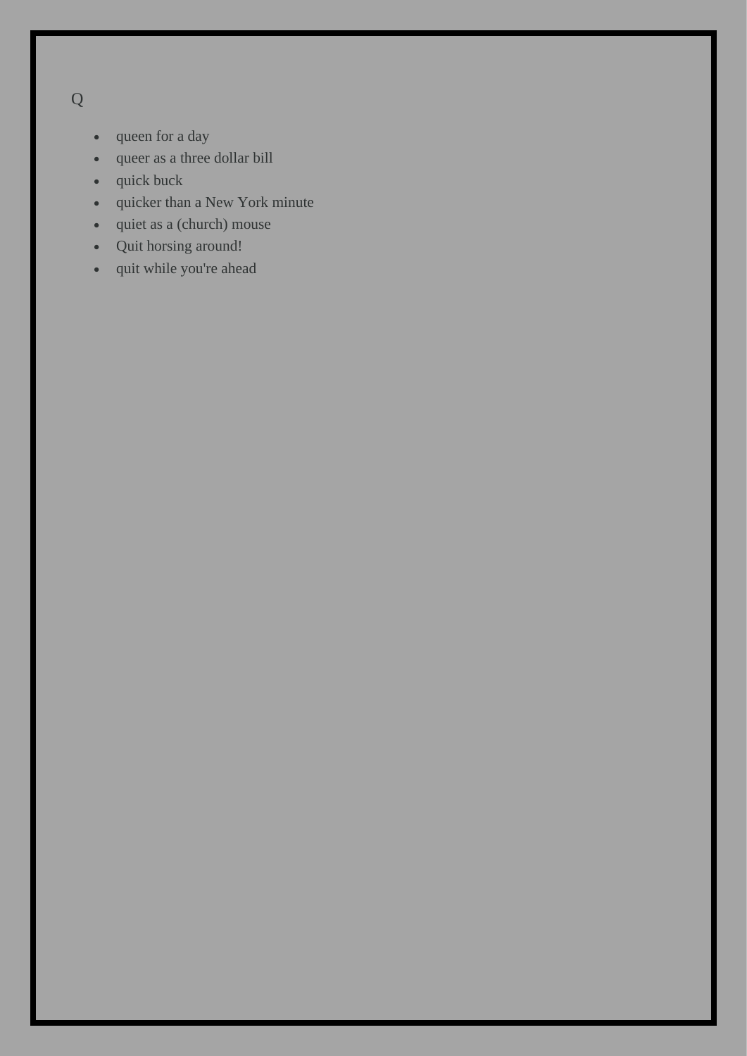Q

- queen for a day
- queer as a three dollar bill
- quick buck
- quicker than a New York minute
- quiet as a (church) mouse
- Quit horsing around!
- quit while you're ahead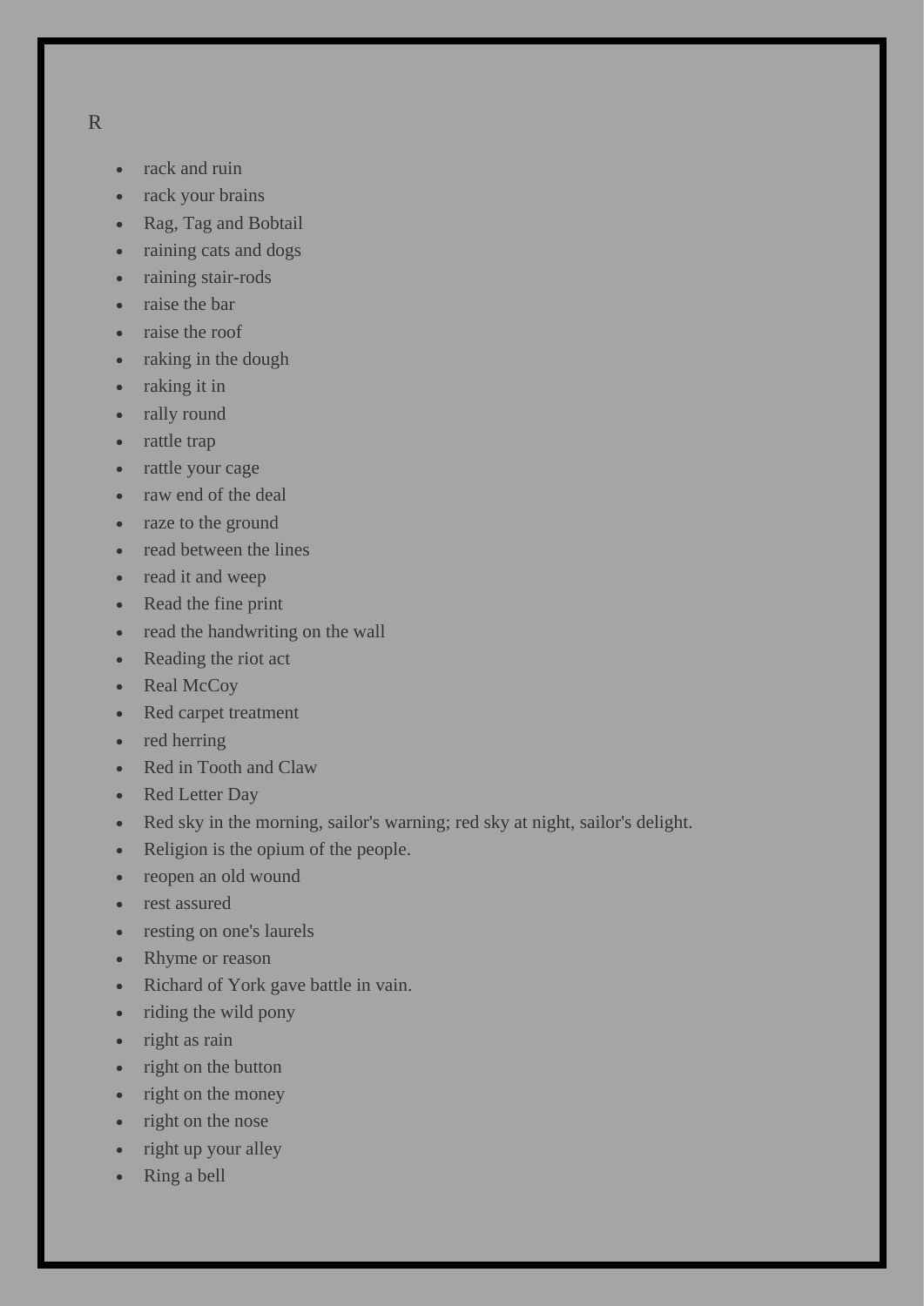R

- rack and ruin
- rack your brains
- Rag, Tag and Bobtail
- raining cats and dogs
- raining stair-rods
- raise the bar
- raise the roof
- raking in the dough
- raking it in
- rally round
- rattle trap
- rattle your cage
- raw end of the deal
- raze to the ground
- read between the lines
- read it and weep
- Read the fine print
- read the handwriting on the wall
- Reading the riot act
- Real McCoy
- Red carpet treatment
- red herring
- Red in Tooth and Claw
- Red Letter Day
- Red sky in the morning, sailor's warning; red sky at night, sailor's delight.
- Religion is the opium of the people.
- reopen an old wound
- rest assured
- resting on one's laurels
- Rhyme or reason
- Richard of York gave battle in vain.
- riding the wild pony
- right as rain
- right on the button
- right on the money
- right on the nose
- right up your alley
- Ring a bell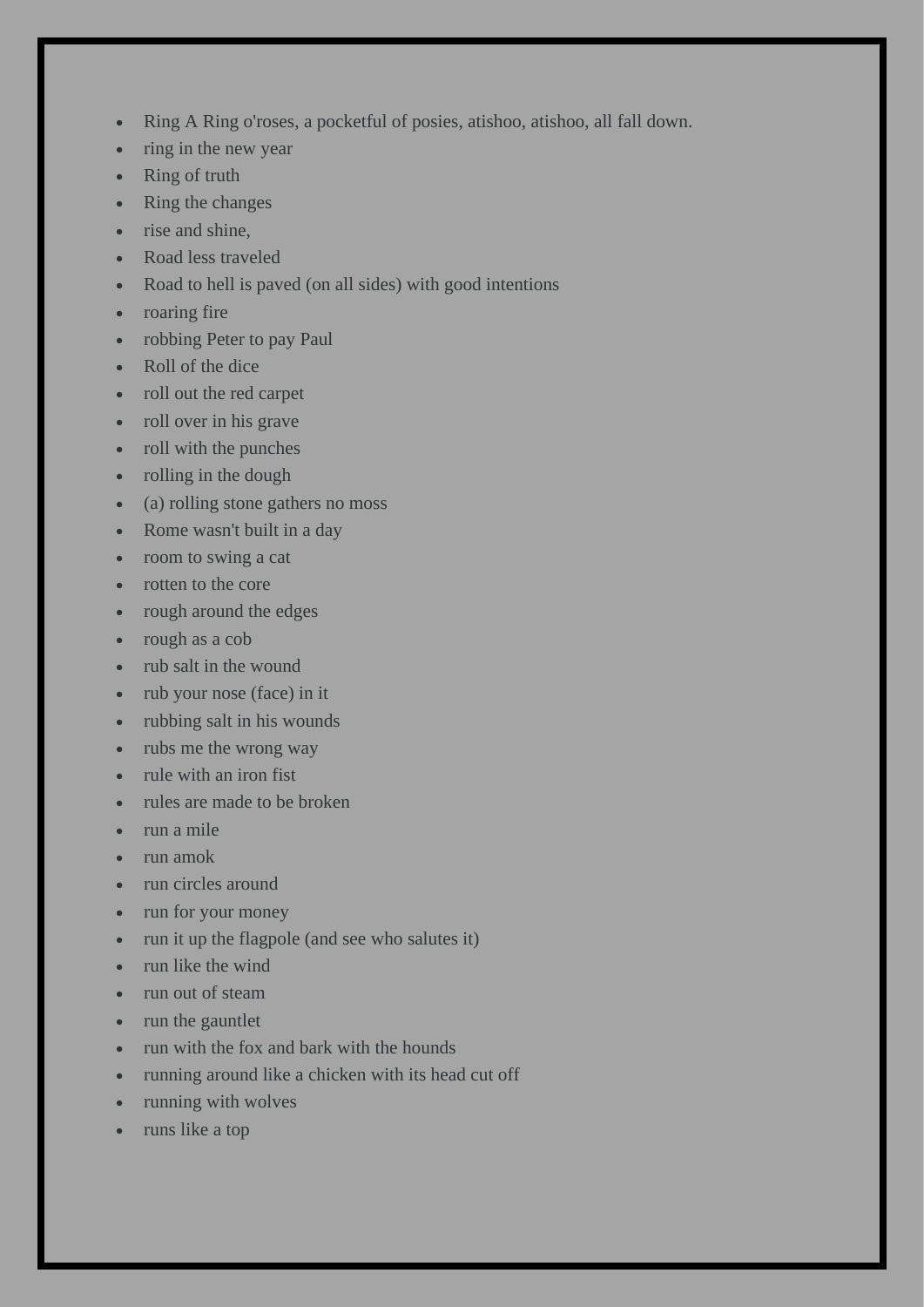- Ring A Ring o'roses, a pocketful of posies, atishoo, atishoo, all fall down.
- ring in the new year
- Ring of truth
- Ring the changes
- rise and shine,
- Road less traveled
- Road to hell is paved (on all sides) with good intentions
- roaring fire
- robbing Peter to pay Paul
- Roll of the dice
- roll out the red carpet
- roll over in his grave
- roll with the punches
- rolling in the dough
- (a) rolling stone gathers no moss
- Rome wasn't built in a day
- room to swing a cat
- rotten to the core
- rough around the edges
- rough as a cob
- rub salt in the wound
- rub your nose (face) in it
- rubbing salt in his wounds
- rubs me the wrong way
- rule with an iron fist
- rules are made to be broken
- run a mile
- run amok
- run circles around
- run for your money
- run it up the flagpole (and see who salutes it)
- run like the wind
- run out of steam
- run the gauntlet
- run with the fox and bark with the hounds
- running around like a chicken with its head cut off
- running with wolves
- runs like a top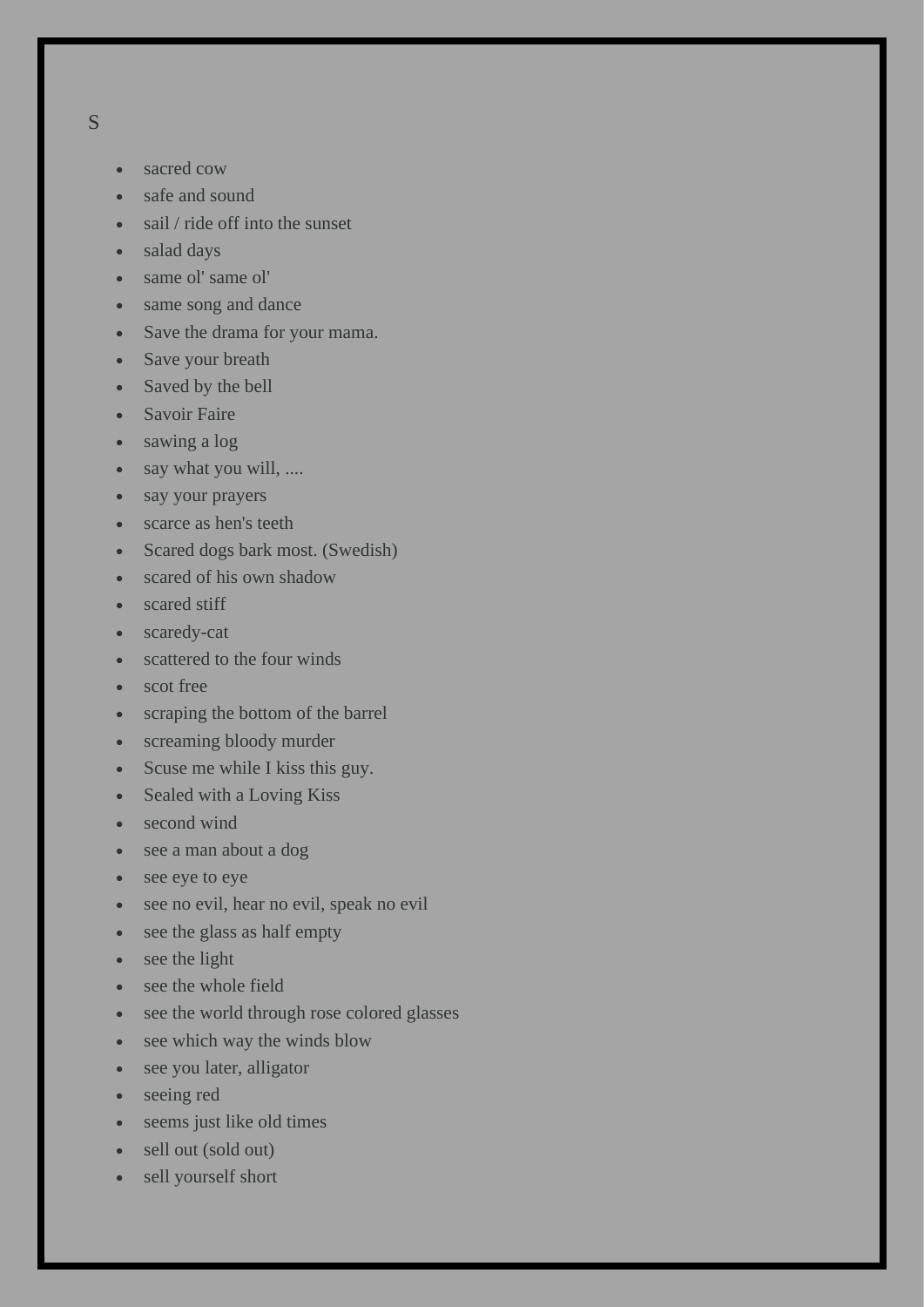S

- sacred cow
- safe and sound
- sail / ride off into the sunset
- salad days
- same ol' same ol'
- same song and dance
- Save the drama for your mama.
- Save your breath
- Saved by the bell
- Savoir Faire
- sawing a log
- say what you will, ....
- say your prayers
- scarce as hen's teeth
- Scared dogs bark most. (Swedish)
- scared of his own shadow
- scared stiff
- scaredy-cat
- scattered to the four winds
- scot free
- scraping the bottom of the barrel
- screaming bloody murder
- Scuse me while I kiss this guy.
- Sealed with a Loving Kiss
- second wind
- see a man about a dog
- see eye to eye
- see no evil, hear no evil, speak no evil
- see the glass as half empty
- see the light
- see the whole field
- see the world through rose colored glasses
- see which way the winds blow
- see you later, alligator
- seeing red
- seems just like old times
- sell out (sold out)
- sell yourself short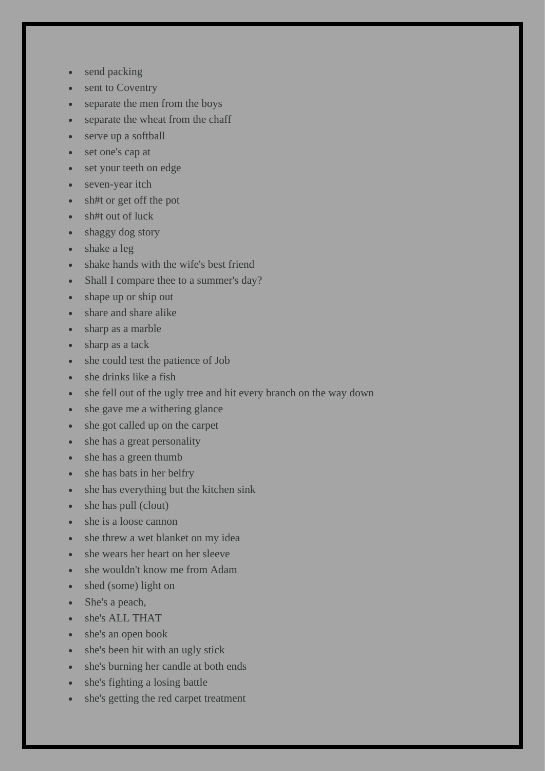- send packing
- sent to Coventry
- separate the men from the boys
- separate the wheat from the chaff
- serve up a softball
- set one's cap at
- set your teeth on edge
- seven-year itch
- sh#t or get off the pot
- sh#t out of luck
- shaggy dog story
- shake a leg
- shake hands with the wife's best friend
- Shall I compare thee to a summer's day?
- shape up or ship out
- share and share alike
- sharp as a marble
- sharp as a tack
- she could test the patience of Job
- she drinks like a fish
- she fell out of the ugly tree and hit every branch on the way down
- she gave me a withering glance
- she got called up on the carpet
- she has a great personality
- she has a green thumb
- she has bats in her belfry
- she has everything but the kitchen sink
- she has pull (clout)
- she is a loose cannon
- she threw a wet blanket on my idea
- she wears her heart on her sleeve
- she wouldn't know me from Adam
- shed (some) light on
- She's a peach,
- she's ALL THAT
- she's an open book
- she's been hit with an ugly stick
- she's burning her candle at both ends
- she's fighting a losing battle
- she's getting the red carpet treatment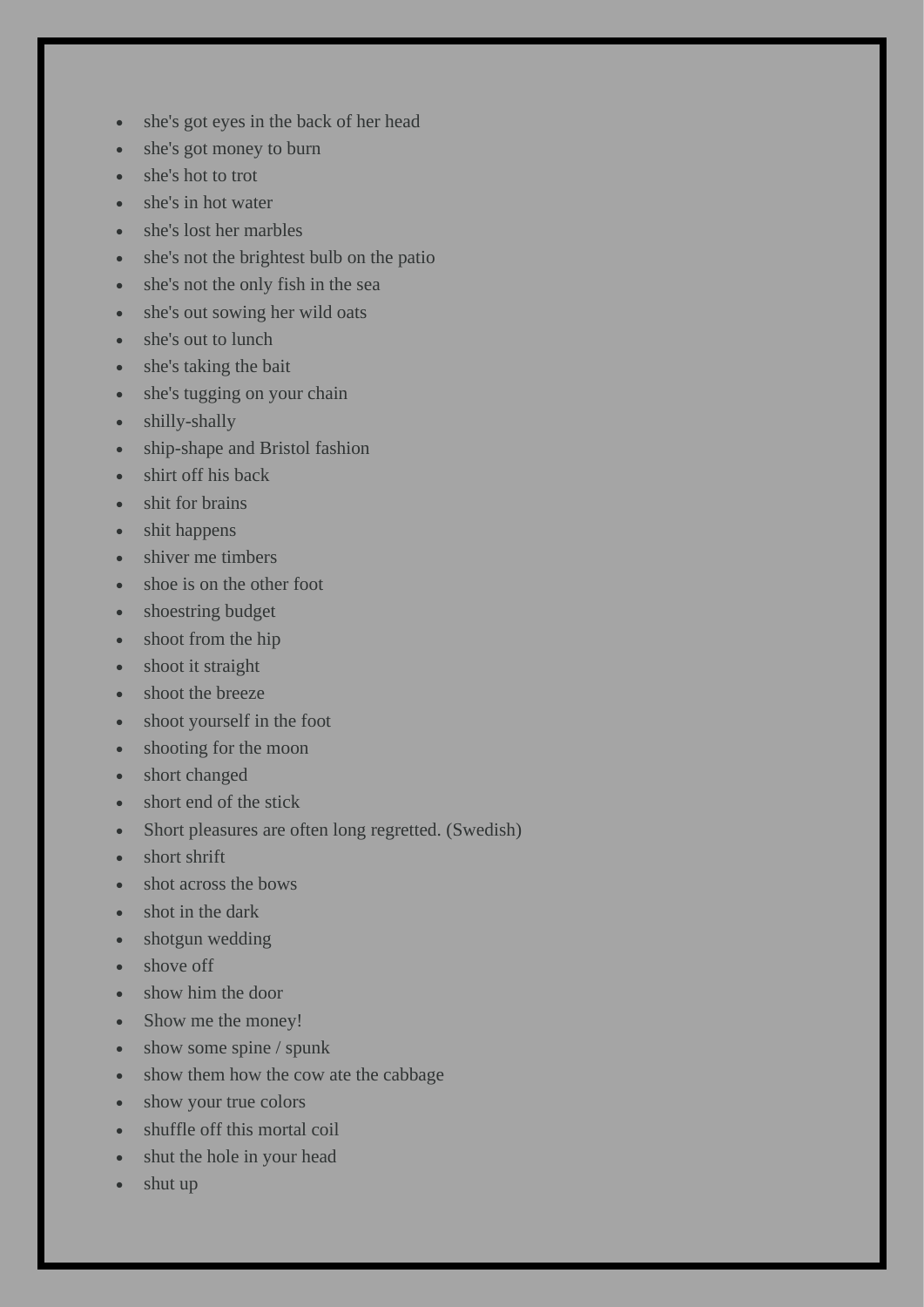- she's got eyes in the back of her head
- she's got money to burn
- she's hot to trot
- she's in hot water
- she's lost her marbles
- she's not the brightest bulb on the patio
- she's not the only fish in the sea
- she's out sowing her wild oats
- she's out to lunch
- she's taking the bait
- she's tugging on your chain
- shilly-shally
- ship-shape and Bristol fashion
- shirt off his back
- shit for brains
- shit happens
- shiver me timbers
- shoe is on the other foot
- shoestring budget
- shoot from the hip
- shoot it straight
- shoot the breeze
- shoot yourself in the foot
- shooting for the moon
- short changed
- short end of the stick
- Short pleasures are often long regretted. (Swedish)
- short shrift
- shot across the bows
- shot in the dark
- shotgun wedding
- shove off
- show him the door
- Show me the money!
- show some spine / spunk
- show them how the cow ate the cabbage
- show your true colors
- shuffle off this mortal coil
- shut the hole in your head
- shut up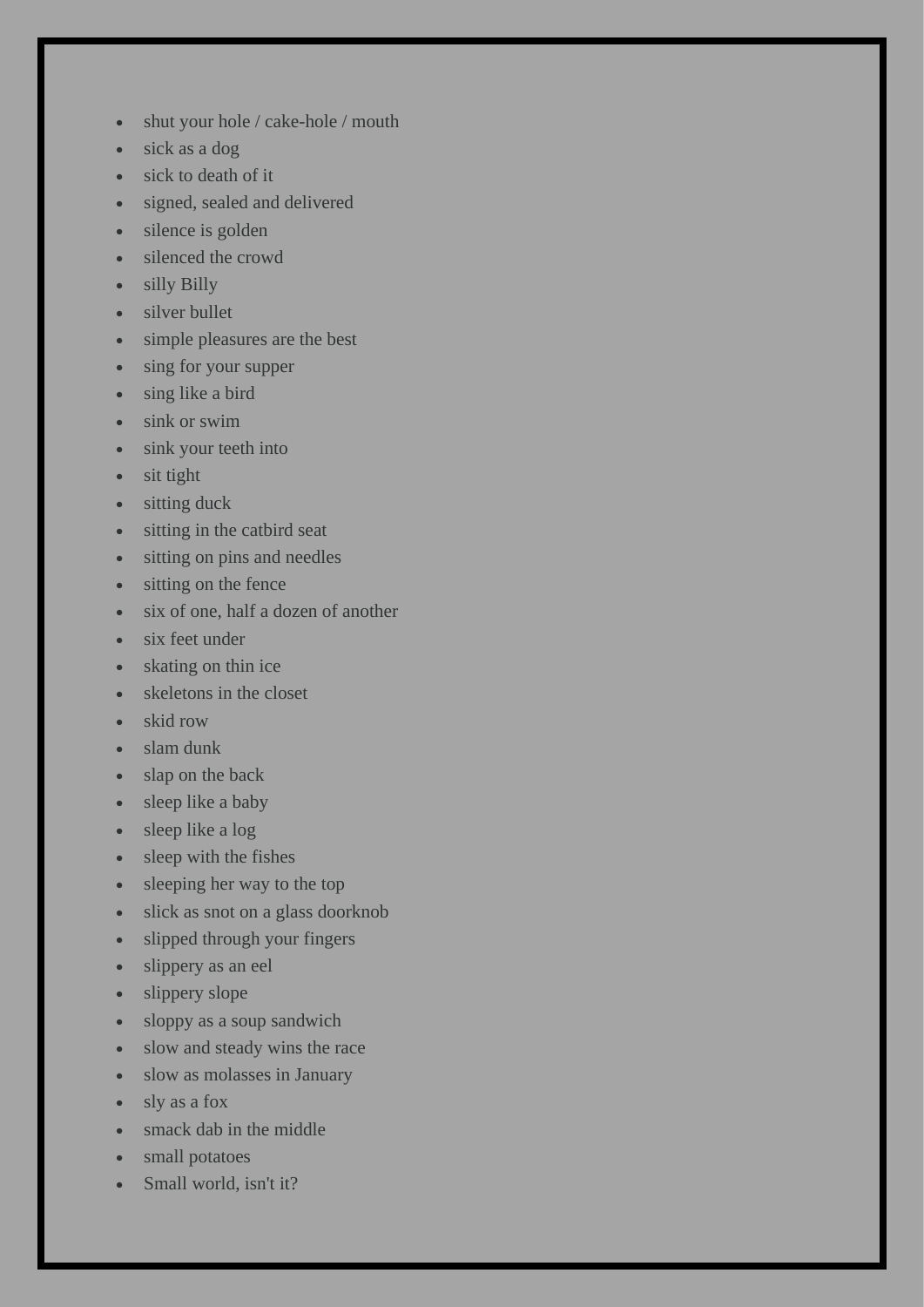- shut your hole / cake-hole / mouth
- sick as a dog
- sick to death of it
- signed, sealed and delivered
- silence is golden
- silenced the crowd
- silly Billy
- silver bullet
- simple pleasures are the best
- sing for your supper
- sing like a bird
- sink or swim
- sink your teeth into
- sit tight
- sitting duck
- sitting in the catbird seat
- sitting on pins and needles
- sitting on the fence
- six of one, half a dozen of another
- six feet under
- skating on thin ice
- skeletons in the closet
- skid row
- slam dunk
- slap on the back
- sleep like a baby
- sleep like a log
- sleep with the fishes
- sleeping her way to the top
- slick as snot on a glass doorknob
- slipped through your fingers
- slippery as an eel
- slippery slope
- sloppy as a soup sandwich
- slow and steady wins the race
- slow as molasses in January
- sly as a fox
- smack dab in the middle
- small potatoes
- Small world, isn't it?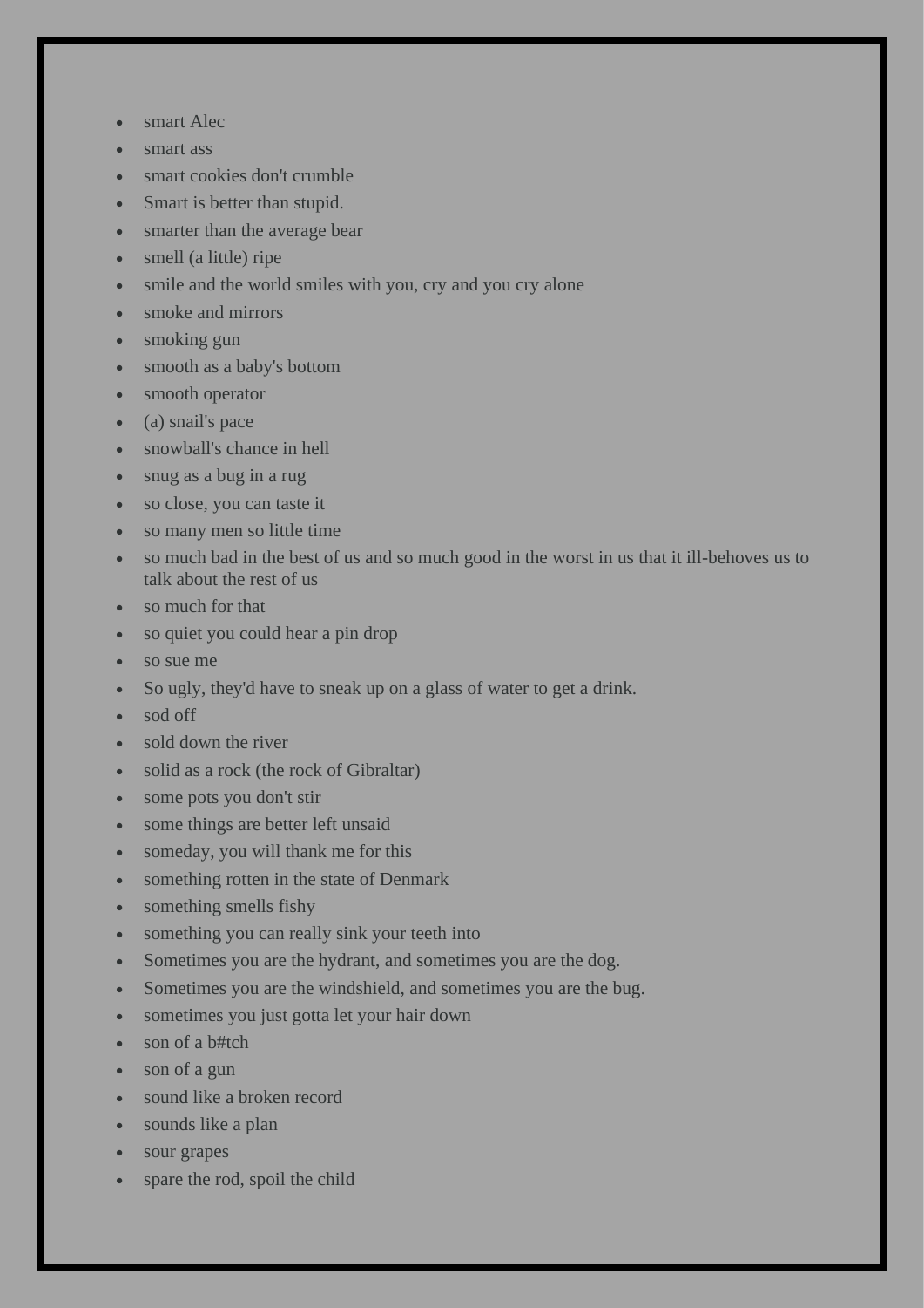- smart Alec
- smart ass
- smart cookies don't crumble
- Smart is better than stupid.
- smarter than the average bear
- smell (a little) ripe
- smile and the world smiles with you, cry and you cry alone
- smoke and mirrors
- smoking gun
- smooth as a baby's bottom
- smooth operator
- (a) snail's pace
- snowball's chance in hell
- snug as a bug in a rug
- so close, you can taste it
- so many men so little time
- so much bad in the best of us and so much good in the worst in us that it ill-behoves us to talk about the rest of us
- so much for that
- so quiet you could hear a pin drop
- so sue me
- So ugly, they'd have to sneak up on a glass of water to get a drink.
- sod off
- sold down the river
- solid as a rock (the rock of Gibraltar)
- some pots you don't stir
- some things are better left unsaid
- someday, you will thank me for this
- something rotten in the state of Denmark
- something smells fishy
- something you can really sink your teeth into
- Sometimes you are the hydrant, and sometimes you are the dog.
- Sometimes you are the windshield, and sometimes you are the bug.
- sometimes you just gotta let your hair down
- son of a b#tch
- son of a gun
- sound like a broken record
- sounds like a plan
- sour grapes
- spare the rod, spoil the child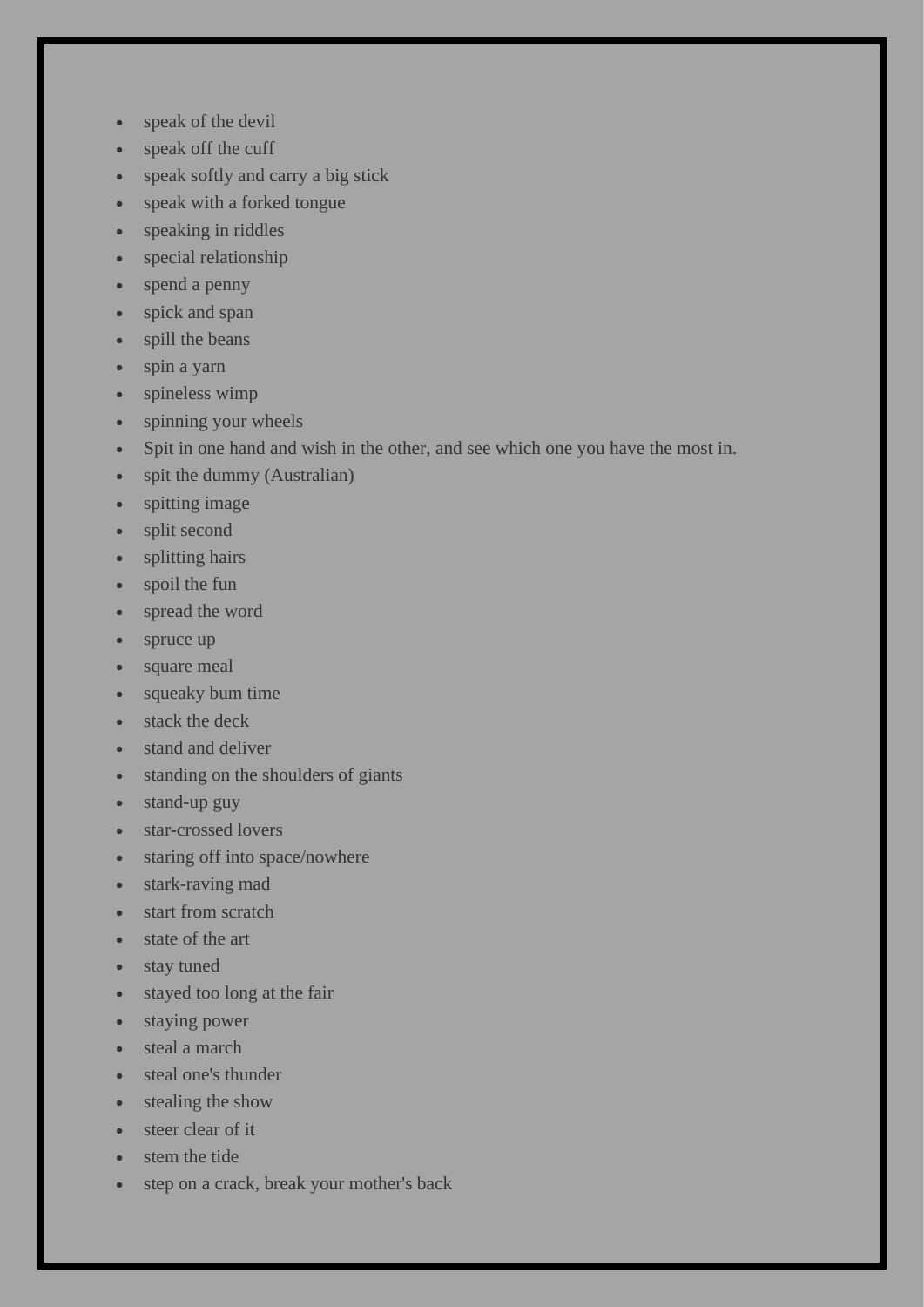- speak of the devil
- speak off the cuff
- speak softly and carry a big stick
- speak with a forked tongue
- speaking in riddles
- special relationship
- spend a penny
- spick and span
- spill the beans
- spin a yarn
- spineless wimp
- spinning your wheels
- Spit in one hand and wish in the other, and see which one you have the most in.
- spit the dummy (Australian)
- spitting image
- split second
- splitting hairs
- spoil the fun
- spread the word
- spruce up
- square meal
- squeaky bum time
- stack the deck
- stand and deliver
- standing on the shoulders of giants
- stand-up guy
- star-crossed lovers
- staring off into space/nowhere
- stark-raving mad
- start from scratch
- state of the art
- stay tuned
- stayed too long at the fair
- staying power
- steal a march
- steal one's thunder
- stealing the show
- steer clear of it
- stem the tide
- step on a crack, break your mother's back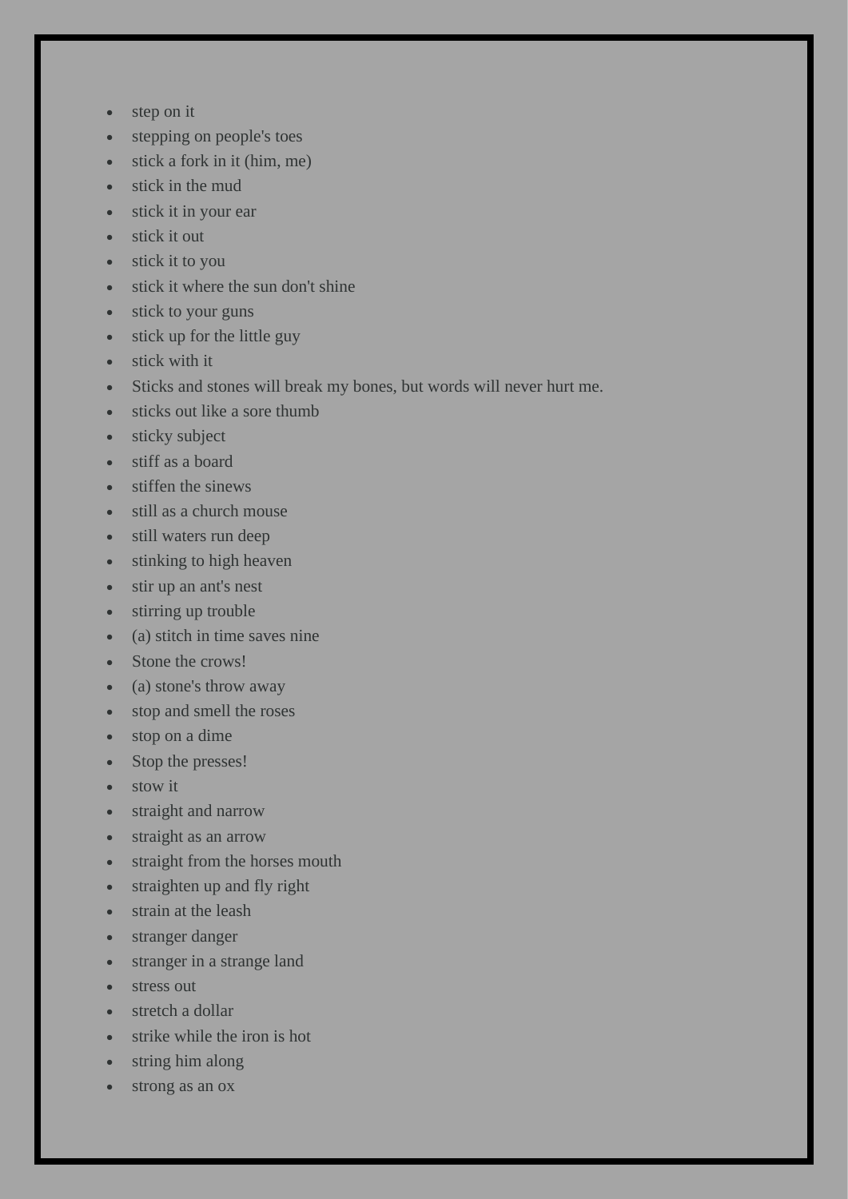- step on it
- stepping on people's toes
- stick a fork in it (him, me)
- stick in the mud
- stick it in your ear
- stick it out
- stick it to you
- stick it where the sun don't shine
- stick to your guns
- stick up for the little guy
- stick with it
- Sticks and stones will break my bones, but words will never hurt me.
- sticks out like a sore thumb
- sticky subject
- stiff as a board
- stiffen the sinews
- still as a church mouse
- still waters run deep
- stinking to high heaven
- stir up an ant's nest
- stirring up trouble
- (a) stitch in time saves nine
- Stone the crows!
- (a) stone's throw away
- stop and smell the roses
- stop on a dime
- Stop the presses!
- stow it
- straight and narrow
- straight as an arrow
- straight from the horses mouth
- straighten up and fly right
- strain at the leash
- stranger danger
- stranger in a strange land
- stress out
- stretch a dollar
- strike while the iron is hot
- string him along
- strong as an ox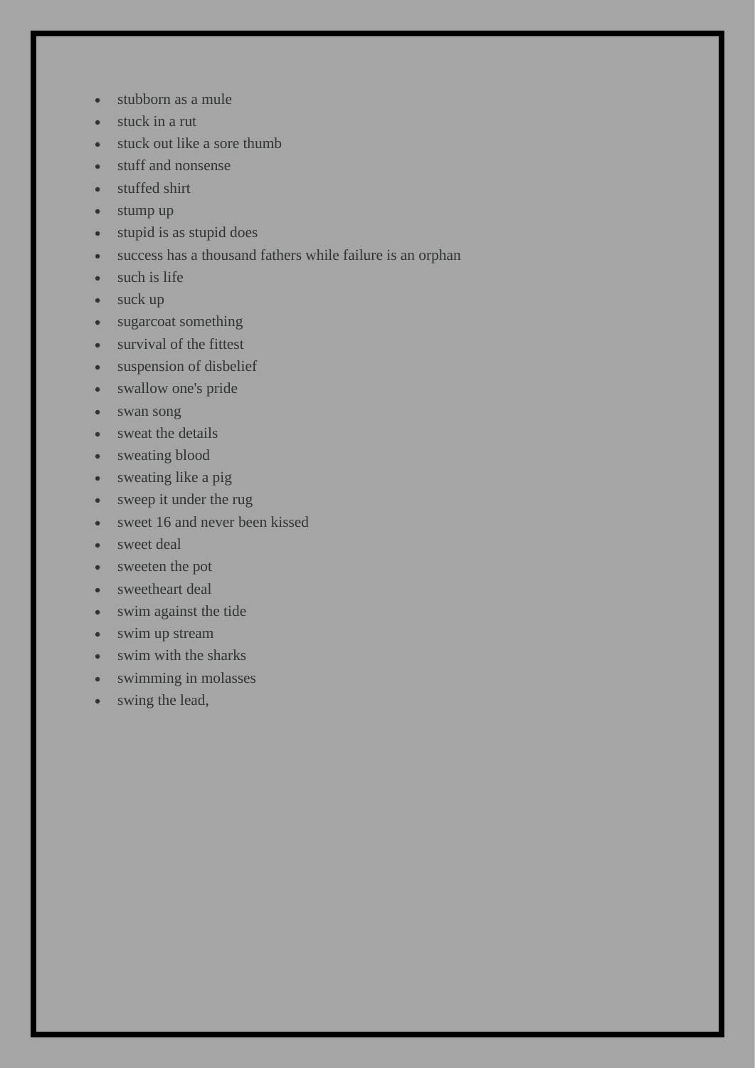- stubborn as a mule
- stuck in a rut
- stuck out like a sore thumb
- stuff and nonsense
- stuffed shirt
- stump up
- stupid is as stupid does
- success has a thousand fathers while failure is an orphan
- such is life
- suck up
- sugarcoat something
- survival of the fittest
- suspension of disbelief
- swallow one's pride
- swan song
- sweat the details
- sweating blood
- sweating like a pig
- sweep it under the rug
- sweet 16 and never been kissed
- sweet deal
- sweeten the pot
- sweetheart deal
- swim against the tide
- swim up stream
- swim with the sharks
- swimming in molasses
- swing the lead,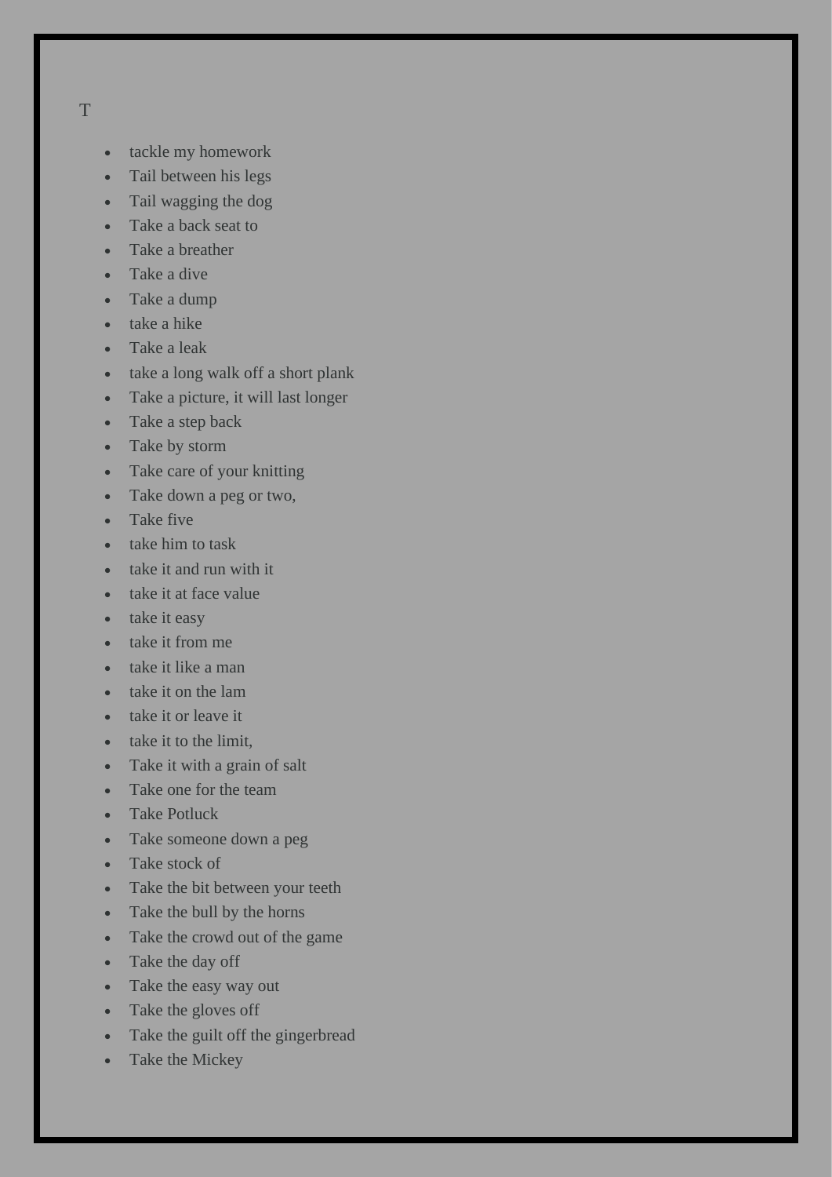T

- tackle my homework
- Tail between his legs
- Tail wagging the dog
- Take a back seat to
- Take a breather
- Take a dive
- Take a dump
- take a hike
- Take a leak
- take a long walk off a short plank
- Take a picture, it will last longer
- Take a step back
- Take by storm
- Take care of your knitting
- Take down a peg or two,
- Take five
- take him to task
- take it and run with it
- take it at face value
- take it easy
- take it from me
- take it like a man
- take it on the lam
- take it or leave it
- take it to the limit,
- Take it with a grain of salt
- Take one for the team
- Take Potluck
- Take someone down a peg
- Take stock of
- Take the bit between your teeth
- Take the bull by the horns
- Take the crowd out of the game
- Take the day off
- Take the easy way out
- Take the gloves off
- Take the guilt off the gingerbread
- Take the Mickey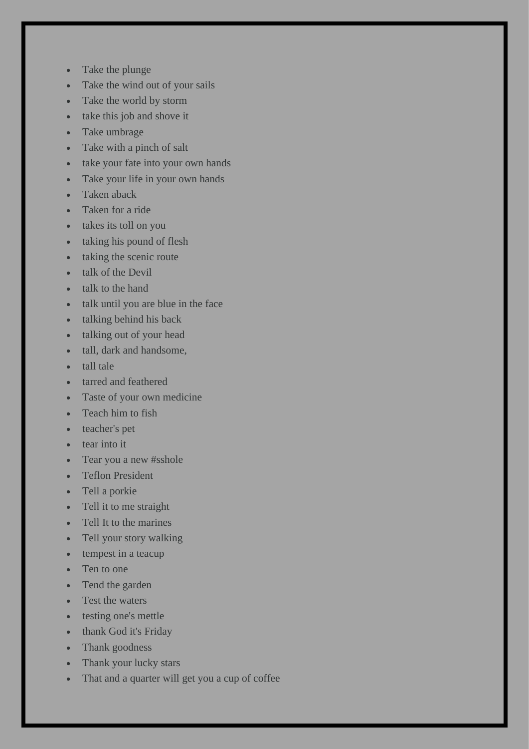- Take the plunge
- Take the wind out of your sails
- Take the world by storm
- take this job and shove it
- Take umbrage
- Take with a pinch of salt
- take your fate into your own hands
- Take your life in your own hands
- Taken aback
- Taken for a ride
- takes its toll on you
- taking his pound of flesh
- taking the scenic route
- talk of the Devil
- talk to the hand
- talk until you are blue in the face
- talking behind his back
- talking out of your head
- tall, dark and handsome,
- tall tale
- tarred and feathered
- Taste of your own medicine
- Teach him to fish
- teacher's pet
- tear into it
- Tear you a new #sshole
- Teflon President
- Tell a porkie
- Tell it to me straight
- Tell It to the marines
- Tell your story walking
- tempest in a teacup
- Ten to one
- Tend the garden
- Test the waters
- testing one's mettle
- thank God it's Friday
- Thank goodness
- Thank your lucky stars
- That and a quarter will get you a cup of coffee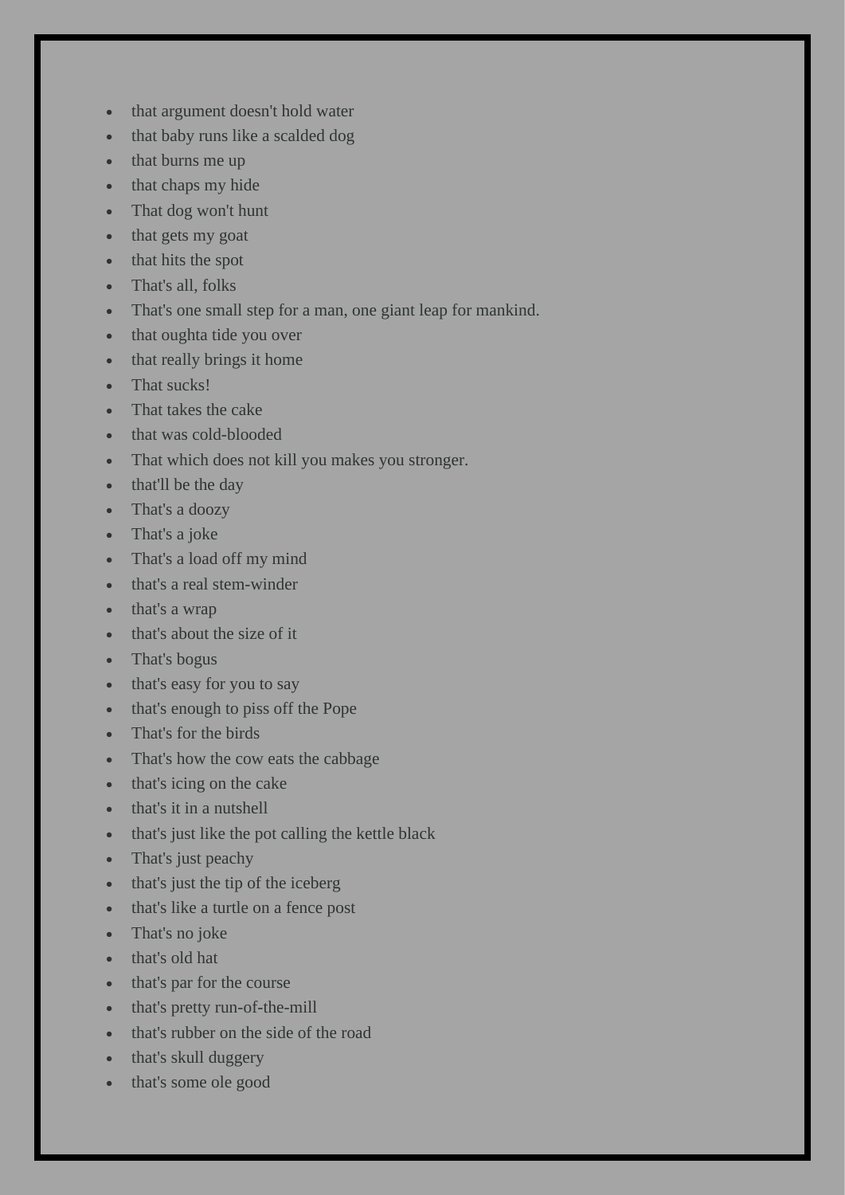- that argument doesn't hold water
- that baby runs like a scalded dog
- that burns me up
- that chaps my hide
- That dog won't hunt
- that gets my goat
- that hits the spot
- That's all, folks
- That's one small step for a man, one giant leap for mankind.
- that oughta tide you over
- that really brings it home
- That sucks!
- That takes the cake
- that was cold-blooded
- That which does not kill you makes you stronger.
- that'll be the day
- That's a doozy
- That's a joke
- That's a load off my mind
- that's a real stem-winder
- that's a wrap
- that's about the size of it
- That's bogus
- that's easy for you to say
- that's enough to piss off the Pope
- That's for the birds
- That's how the cow eats the cabbage
- that's icing on the cake
- that's it in a nutshell
- that's just like the pot calling the kettle black
- That's just peachy
- that's just the tip of the iceberg
- that's like a turtle on a fence post
- That's no joke
- that's old hat
- that's par for the course
- that's pretty run-of-the-mill
- that's rubber on the side of the road
- that's skull duggery
- that's some ole good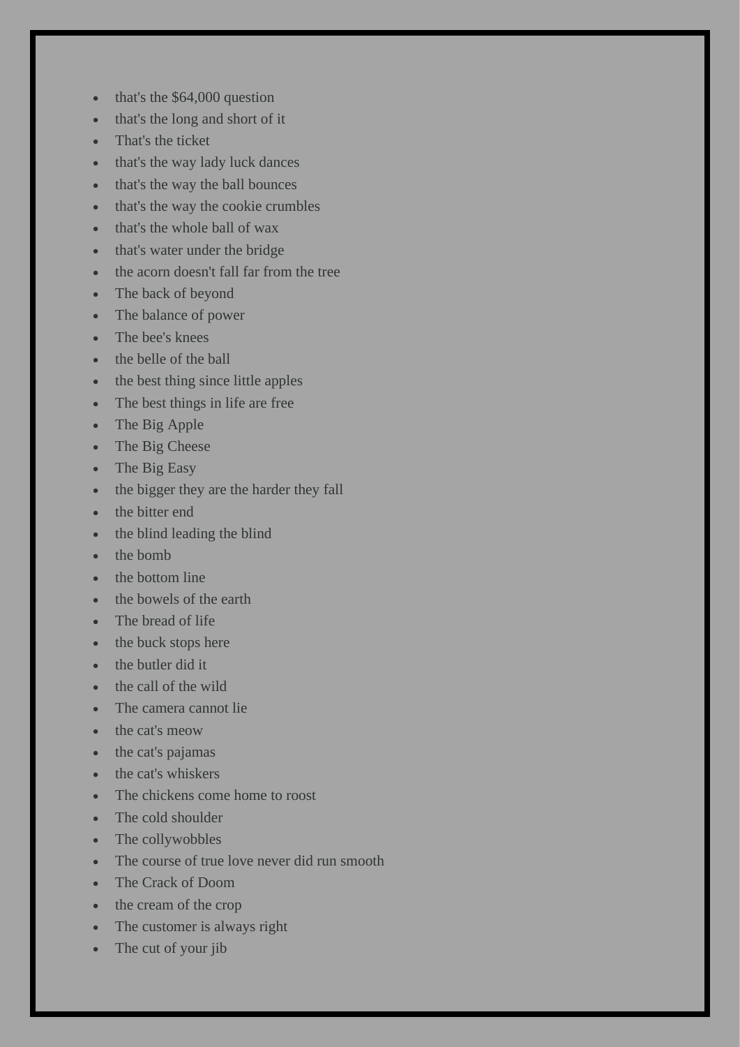- that's the $64,000 question
- that's the long and short of it
- That's the ticket
- that's the way lady luck dances
- that's the way the ball bounces
- that's the way the cookie crumbles
- that's the whole ball of wax
- that's water under the bridge
- the acorn doesn't fall far from the tree
- The back of beyond
- The balance of power
- The bee's knees
- the belle of the ball
- the best thing since little apples
- The best things in life are free
- The Big Apple
- The Big Cheese
- The Big Easy
- the bigger they are the harder they fall
- the bitter end
- the blind leading the blind
- the bomb
- the bottom line
- the bowels of the earth
- The bread of life
- the buck stops here
- the butler did it
- the call of the wild
- The camera cannot lie
- the cat's meow
- the cat's pajamas
- the cat's whiskers
- The chickens come home to roost
- The cold shoulder
- The collywobbles
- The course of true love never did run smooth
- The Crack of Doom
- the cream of the crop
- The customer is always right
- The cut of your jib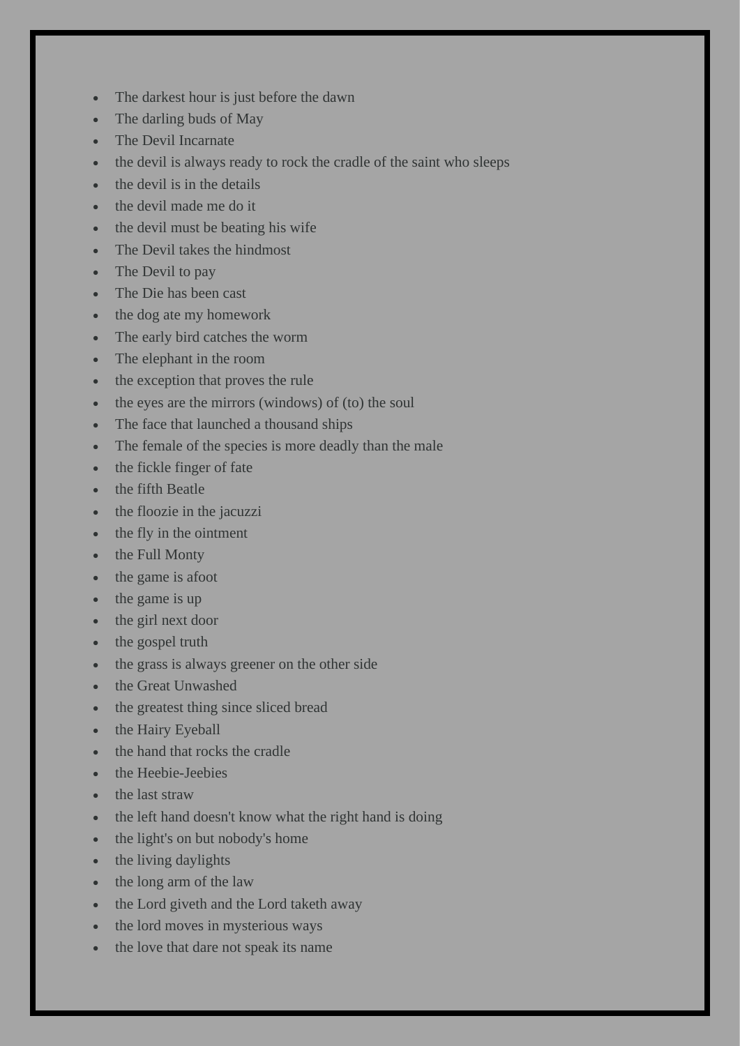- The darkest hour is just before the dawn
- The darling buds of May
- The Devil Incarnate
- the devil is always ready to rock the cradle of the saint who sleeps
- the devil is in the details
- the devil made me do it
- the devil must be beating his wife
- The Devil takes the hindmost
- The Devil to pay
- The Die has been cast
- the dog ate my homework
- The early bird catches the worm
- The elephant in the room
- the exception that proves the rule
- the eyes are the mirrors (windows) of (to) the soul
- The face that launched a thousand ships
- The female of the species is more deadly than the male
- the fickle finger of fate
- the fifth Beatle
- the floozie in the jacuzzi
- the fly in the ointment
- the Full Monty
- the game is afoot
- the game is up
- the girl next door
- the gospel truth
- the grass is always greener on the other side
- the Great Unwashed
- the greatest thing since sliced bread
- the Hairy Eyeball
- the hand that rocks the cradle
- the Heebie-Jeebies
- the last straw
- the left hand doesn't know what the right hand is doing
- the light's on but nobody's home
- the living daylights
- the long arm of the law
- the Lord giveth and the Lord taketh away
- the lord moves in mysterious ways
- the love that dare not speak its name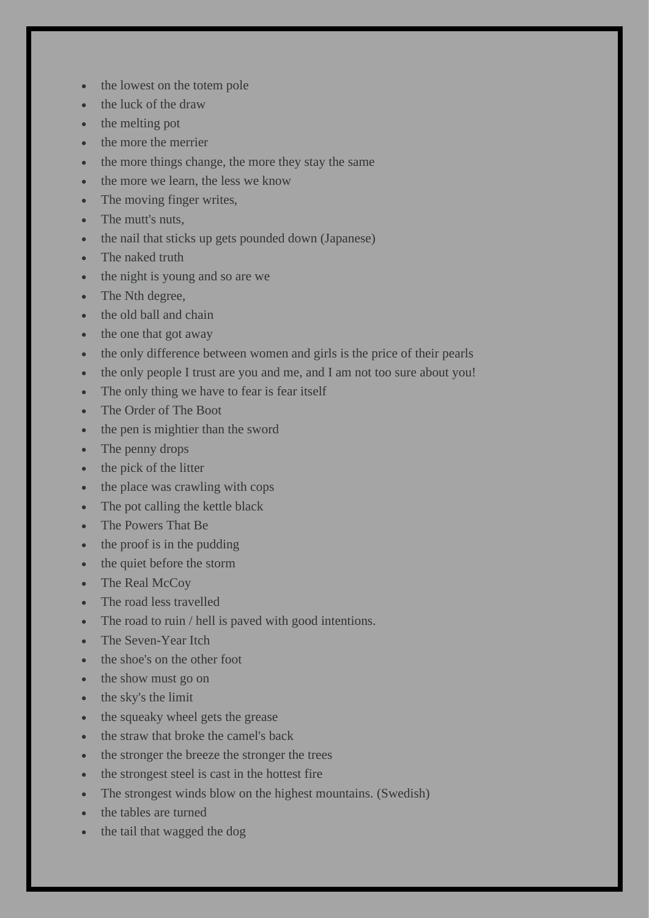- the lowest on the totem pole
- the luck of the draw
- the melting pot
- the more the merrier
- the more things change, the more they stay the same
- the more we learn, the less we know
- The moving finger writes,
- The mutt's nuts,
- the nail that sticks up gets pounded down (Japanese)
- The naked truth
- the night is young and so are we
- The Nth degree,
- the old ball and chain
- the one that got away
- the only difference between women and girls is the price of their pearls
- the only people I trust are you and me, and I am not too sure about you!
- The only thing we have to fear is fear itself
- The Order of The Boot
- the pen is mightier than the sword
- The penny drops
- the pick of the litter
- the place was crawling with cops
- The pot calling the kettle black
- The Powers That Be
- the proof is in the pudding
- the quiet before the storm
- The Real McCoy
- The road less travelled
- The road to ruin / hell is paved with good intentions.
- The Seven-Year Itch
- the shoe's on the other foot
- the show must go on
- the sky's the limit
- the squeaky wheel gets the grease
- the straw that broke the camel's back
- the stronger the breeze the stronger the trees
- the strongest steel is cast in the hottest fire
- The strongest winds blow on the highest mountains. (Swedish)
- the tables are turned
- the tail that wagged the dog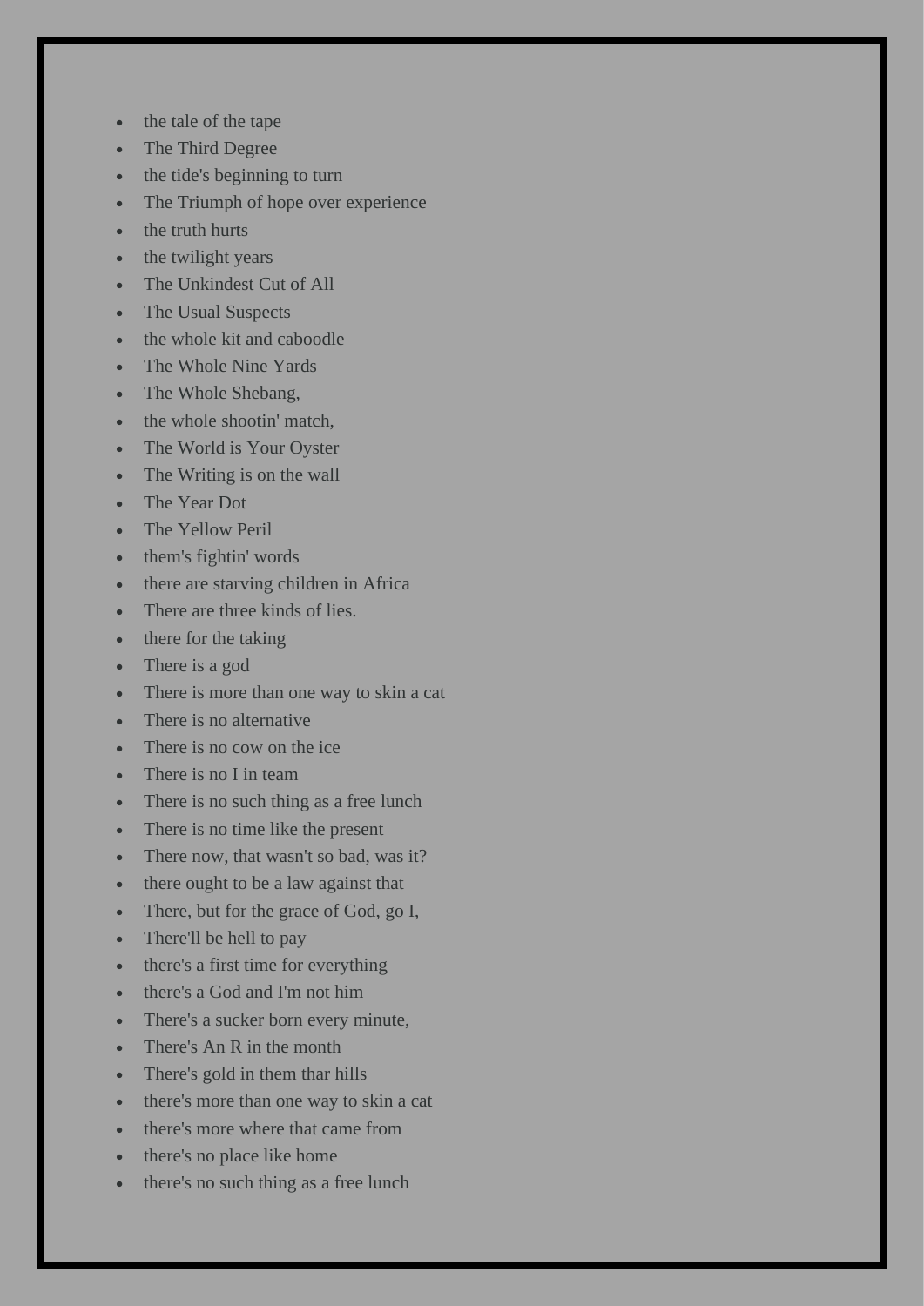- the tale of the tape
- The Third Degree
- the tide's beginning to turn
- The Triumph of hope over experience
- the truth hurts
- the twilight years
- The Unkindest Cut of All
- The Usual Suspects
- the whole kit and caboodle
- The Whole Nine Yards
- The Whole Shebang,
- the whole shootin' match,
- The World is Your Oyster
- The Writing is on the wall
- The Year Dot
- The Yellow Peril
- them's fightin' words
- there are starving children in Africa
- There are three kinds of lies.
- there for the taking
- There is a god
- There is more than one way to skin a cat
- There is no alternative
- There is no cow on the ice
- There is no I in team
- There is no such thing as a free lunch
- There is no time like the present
- There now, that wasn't so bad, was it?
- there ought to be a law against that
- There, but for the grace of God, go I,
- There'll be hell to pay
- there's a first time for everything
- there's a God and I'm not him
- There's a sucker born every minute,
- There's An R in the month
- There's gold in them thar hills
- there's more than one way to skin a cat
- there's more where that came from
- there's no place like home
- there's no such thing as a free lunch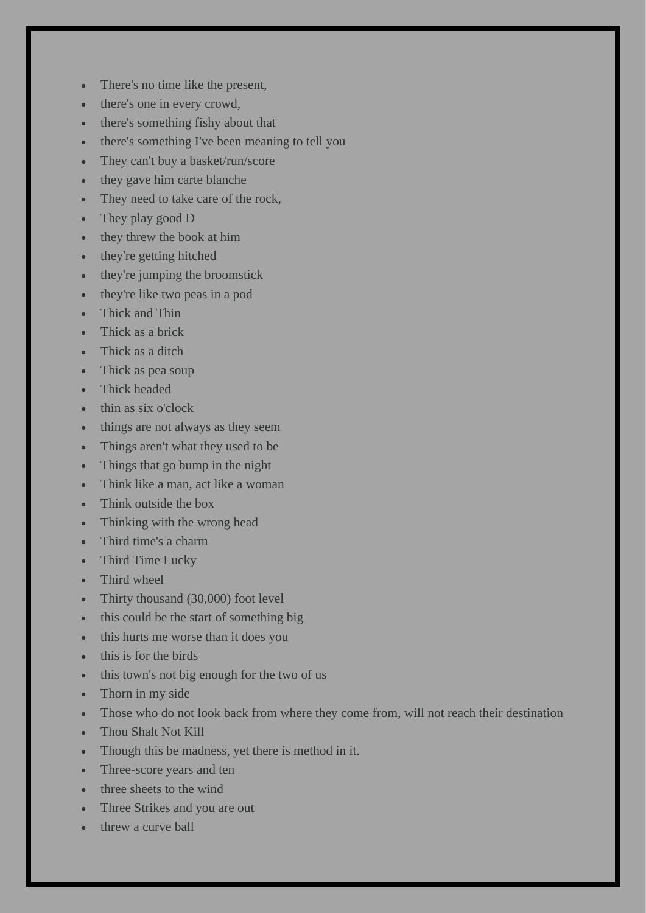- There's no time like the present,
- there's one in every crowd,
- there's something fishy about that
- there's something I've been meaning to tell you
- They can't buy a basket/run/score
- they gave him carte blanche
- They need to take care of the rock,
- They play good D
- they threw the book at him
- they're getting hitched
- they're jumping the broomstick
- they're like two peas in a pod
- Thick and Thin
- Thick as a brick
- Thick as a ditch
- Thick as pea soup
- Thick headed
- thin as six o'clock
- things are not always as they seem
- Things aren't what they used to be
- Things that go bump in the night
- Think like a man, act like a woman
- Think outside the box
- Thinking with the wrong head
- Third time's a charm
- Third Time Lucky
- Third wheel
- Thirty thousand (30,000) foot level
- this could be the start of something big
- this hurts me worse than it does you
- this is for the birds
- this town's not big enough for the two of us
- Thorn in my side
- Those who do not look back from where they come from, will not reach their destination
- Thou Shalt Not Kill
- Though this be madness, yet there is method in it.
- Three-score years and ten
- three sheets to the wind
- Three Strikes and you are out
- threw a curve ball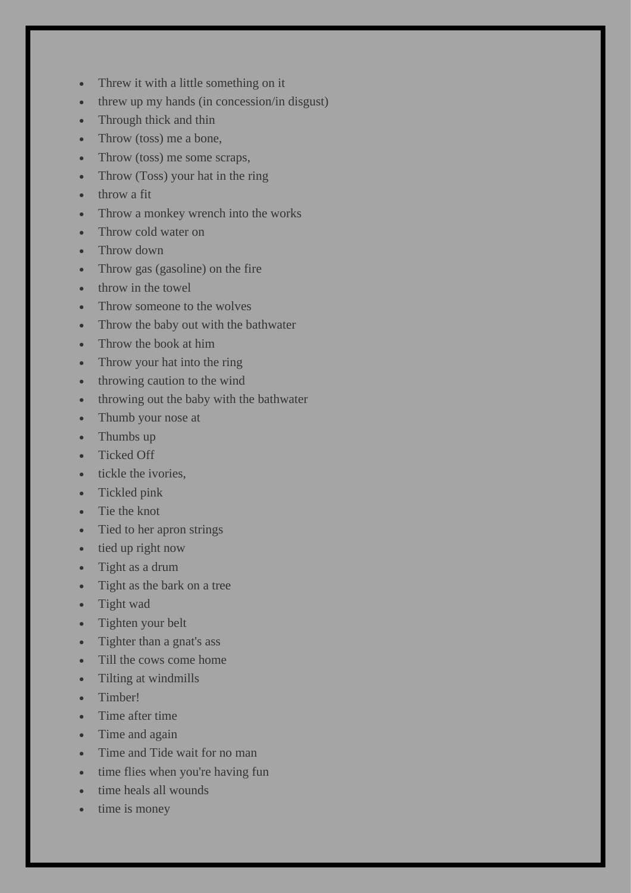- Threw it with a little something on it
- threw up my hands (in concession/in disgust)
- Through thick and thin
- Throw (toss) me a bone,
- Throw (toss) me some scraps,
- Throw (Toss) your hat in the ring
- throw a fit
- Throw a monkey wrench into the works
- Throw cold water on
- Throw down
- Throw gas (gasoline) on the fire
- throw in the towel
- Throw someone to the wolves
- Throw the baby out with the bathwater
- Throw the book at him
- Throw your hat into the ring
- throwing caution to the wind
- throwing out the baby with the bathwater
- Thumb your nose at
- Thumbs up
- Ticked Off
- tickle the ivories,
- Tickled pink
- Tie the knot
- Tied to her apron strings
- tied up right now
- Tight as a drum
- Tight as the bark on a tree
- Tight wad
- Tighten your belt
- Tighter than a gnat's ass
- Till the cows come home
- Tilting at windmills
- Timber!
- Time after time
- Time and again
- Time and Tide wait for no man
- time flies when you're having fun
- time heals all wounds
- time is money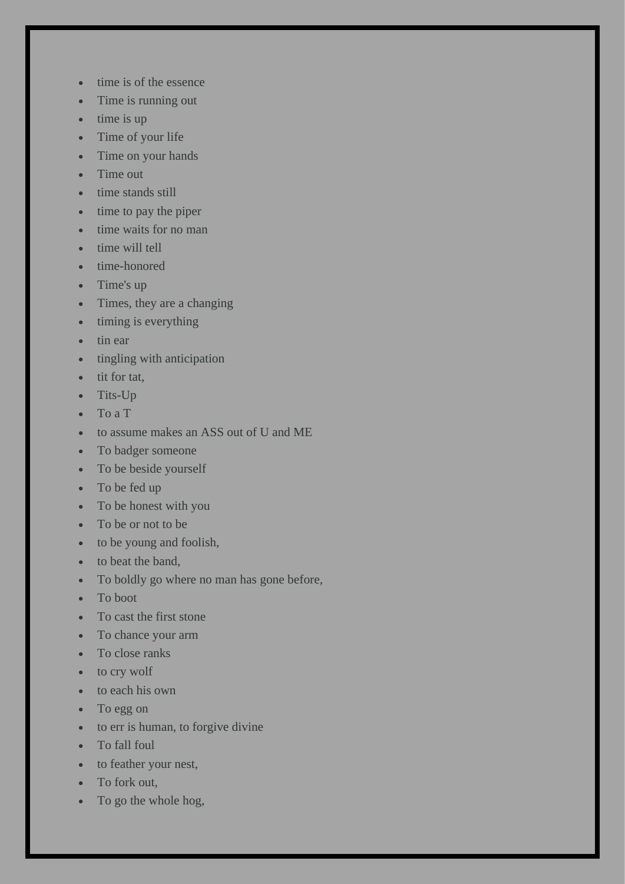- time is of the essence
- Time is running out
- time is up
- Time of your life
- Time on your hands
- Time out
- time stands still
- time to pay the piper
- time waits for no man
- time will tell
- time-honored
- Time's up
- Times, they are a changing
- timing is everything
- tin ear
- tingling with anticipation
- tit for tat,
- Tits-Up
- To a T
- to assume makes an ASS out of U and ME
- To badger someone
- To be beside yourself
- To be fed up
- To be honest with you
- To be or not to be
- to be young and foolish,
- to beat the band,
- To boldly go where no man has gone before,
- To boot
- To cast the first stone
- To chance your arm
- To close ranks
- to cry wolf
- to each his own
- To egg on
- to err is human, to forgive divine
- To fall foul
- to feather your nest,
- To fork out,
- To go the whole hog,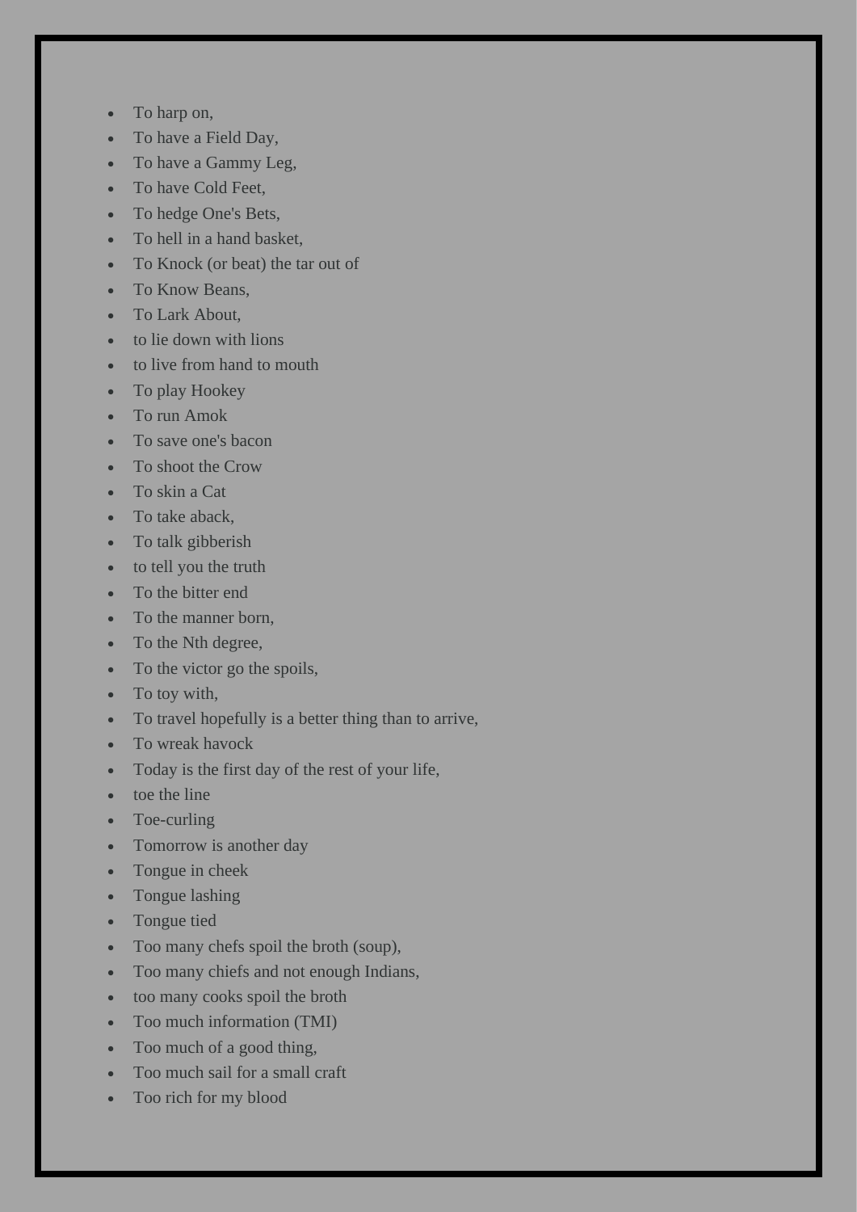- To harp on,
- To have a Field Day,
- To have a Gammy Leg,
- To have Cold Feet,
- To hedge One's Bets,
- To hell in a hand basket,
- To Knock (or beat) the tar out of
- To Know Beans,
- To Lark About,
- to lie down with lions
- to live from hand to mouth
- To play Hookey
- To run Amok
- To save one's bacon
- To shoot the Crow
- To skin a Cat
- To take aback,
- To talk gibberish
- to tell you the truth
- To the bitter end
- To the manner born,
- To the Nth degree,
- To the victor go the spoils,
- To toy with,
- To travel hopefully is a better thing than to arrive,
- To wreak havock
- Today is the first day of the rest of your life,
- toe the line
- Toe-curling
- Tomorrow is another day
- Tongue in cheek
- Tongue lashing
- Tongue tied
- Too many chefs spoil the broth (soup),
- Too many chiefs and not enough Indians,
- too many cooks spoil the broth
- Too much information (TMI)
- Too much of a good thing,
- Too much sail for a small craft
- Too rich for my blood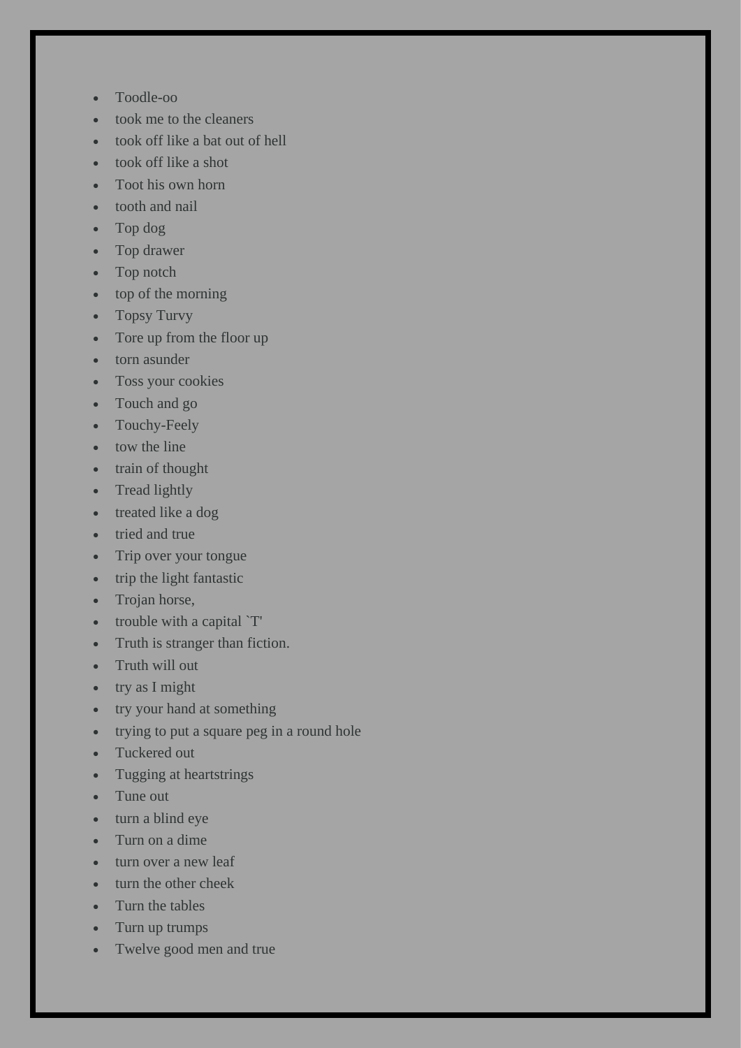- Toodle-oo
- took me to the cleaners
- took off like a bat out of hell
- took off like a shot
- Toot his own horn
- tooth and nail
- Top dog
- Top drawer
- Top notch
- top of the morning
- Topsy Turvy
- Tore up from the floor up
- torn asunder
- Toss your cookies
- Touch and go
- Touchy-Feely
- tow the line
- train of thought
- Tread lightly
- treated like a dog
- tried and true
- Trip over your tongue
- trip the light fantastic
- Trojan horse,
- trouble with a capital `T'
- Truth is stranger than fiction.
- Truth will out
- try as I might
- try your hand at something
- trying to put a square peg in a round hole
- Tuckered out
- Tugging at heartstrings
- Tune out
- turn a blind eye
- Turn on a dime
- turn over a new leaf
- turn the other cheek
- Turn the tables
- Turn up trumps
- Twelve good men and true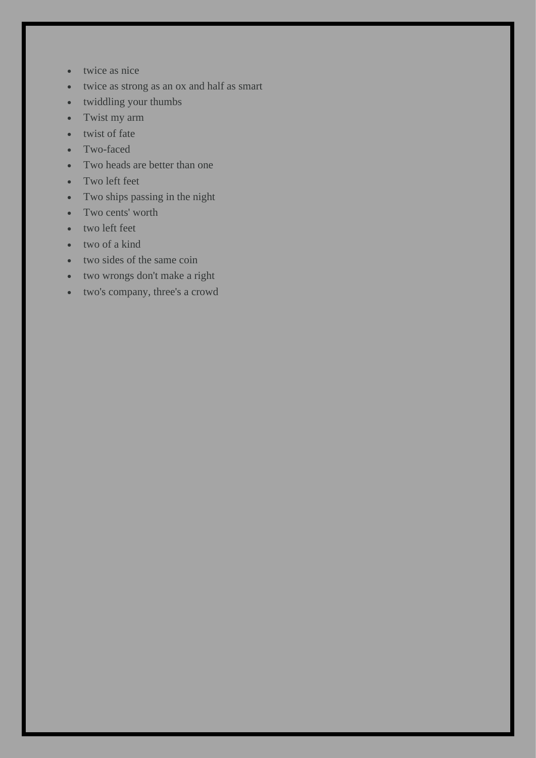- twice as nice
- twice as strong as an ox and half as smart
- twiddling your thumbs
- Twist my arm
- twist of fate
- Two-faced
- Two heads are better than one
- Two left feet
- Two ships passing in the night
- Two cents' worth
- two left feet
- two of a kind
- two sides of the same coin
- two wrongs don't make a right
- two's company, three's a crowd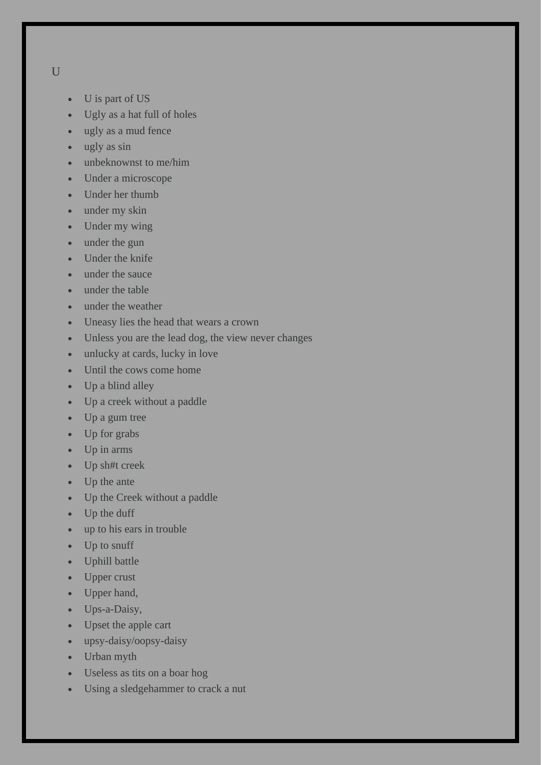U

- U is part of US
- Ugly as a hat full of holes
- ugly as a mud fence
- ugly as sin
- unbeknownst to me/him
- Under a microscope
- Under her thumb
- under my skin
- Under my wing
- under the gun
- Under the knife
- under the sauce
- under the table
- under the weather
- Uneasy lies the head that wears a crown
- Unless you are the lead dog, the view never changes
- unlucky at cards, lucky in love
- Until the cows come home
- Up a blind alley
- Up a creek without a paddle
- Up a gum tree
- Up for grabs
- Up in arms
- Up sh#t creek
- Up the ante
- Up the Creek without a paddle
- Up the duff
- up to his ears in trouble
- Up to snuff
- Uphill battle
- Upper crust
- Upper hand,
- Ups-a-Daisy,
- Upset the apple cart
- upsy-daisy/oopsy-daisy
- Urban myth
- Useless as tits on a boar hog
- Using a sledgehammer to crack a nut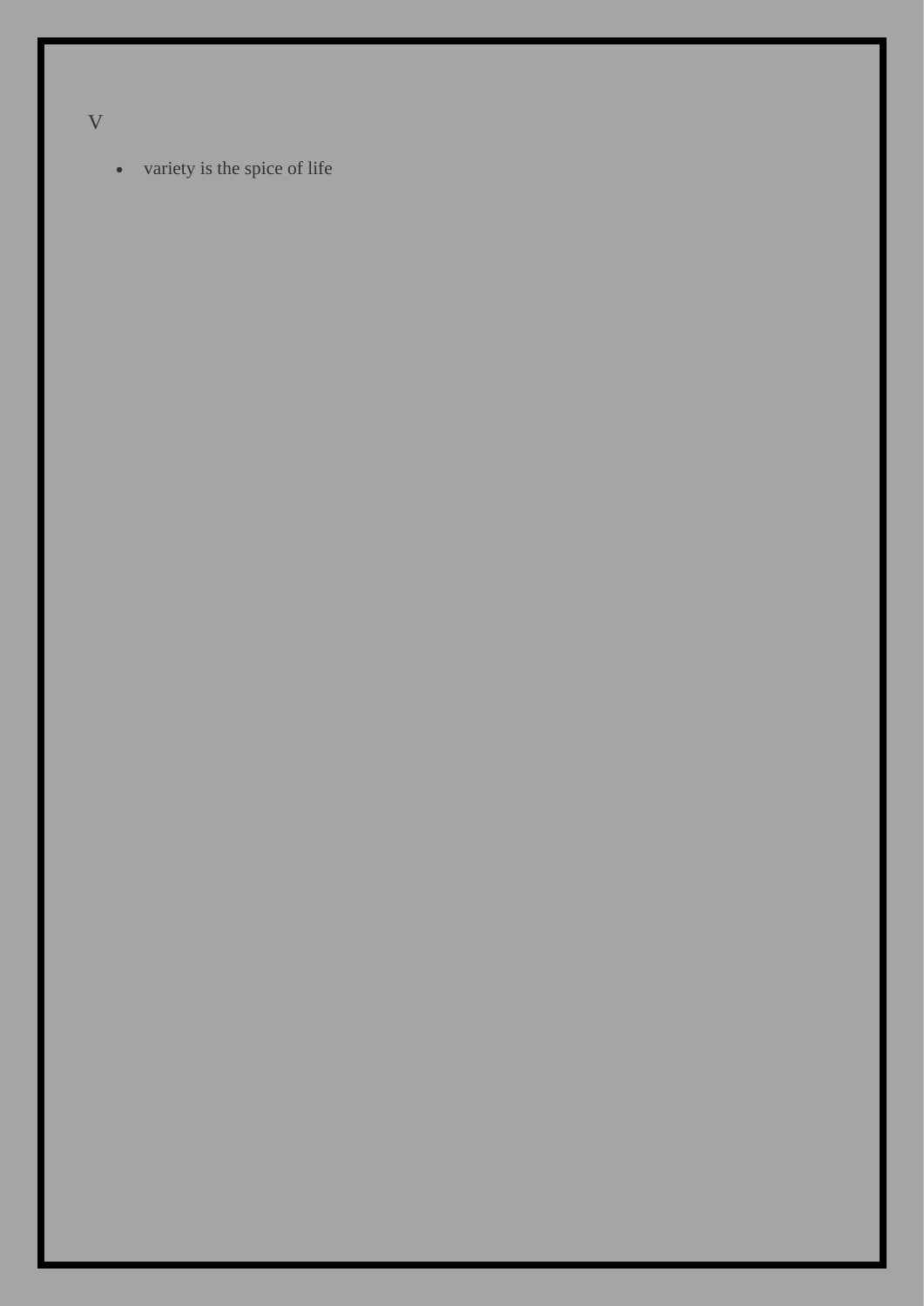V

- variety is the spice of life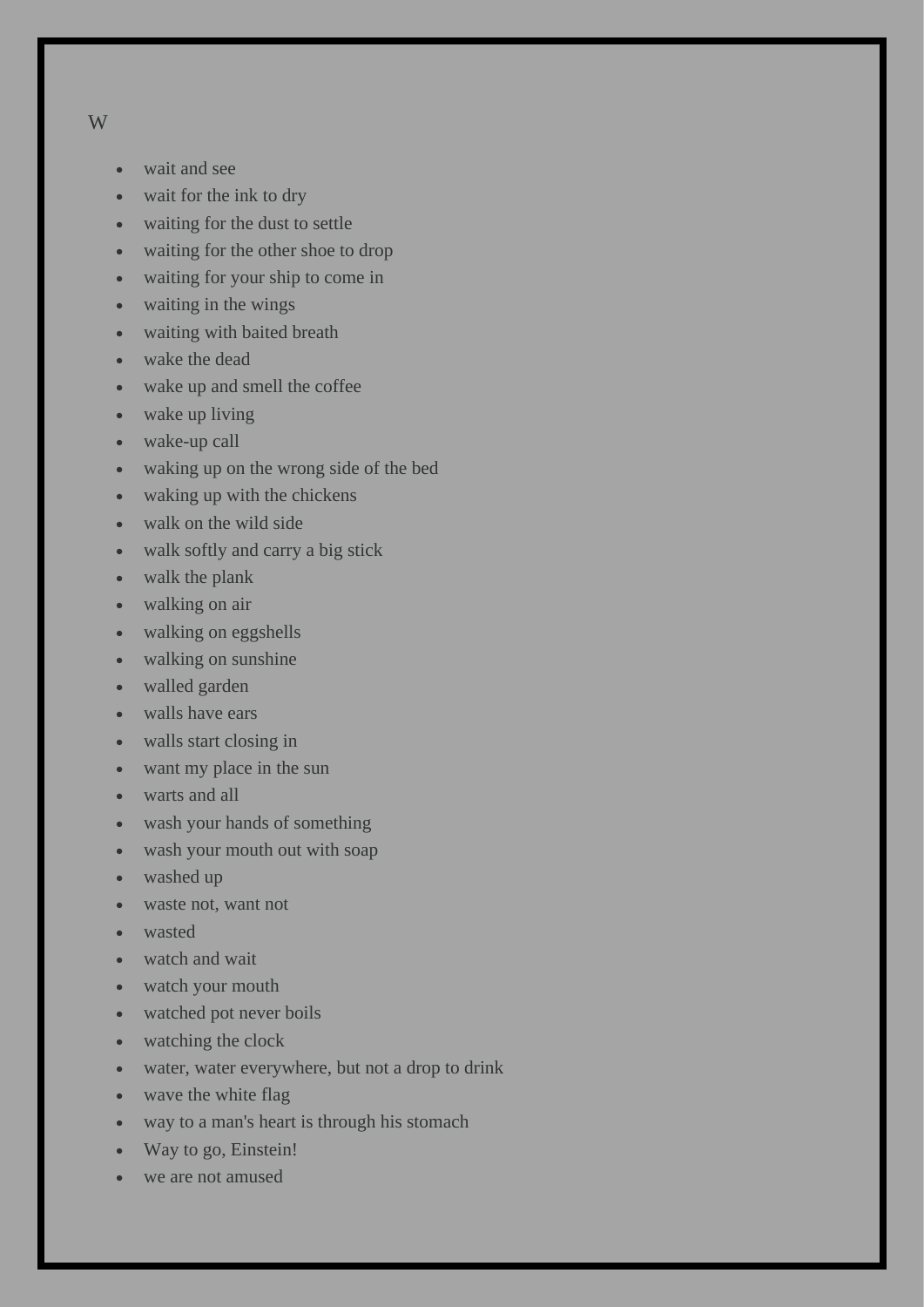W

- wait and see
- wait for the ink to dry
- waiting for the dust to settle
- waiting for the other shoe to drop
- waiting for your ship to come in
- waiting in the wings
- waiting with baited breath
- wake the dead
- wake up and smell the coffee
- wake up living
- wake-up call
- waking up on the wrong side of the bed
- waking up with the chickens
- walk on the wild side
- walk softly and carry a big stick
- walk the plank
- walking on air
- walking on eggshells
- walking on sunshine
- walled garden
- walls have ears
- walls start closing in
- want my place in the sun
- warts and all
- wash your hands of something
- wash your mouth out with soap
- washed up
- waste not, want not
- wasted
- watch and wait
- watch your mouth
- watched pot never boils
- watching the clock
- water, water everywhere, but not a drop to drink
- wave the white flag
- way to a man's heart is through his stomach
- Way to go, Einstein!
- we are not amused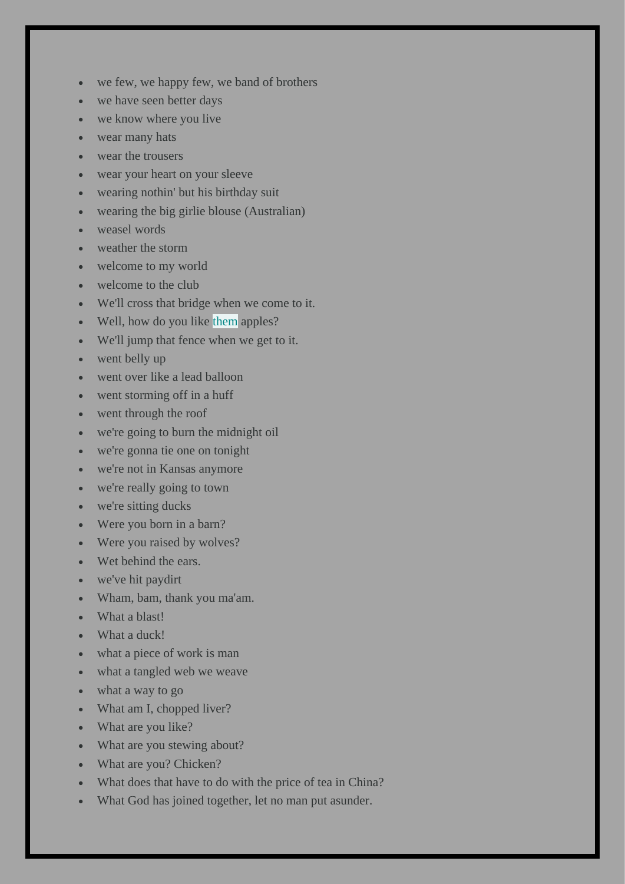- we few, we happy few, we band of brothers
- we have seen better days
- we know where you live
- wear many hats
- wear the trousers
- wear your heart on your sleeve
- wearing nothin' but his birthday suit
- wearing the big girlie blouse (Australian)
- weasel words
- weather the storm
- welcome to my world
- welcome to the club
- We'll cross that bridge when we come to it.
- Well, how do you like them apples?
- We'll jump that fence when we get to it.
- went belly up
- went over like a lead balloon
- went storming off in a huff
- went through the roof
- we're going to burn the midnight oil
- we're gonna tie one on tonight
- we're not in Kansas anymore
- we're really going to town
- we're sitting ducks
- Were you born in a barn?
- Were you raised by wolves?
- Wet behind the ears.
- we've hit paydirt
- Wham, bam, thank you ma'am.
- What a blast!
- What a duck!
- what a piece of work is man
- what a tangled web we weave
- what a way to go
- What am I, chopped liver?
- What are you like?
- What are you stewing about?
- What are you? Chicken?
- What does that have to do with the price of tea in China?
- What God has joined together, let no man put asunder.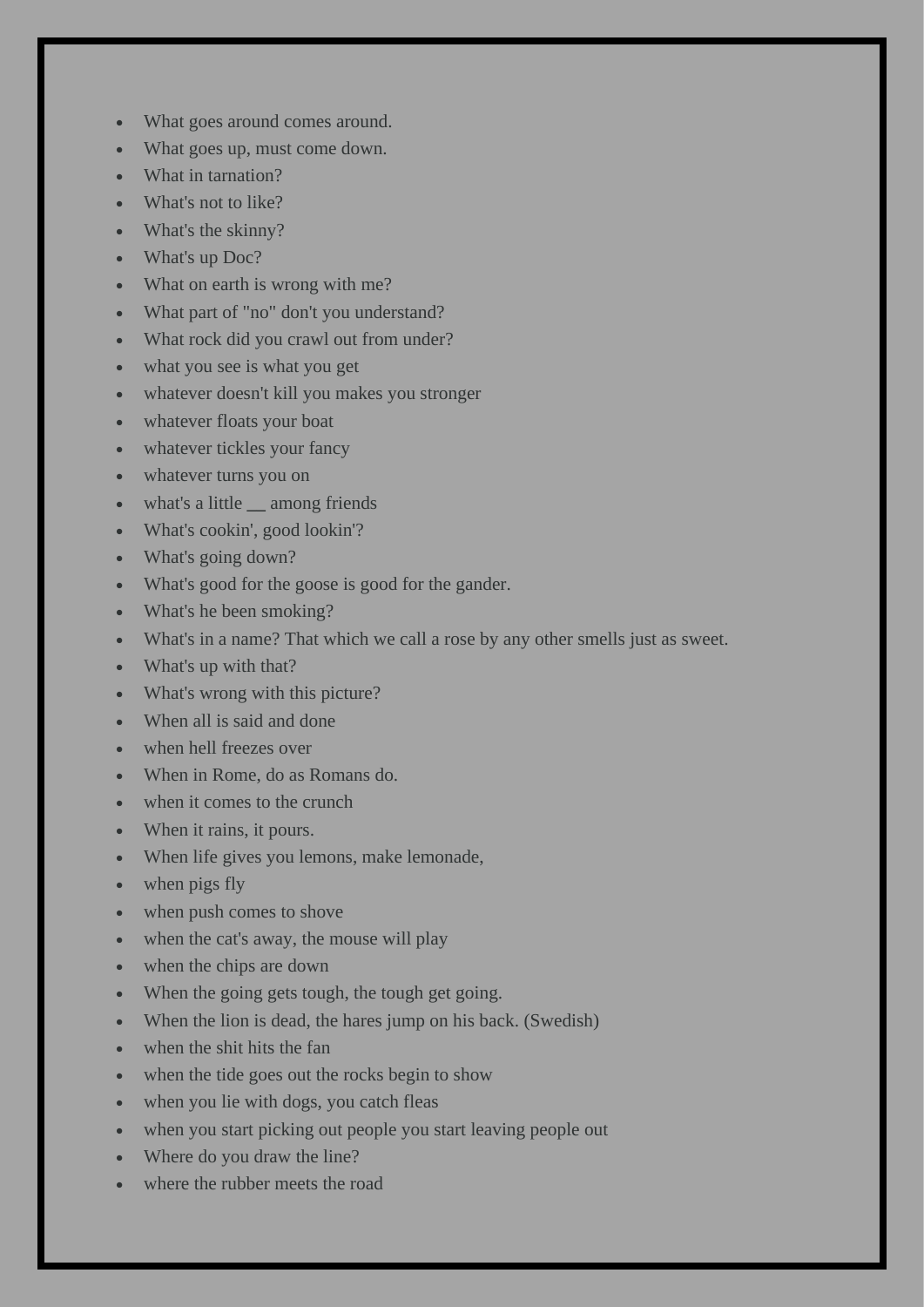- What goes around comes around.
- What goes up, must come down.
- What in tarnation?
- What's not to like?
- What's the skinny?
- What's up Doc?
- What on earth is wrong with me?
- What part of "no" don't you understand?
- What rock did you crawl out from under?
- what you see is what you get
- whatever doesn't kill you makes you stronger
- whatever floats your boat
- whatever tickles your fancy
- whatever turns you on
- what's a little __ among friends
- What's cookin', good lookin'?
- What's going down?
- What's good for the goose is good for the gander.
- What's he been smoking?
- What's in a name? That which we call a rose by any other smells just as sweet.
- What's up with that?
- What's wrong with this picture?
- When all is said and done
- when hell freezes over
- When in Rome, do as Romans do.
- when it comes to the crunch
- When it rains, it pours.
- When life gives you lemons, make lemonade,
- when pigs fly
- when push comes to shove
- when the cat's away, the mouse will play
- when the chips are down
- When the going gets tough, the tough get going.
- When the lion is dead, the hares jump on his back. (Swedish)
- when the shit hits the fan
- when the tide goes out the rocks begin to show
- when you lie with dogs, you catch fleas
- when you start picking out people you start leaving people out
- Where do you draw the line?
- where the rubber meets the road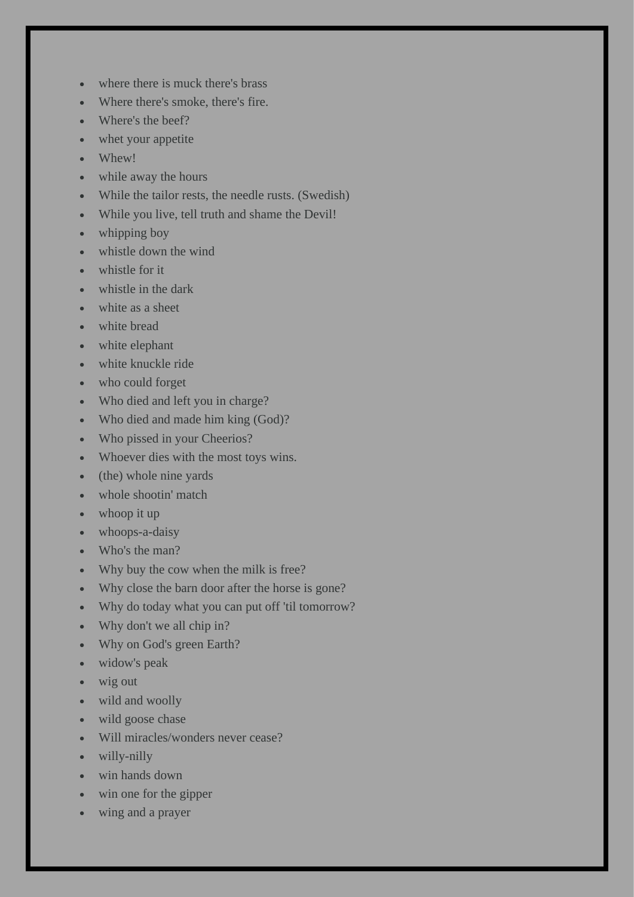- where there is muck there's brass
- Where there's smoke, there's fire.
- Where's the beef?
- whet your appetite
- Whew!
- while away the hours
- While the tailor rests, the needle rusts. (Swedish)
- While you live, tell truth and shame the Devil!
- whipping boy
- whistle down the wind
- whistle for it
- whistle in the dark
- white as a sheet
- white bread
- white elephant
- white knuckle ride
- who could forget
- Who died and left you in charge?
- Who died and made him king (God)?
- Who pissed in your Cheerios?
- Whoever dies with the most toys wins.
- (the) whole nine yards
- whole shootin' match
- whoop it up
- whoops-a-daisy
- Who's the man?
- Why buy the cow when the milk is free?
- Why close the barn door after the horse is gone?
- Why do today what you can put off 'til tomorrow?
- Why don't we all chip in?
- Why on God's green Earth?
- widow's peak
- wig out
- wild and woolly
- wild goose chase
- Will miracles/wonders never cease?
- willy-nilly
- win hands down
- win one for the gipper
- wing and a prayer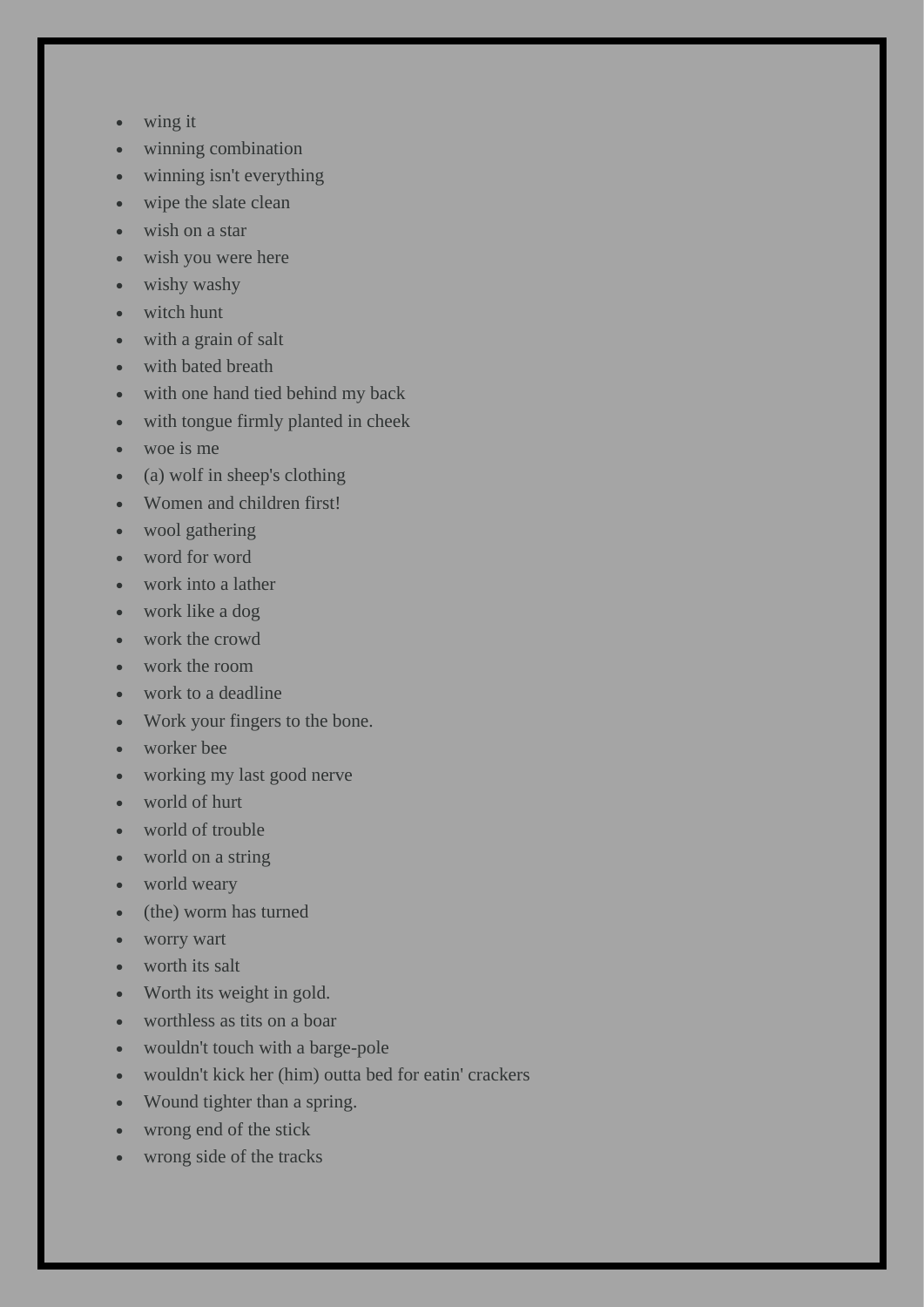- wing it
- winning combination
- winning isn't everything
- wipe the slate clean
- wish on a star
- wish you were here
- wishy washy
- witch hunt
- with a grain of salt
- with bated breath
- with one hand tied behind my back
- with tongue firmly planted in cheek
- woe is me
- (a) wolf in sheep's clothing
- Women and children first!
- wool gathering
- word for word
- work into a lather
- work like a dog
- work the crowd
- work the room
- work to a deadline
- Work your fingers to the bone.
- worker bee
- working my last good nerve
- world of hurt
- world of trouble
- world on a string
- world weary
- (the) worm has turned
- worry wart
- worth its salt
- Worth its weight in gold.
- worthless as tits on a boar
- wouldn't touch with a barge-pole
- wouldn't kick her (him) outta bed for eatin' crackers
- Wound tighter than a spring.
- wrong end of the stick
- wrong side of the tracks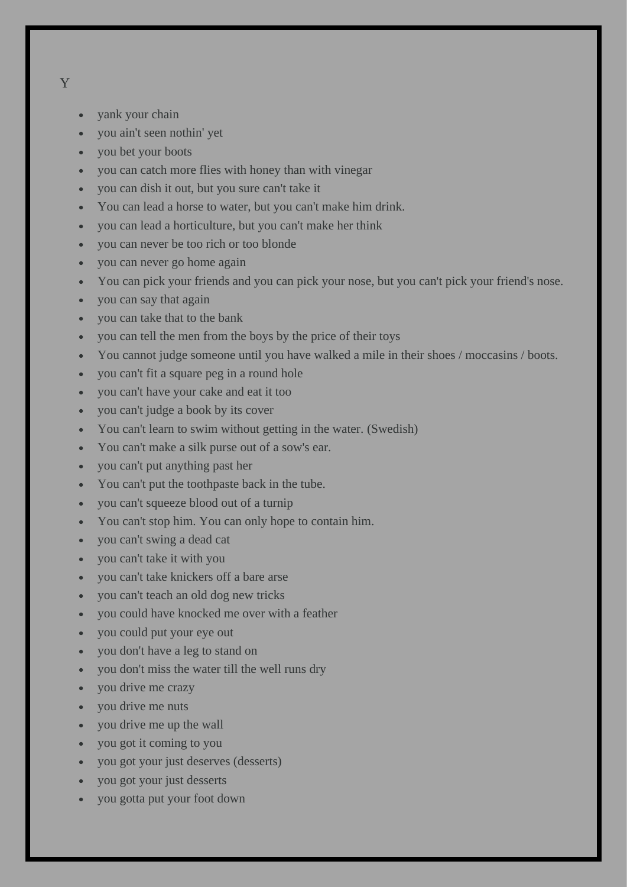Y

- yank your chain
- you ain't seen nothin' yet
- you bet your boots
- you can catch more flies with honey than with vinegar
- you can dish it out, but you sure can't take it
- You can lead a horse to water, but you can't make him drink.
- you can lead a horticulture, but you can't make her think
- you can never be too rich or too blonde
- you can never go home again
- You can pick your friends and you can pick your nose, but you can't pick your friend's nose.
- you can say that again
- you can take that to the bank
- you can tell the men from the boys by the price of their toys
- You cannot judge someone until you have walked a mile in their shoes / moccasins / boots.
- you can't fit a square peg in a round hole
- you can't have your cake and eat it too
- you can't judge a book by its cover
- You can't learn to swim without getting in the water. (Swedish)
- You can't make a silk purse out of a sow's ear.
- you can't put anything past her
- You can't put the toothpaste back in the tube.
- you can't squeeze blood out of a turnip
- You can't stop him. You can only hope to contain him.
- you can't swing a dead cat
- you can't take it with you
- you can't take knickers off a bare arse
- you can't teach an old dog new tricks
- you could have knocked me over with a feather
- you could put your eye out
- you don't have a leg to stand on
- you don't miss the water till the well runs dry
- you drive me crazy
- you drive me nuts
- you drive me up the wall
- you got it coming to you
- you got your just deserves (desserts)
- you got your just desserts
- you gotta put your foot down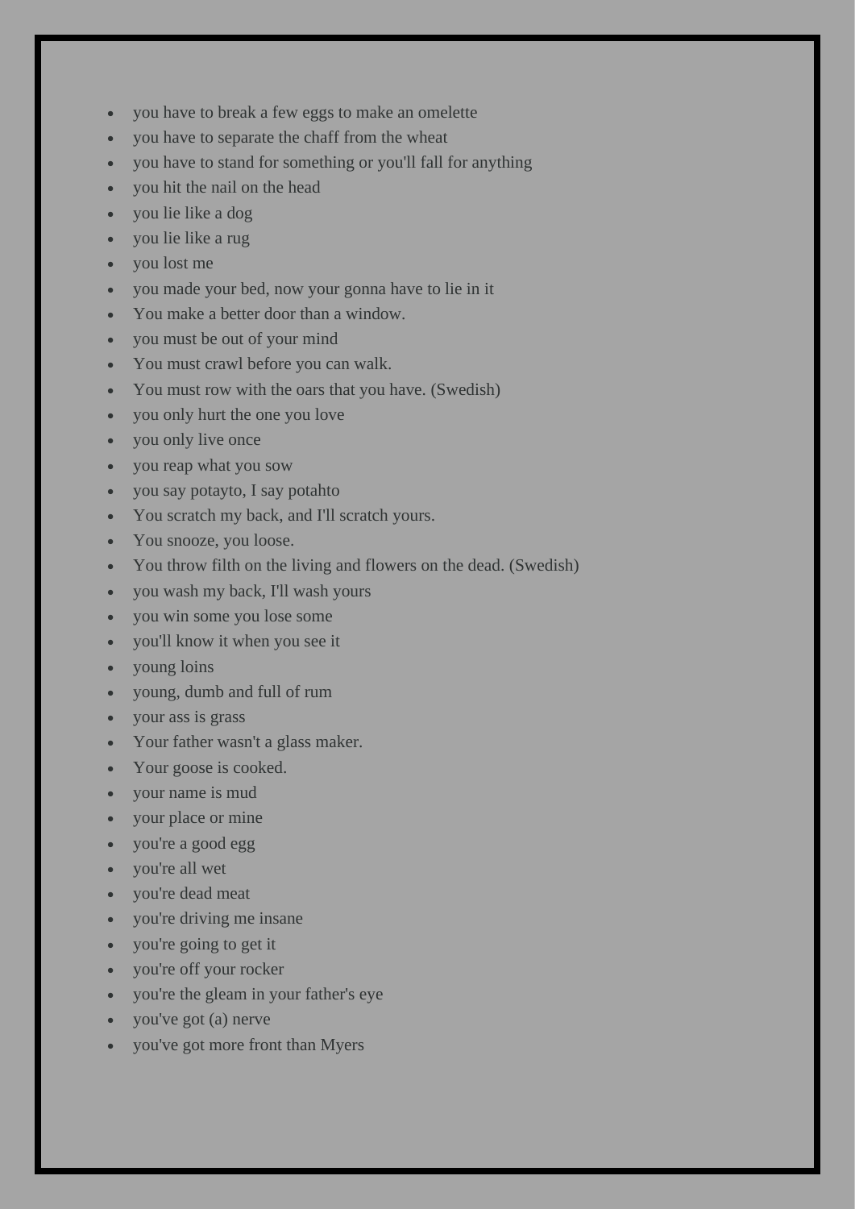- you have to break a few eggs to make an omelette
- you have to separate the chaff from the wheat
- you have to stand for something or you'll fall for anything
- you hit the nail on the head
- you lie like a dog
- you lie like a rug
- you lost me
- you made your bed, now your gonna have to lie in it
- You make a better door than a window.
- you must be out of your mind
- You must crawl before you can walk.
- You must row with the oars that you have. (Swedish)
- you only hurt the one you love
- you only live once
- you reap what you sow
- you say potayto, I say potahto
- You scratch my back, and I'll scratch yours.
- You snooze, you loose.
- You throw filth on the living and flowers on the dead. (Swedish)
- you wash my back, I'll wash yours
- you win some you lose some
- you'll know it when you see it
- young loins
- young, dumb and full of rum
- your ass is grass
- Your father wasn't a glass maker.
- Your goose is cooked.
- your name is mud
- your place or mine
- you're a good egg
- you're all wet
- you're dead meat
- you're driving me insane
- you're going to get it
- you're off your rocker
- you're the gleam in your father's eye
- you've got (a) nerve
- you've got more front than Myers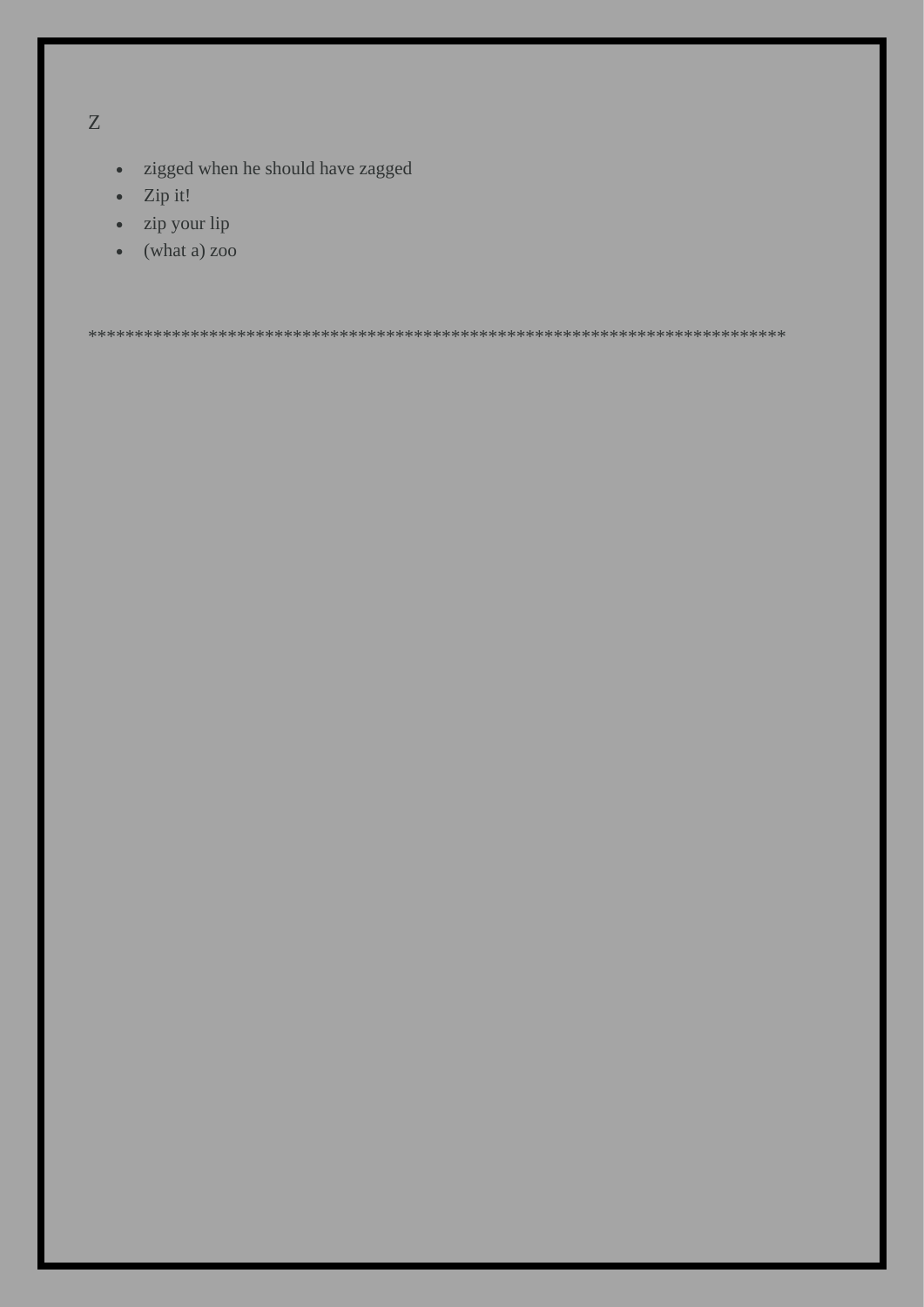Z

- zigged when he should have zagged
- Zip it!
- zip your lip
- (what a) zoo

******************************************************************************